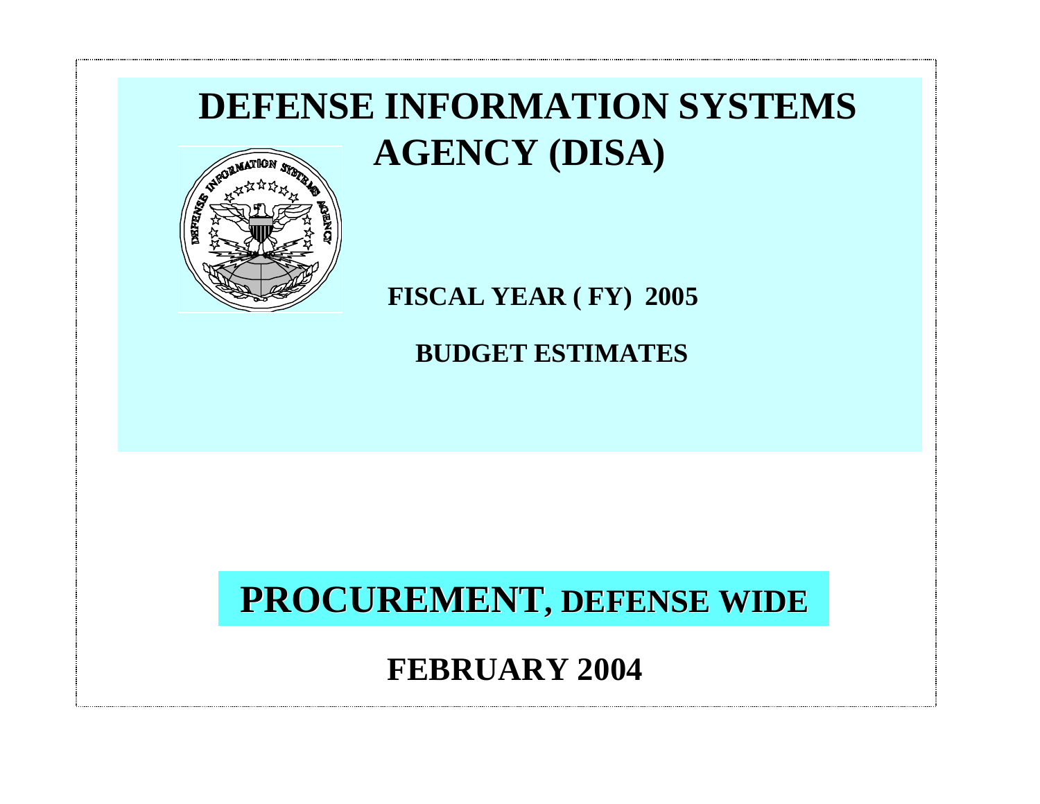# DEFENSE INFORMATION SYSTEMS AGENCY (DISA)

**FISCAL YEAR ( FY) 2005**

**BUDGET ESTIMATES**

## PROCUREMENT, DEFENSE WIDE

**FEBRUARY 2004**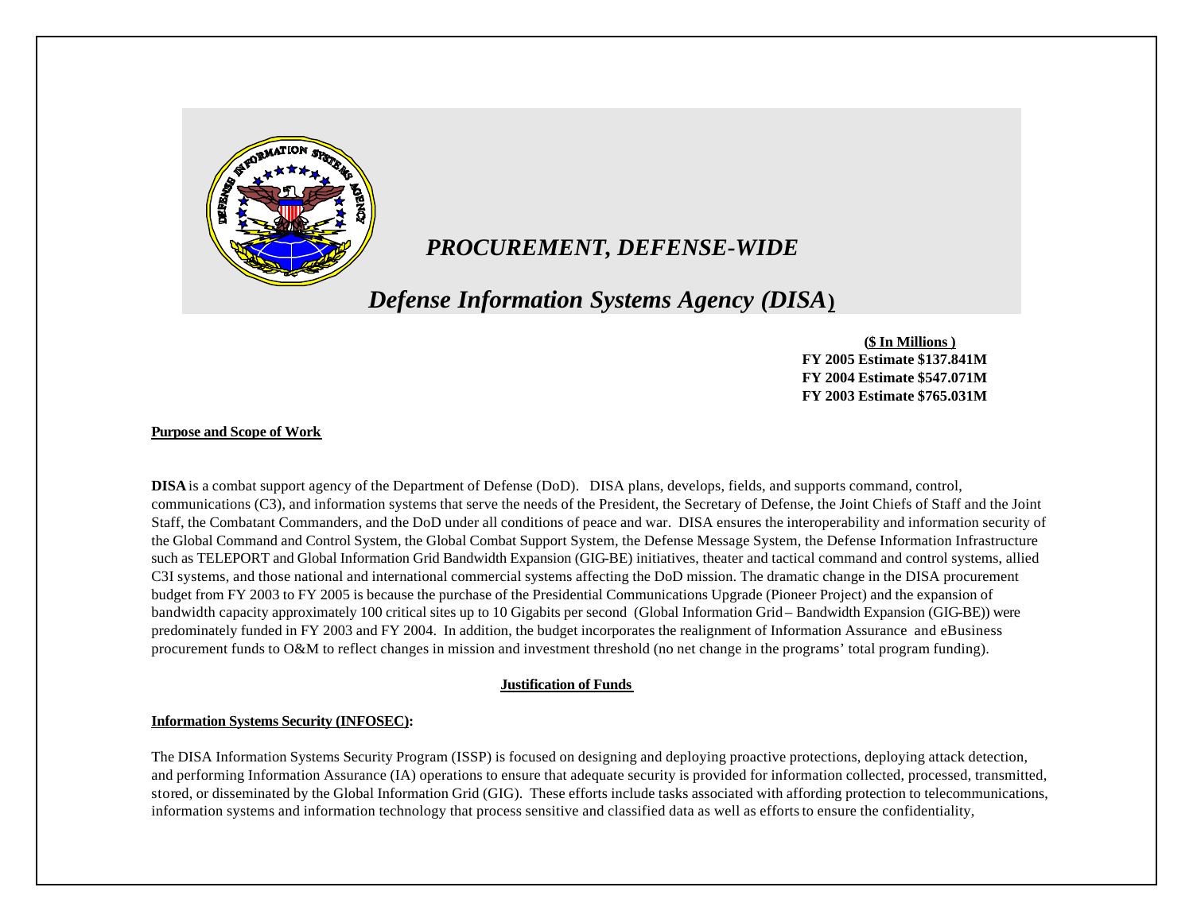# *PROCUREMENT, DEFENSE-WIDE*

## *Defense Information Systems Agency (DISA)*

**($ In Millions )**
**FY 2005 Estimate $137.841M**
**FY 2004 Estimate $547.071M**
**FY 2003 Estimate $765.031M**

**Purpose and Scope of Work**

**DISA** is a combat support agency of the Department of Defense (DoD). DISA plans, develops, fields, and supports command, control, communications (C3), and information systems that serve the needs of the President, the Secretary of Defense, the Joint Chiefs of Staff and the Joint Staff, the Combatant Commanders, and the DoD under all conditions of peace and war. DISA ensures the interoperability and information security of the Global Command and Control System, the Global Combat Support System, the Defense Message System, the Defense Information Infrastructure such as TELEPORT and Global Information Grid Bandwidth Expansion (GIG-BE) initiatives, theater and tactical command and control systems, allied C3I systems, and those national and international commercial systems affecting the DoD mission. The dramatic change in the DISA procurement budget from FY 2003 to FY 2005 is because the purchase of the Presidential Communications Upgrade (Pioneer Project) and the expansion of bandwidth capacity approximately 100 critical sites up to 10 Gigabits per second (Global Information Grid – Bandwidth Expansion (GIG-BE)) were predominately funded in FY 2003 and FY 2004. In addition, the budget incorporates the realignment of Information Assurance and eBusiness procurement funds to O&M to reflect changes in mission and investment threshold (no net change in the programs' total program funding).

**Justification of Funds**

**Information Systems Security (INFOSEC):**

The DISA Information Systems Security Program (ISSP) is focused on designing and deploying proactive protections, deploying attack detection, and performing Information Assurance (IA) operations to ensure that adequate security is provided for information collected, processed, transmitted, stored, or disseminated by the Global Information Grid (GIG). These efforts include tasks associated with affording protection to telecommunications, information systems and information technology that process sensitive and classified data as well as efforts to ensure the confidentiality,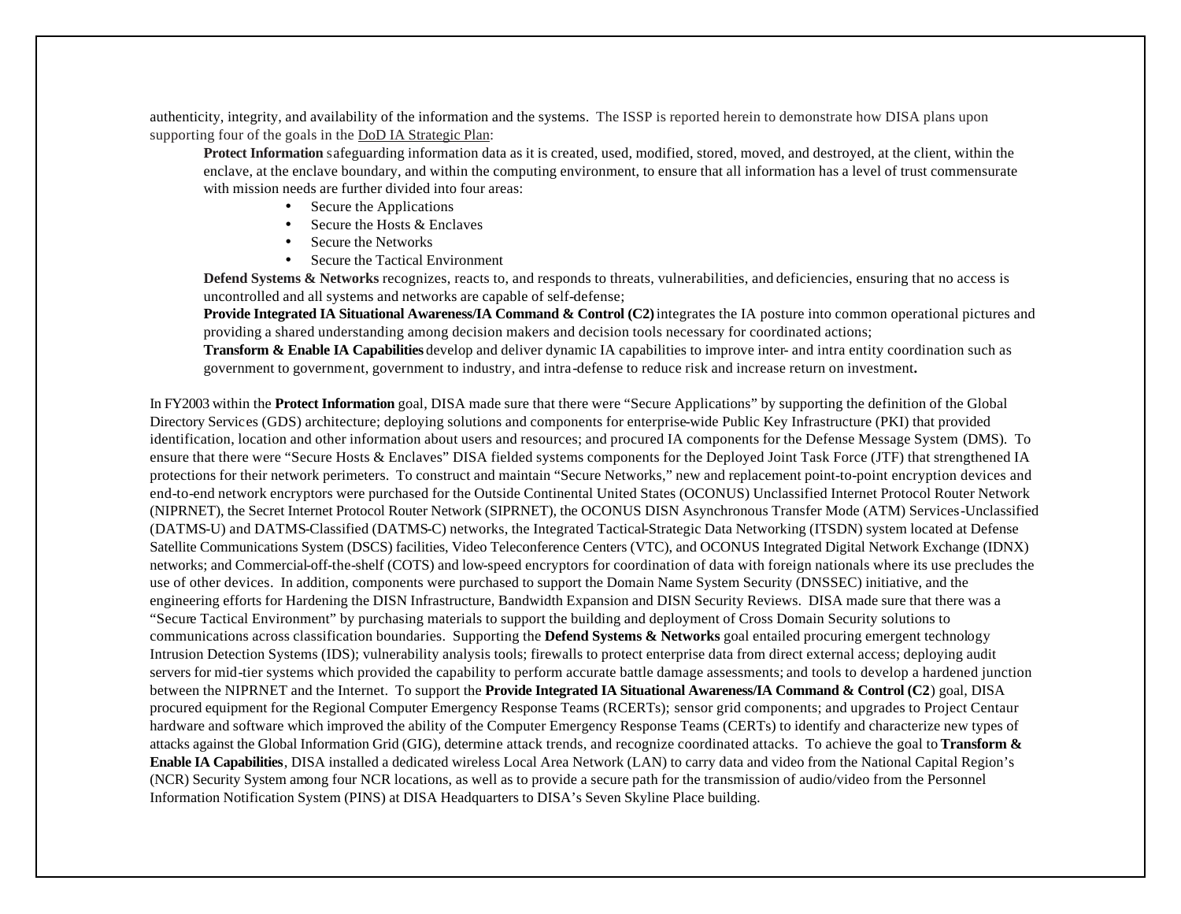authenticity, integrity, and availability of the information and the systems. The ISSP is reported herein to demonstrate how DISA plans upon supporting four of the goals in the DoD IA Strategic Plan:

**Protect Information** safeguarding information data as it is created, used, modified, stored, moved, and destroyed, at the client, within the enclave, at the enclave boundary, and within the computing environment, to ensure that all information has a level of trust commensurate with mission needs are further divided into four areas:

- Secure the Applications
- Secure the Hosts & Enclaves
- Secure the Networks
- Secure the Tactical Environment

**Defend Systems & Networks** recognizes, reacts to, and responds to threats, vulnerabilities, and deficiencies, ensuring that no access is uncontrolled and all systems and networks are capable of self-defense;

**Provide Integrated IA Situational Awareness/IA Command & Control (C2)** integrates the IA posture into common operational pictures and providing a shared understanding among decision makers and decision tools necessary for coordinated actions;

**Transform & Enable IA Capabilities** develop and deliver dynamic IA capabilities to improve inter- and intra entity coordination such as government to government, government to industry, and intra-defense to reduce risk and increase return on investment**.**

In FY2003 within the **Protect Information** goal, DISA made sure that there were "Secure Applications" by supporting the definition of the Global Directory Services (GDS) architecture; deploying solutions and components for enterprise-wide Public Key Infrastructure (PKI) that provided identification, location and other information about users and resources; and procured IA components for the Defense Message System (DMS). To ensure that there were "Secure Hosts & Enclaves" DISA fielded systems components for the Deployed Joint Task Force (JTF) that strengthened IA protections for their network perimeters. To construct and maintain "Secure Networks," new and replacement point-to-point encryption devices and end-to-end network encryptors were purchased for the Outside Continental United States (OCONUS) Unclassified Internet Protocol Router Network (NIPRNET), the Secret Internet Protocol Router Network (SIPRNET), the OCONUS DISN Asynchronous Transfer Mode (ATM) Services-Unclassified (DATMS-U) and DATMS-Classified (DATMS-C) networks, the Integrated Tactical-Strategic Data Networking (ITSDN) system located at Defense Satellite Communications System (DSCS) facilities, Video Teleconference Centers (VTC), and OCONUS Integrated Digital Network Exchange (IDNX) networks; and Commercial-off-the-shelf (COTS) and low-speed encryptors for coordination of data with foreign nationals where its use precludes the use of other devices. In addition, components were purchased to support the Domain Name System Security (DNSSEC) initiative, and the engineering efforts for Hardening the DISN Infrastructure, Bandwidth Expansion and DISN Security Reviews. DISA made sure that there was a "Secure Tactical Environment" by purchasing materials to support the building and deployment of Cross Domain Security solutions to communications across classification boundaries. Supporting the **Defend Systems & Networks** goal entailed procuring emergent technology Intrusion Detection Systems (IDS); vulnerability analysis tools; firewalls to protect enterprise data from direct external access; deploying audit servers for mid-tier systems which provided the capability to perform accurate battle damage assessments; and tools to develop a hardened junction between the NIPRNET and the Internet. To support the **Provide Integrated IA Situational Awareness/IA Command & Control (C2**) goal, DISA procured equipment for the Regional Computer Emergency Response Teams (RCERTs); sensor grid components; and upgrades to Project Centaur hardware and software which improved the ability of the Computer Emergency Response Teams (CERTs) to identify and characterize new types of attacks against the Global Information Grid (GIG), determine attack trends, and recognize coordinated attacks. To achieve the goal to **Transform & Enable IA Capabilities**, DISA installed a dedicated wireless Local Area Network (LAN) to carry data and video from the National Capital Region's (NCR) Security System among four NCR locations, as well as to provide a secure path for the transmission of audio/video from the Personnel Information Notification System (PINS) at DISA Headquarters to DISA's Seven Skyline Place building.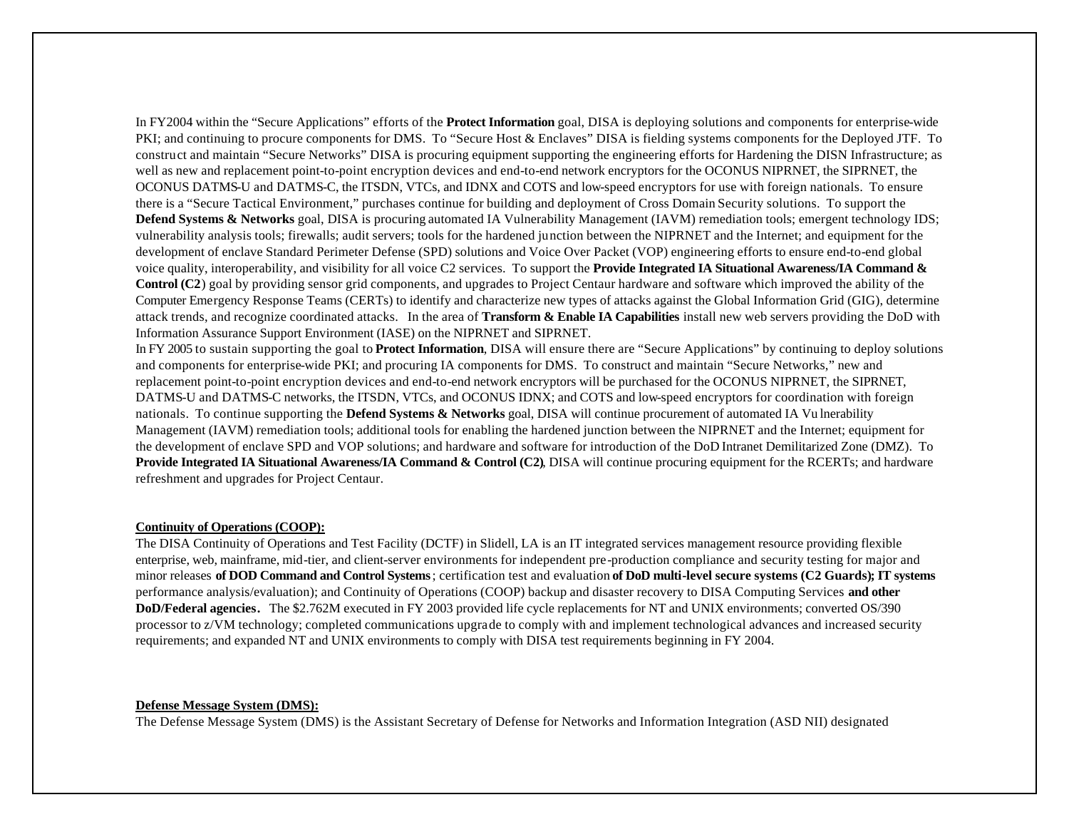In FY2004 within the "Secure Applications" efforts of the **Protect Information** goal, DISA is deploying solutions and components for enterprise-wide PKI; and continuing to procure components for DMS. To "Secure Host & Enclaves" DISA is fielding systems components for the Deployed JTF. To construct and maintain "Secure Networks" DISA is procuring equipment supporting the engineering efforts for Hardening the DISN Infrastructure; as well as new and replacement point-to-point encryption devices and end-to-end network encryptors for the OCONUS NIPRNET, the SIPRNET, the OCONUS DATMS-U and DATMS-C, the ITSDN, VTCs, and IDNX and COTS and low-speed encryptors for use with foreign nationals. To ensure there is a "Secure Tactical Environment," purchases continue for building and deployment of Cross Domain Security solutions. To support the **Defend Systems & Networks** goal, DISA is procuring automated IA Vulnerability Management (IAVM) remediation tools; emergent technology IDS; vulnerability analysis tools; firewalls; audit servers; tools for the hardened junction between the NIPRNET and the Internet; and equipment for the development of enclave Standard Perimeter Defense (SPD) solutions and Voice Over Packet (VOP) engineering efforts to ensure end-to-end global voice quality, interoperability, and visibility for all voice C2 services. To support the **Provide Integrated IA Situational Awareness/IA Command & Control (C2**) goal by providing sensor grid components, and upgrades to Project Centaur hardware and software which improved the ability of the Computer Emergency Response Teams (CERTs) to identify and characterize new types of attacks against the Global Information Grid (GIG), determine attack trends, and recognize coordinated attacks. In the area of **Transform & Enable IA Capabilities** install new web servers providing the DoD with Information Assurance Support Environment (IASE) on the NIPRNET and SIPRNET.

In FY 2005 to sustain supporting the goal to **Protect Information**, DISA will ensure there are "Secure Applications" by continuing to deploy solutions and components for enterprise-wide PKI; and procuring IA components for DMS. To construct and maintain "Secure Networks," new and replacement point-to-point encryption devices and end-to-end network encryptors will be purchased for the OCONUS NIPRNET, the SIPRNET, DATMS-U and DATMS-C networks, the ITSDN, VTCs, and OCONUS IDNX; and COTS and low-speed encryptors for coordination with foreign nationals. To continue supporting the **Defend Systems & Networks** goal, DISA will continue procurement of automated IA Vulnerability Management (IAVM) remediation tools; additional tools for enabling the hardened junction between the NIPRNET and the Internet; equipment for the development of enclave SPD and VOP solutions; and hardware and software for introduction of the DoD Intranet Demilitarized Zone (DMZ). To **Provide Integrated IA Situational Awareness/IA Command & Control (C2)**, DISA will continue procuring equipment for the RCERTs; and hardware refreshment and upgrades for Project Centaur.

**Continuity of Operations (COOP):**

The DISA Continuity of Operations and Test Facility (DCTF) in Slidell, LA is an IT integrated services management resource providing flexible enterprise, web, mainframe, mid-tier, and client-server environments for independent pre-production compliance and security testing for major and minor releases **of DOD Command and Control Systems**; certification test and evaluation **of DoD multi-level secure systems (C2 Guards); IT systems** performance analysis/evaluation); and Continuity of Operations (COOP) backup and disaster recovery to DISA Computing Services **and other DoD/Federal agencies.** The $2.762M executed in FY 2003 provided life cycle replacements for NT and UNIX environments; converted OS/390 processor to z/VM technology; completed communications upgrade to comply with and implement technological advances and increased security requirements; and expanded NT and UNIX environments to comply with DISA test requirements beginning in FY 2004.

**Defense Message System (DMS):**

The Defense Message System (DMS) is the Assistant Secretary of Defense for Networks and Information Integration (ASD NII) designated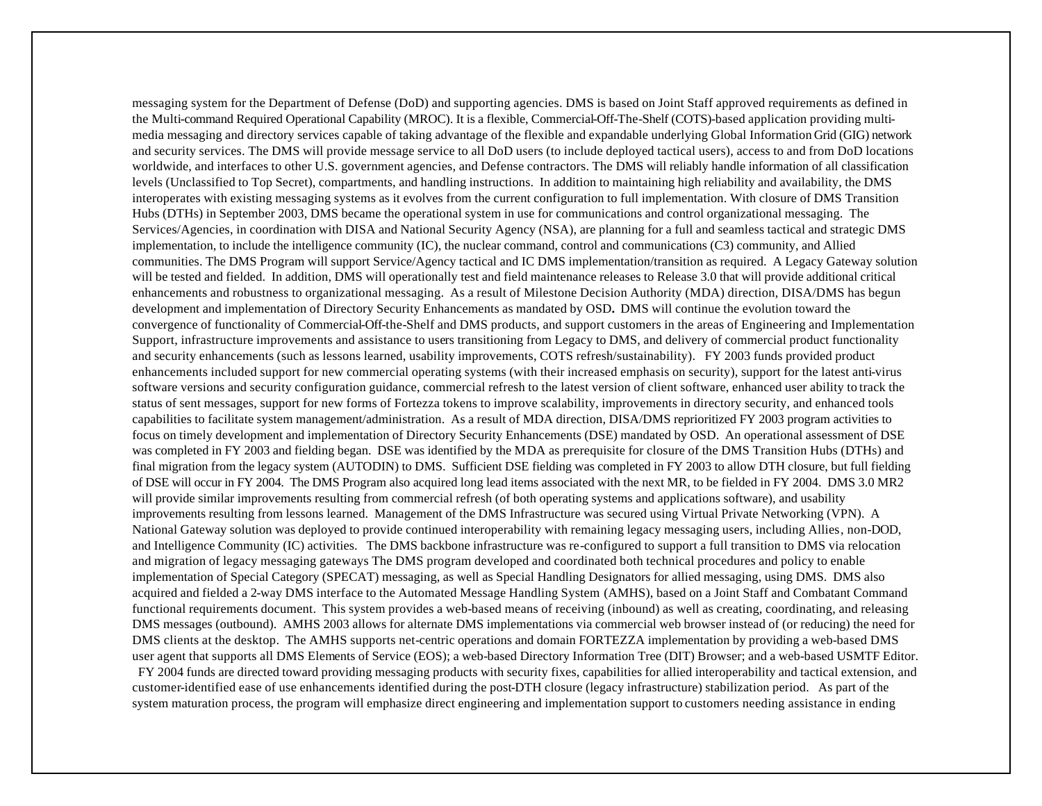messaging system for the Department of Defense (DoD) and supporting agencies. DMS is based on Joint Staff approved requirements as defined in the Multi-command Required Operational Capability (MROC). It is a flexible, Commercial-Off-The-Shelf (COTS)-based application providing multi-media messaging and directory services capable of taking advantage of the flexible and expandable underlying Global Information Grid (GIG) network and security services. The DMS will provide message service to all DoD users (to include deployed tactical users), access to and from DoD locations worldwide, and interfaces to other U.S. government agencies, and Defense contractors. The DMS will reliably handle information of all classification levels (Unclassified to Top Secret), compartments, and handling instructions. In addition to maintaining high reliability and availability, the DMS interoperates with existing messaging systems as it evolves from the current configuration to full implementation. With closure of DMS Transition Hubs (DTHs) in September 2003, DMS became the operational system in use for communications and control organizational messaging. The Services/Agencies, in coordination with DISA and National Security Agency (NSA), are planning for a full and seamless tactical and strategic DMS implementation, to include the intelligence community (IC), the nuclear command, control and communications (C3) community, and Allied communities. The DMS Program will support Service/Agency tactical and IC DMS implementation/transition as required. A Legacy Gateway solution will be tested and fielded. In addition, DMS will operationally test and field maintenance releases to Release 3.0 that will provide additional critical enhancements and robustness to organizational messaging. As a result of Milestone Decision Authority (MDA) direction, DISA/DMS has begun development and implementation of Directory Security Enhancements as mandated by OSD**.** DMS will continue the evolution toward the convergence of functionality of Commercial-Off-the-Shelf and DMS products, and support customers in the areas of Engineering and Implementation Support, infrastructure improvements and assistance to users transitioning from Legacy to DMS, and delivery of commercial product functionality and security enhancements (such as lessons learned, usability improvements, COTS refresh/sustainability). FY 2003 funds provided product enhancements included support for new commercial operating systems (with their increased emphasis on security), support for the latest anti-virus software versions and security configuration guidance, commercial refresh to the latest version of client software, enhanced user ability to track the status of sent messages, support for new forms of Fortezza tokens to improve scalability, improvements in directory security, and enhanced tools capabilities to facilitate system management/administration. As a result of MDA direction, DISA/DMS reprioritized FY 2003 program activities to focus on timely development and implementation of Directory Security Enhancements (DSE) mandated by OSD. An operational assessment of DSE was completed in FY 2003 and fielding began. DSE was identified by the MDA as prerequisite for closure of the DMS Transition Hubs (DTHs) and final migration from the legacy system (AUTODIN) to DMS. Sufficient DSE fielding was completed in FY 2003 to allow DTH closure, but full fielding of DSE will occur in FY 2004. The DMS Program also acquired long lead items associated with the next MR, to be fielded in FY 2004. DMS 3.0 MR2 will provide similar improvements resulting from commercial refresh (of both operating systems and applications software), and usability improvements resulting from lessons learned. Management of the DMS Infrastructure was secured using Virtual Private Networking (VPN). A National Gateway solution was deployed to provide continued interoperability with remaining legacy messaging users, including Allies, non-DOD, and Intelligence Community (IC) activities. The DMS backbone infrastructure was re-configured to support a full transition to DMS via relocation and migration of legacy messaging gateways The DMS program developed and coordinated both technical procedures and policy to enable implementation of Special Category (SPECAT) messaging, as well as Special Handling Designators for allied messaging, using DMS. DMS also acquired and fielded a 2-way DMS interface to the Automated Message Handling System (AMHS), based on a Joint Staff and Combatant Command functional requirements document. This system provides a web-based means of receiving (inbound) as well as creating, coordinating, and releasing DMS messages (outbound). AMHS 2003 allows for alternate DMS implementations via commercial web browser instead of (or reducing) the need for DMS clients at the desktop. The AMHS supports net-centric operations and domain FORTEZZA implementation by providing a web-based DMS user agent that supports all DMS Elements of Service (EOS); a web-based Directory Information Tree (DIT) Browser; and a web-based USMTF Editor. FY 2004 funds are directed toward providing messaging products with security fixes, capabilities for allied interoperability and tactical extension, and customer-identified ease of use enhancements identified during the post-DTH closure (legacy infrastructure) stabilization period. As part of the system maturation process, the program will emphasize direct engineering and implementation support to customers needing assistance in ending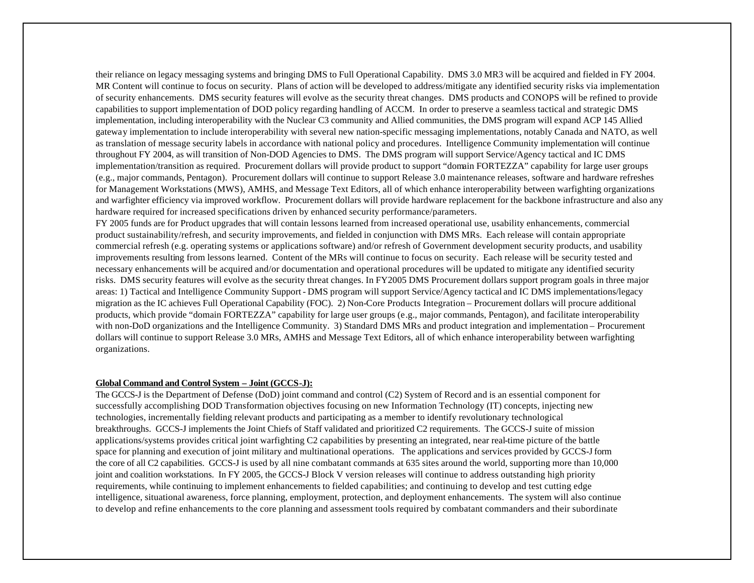their reliance on legacy messaging systems and bringing DMS to Full Operational Capability. DMS 3.0 MR3 will be acquired and fielded in FY 2004. MR Content will continue to focus on security. Plans of action will be developed to address/mitigate any identified security risks via implementation of security enhancements. DMS security features will evolve as the security threat changes. DMS products and CONOPS will be refined to provide capabilities to support implementation of DOD policy regarding handling of ACCM. In order to preserve a seamless tactical and strategic DMS implementation, including interoperability with the Nuclear C3 community and Allied communities, the DMS program will expand ACP 145 Allied gateway implementation to include interoperability with several new nation-specific messaging implementations, notably Canada and NATO, as well as translation of message security labels in accordance with national policy and procedures. Intelligence Community implementation will continue throughout FY 2004, as will transition of Non-DOD Agencies to DMS. The DMS program will support Service/Agency tactical and IC DMS implementation/transition as required. Procurement dollars will provide product to support "domain FORTEZZA" capability for large user groups (e.g., major commands, Pentagon). Procurement dollars will continue to support Release 3.0 maintenance releases, software and hardware refreshes for Management Workstations (MWS), AMHS, and Message Text Editors, all of which enhance interoperability between warfighting organizations and warfighter efficiency via improved workflow. Procurement dollars will provide hardware replacement for the backbone infrastructure and also any hardware required for increased specifications driven by enhanced security performance/parameters.

FY 2005 funds are for Product upgrades that will contain lessons learned from increased operational use, usability enhancements, commercial product sustainability/refresh, and security improvements, and fielded in conjunction with DMS MRs. Each release will contain appropriate commercial refresh (e.g. operating systems or applications software) and/or refresh of Government development security products, and usability improvements resulting from lessons learned. Content of the MRs will continue to focus on security. Each release will be security tested and necessary enhancements will be acquired and/or documentation and operational procedures will be updated to mitigate any identified security risks. DMS security features will evolve as the security threat changes. In FY2005 DMS Procurement dollars support program goals in three major areas: 1) Tactical and Intelligence Community Support - DMS program will support Service/Agency tactical and IC DMS implementations/legacy migration as the IC achieves Full Operational Capability (FOC). 2) Non-Core Products Integration – Procurement dollars will procure additional products, which provide "domain FORTEZZA" capability for large user groups (e.g., major commands, Pentagon), and facilitate interoperability with non-DoD organizations and the Intelligence Community. 3) Standard DMS MRs and product integration and implementation – Procurement dollars will continue to support Release 3.0 MRs, AMHS and Message Text Editors, all of which enhance interoperability between warfighting organizations.

**Global Command and Control System – Joint (GCCS-J):**

The GCCS-J is the Department of Defense (DoD) joint command and control (C2) System of Record and is an essential component for successfully accomplishing DOD Transformation objectives focusing on new Information Technology (IT) concepts, injecting new technologies, incrementally fielding relevant products and participating as a member to identify revolutionary technological breakthroughs. GCCS-J implements the Joint Chiefs of Staff validated and prioritized C2 requirements. The GCCS-J suite of mission applications/systems provides critical joint warfighting C2 capabilities by presenting an integrated, near real-time picture of the battle space for planning and execution of joint military and multinational operations. The applications and services provided by GCCS-J form the core of all C2 capabilities. GCCS-J is used by all nine combatant commands at 635 sites around the world, supporting more than 10,000 joint and coalition workstations. In FY 2005, the GCCS-J Block V version releases will continue to address outstanding high priority requirements, while continuing to implement enhancements to fielded capabilities; and continuing to develop and test cutting edge intelligence, situational awareness, force planning, employment, protection, and deployment enhancements. The system will also continue to develop and refine enhancements to the core planning and assessment tools required by combatant commanders and their subordinate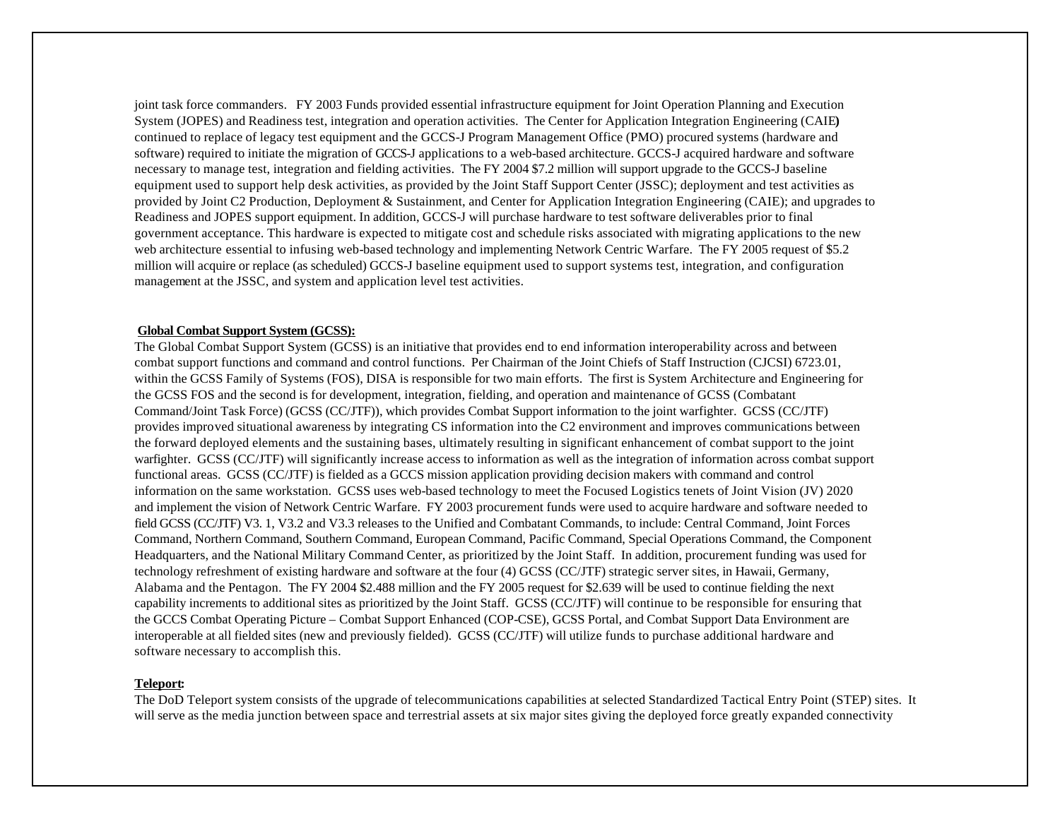joint task force commanders. FY 2003 Funds provided essential infrastructure equipment for Joint Operation Planning and Execution System (JOPES) and Readiness test, integration and operation activities. The Center for Application Integration Engineering (CAIE) continued to replace of legacy test equipment and the GCCS-J Program Management Office (PMO) procured systems (hardware and software) required to initiate the migration of GCCS-J applications to a web-based architecture. GCCS-J acquired hardware and software necessary to manage test, integration and fielding activities. The FY 2004 $7.2 million will support upgrade to the GCCS-J baseline equipment used to support help desk activities, as provided by the Joint Staff Support Center (JSSC); deployment and test activities as provided by Joint C2 Production, Deployment & Sustainment, and Center for Application Integration Engineering (CAIE); and upgrades to Readiness and JOPES support equipment. In addition, GCCS-J will purchase hardware to test software deliverables prior to final government acceptance. This hardware is expected to mitigate cost and schedule risks associated with migrating applications to the new web architecture essential to infusing web-based technology and implementing Network Centric Warfare. The FY 2005 request of $5.2 million will acquire or replace (as scheduled) GCCS-J baseline equipment used to support systems test, integration, and configuration management at the JSSC, and system and application level test activities.

**Global Combat Support System (GCSS):**

The Global Combat Support System (GCSS) is an initiative that provides end to end information interoperability across and between combat support functions and command and control functions. Per Chairman of the Joint Chiefs of Staff Instruction (CJCSI) 6723.01, within the GCSS Family of Systems (FOS), DISA is responsible for two main efforts. The first is System Architecture and Engineering for the GCSS FOS and the second is for development, integration, fielding, and operation and maintenance of GCSS (Combatant Command/Joint Task Force) (GCSS (CC/JTF)), which provides Combat Support information to the joint warfighter. GCSS (CC/JTF) provides improved situational awareness by integrating CS information into the C2 environment and improves communications between the forward deployed elements and the sustaining bases, ultimately resulting in significant enhancement of combat support to the joint warfighter. GCSS (CC/JTF) will significantly increase access to information as well as the integration of information across combat support functional areas. GCSS (CC/JTF) is fielded as a GCCS mission application providing decision makers with command and control information on the same workstation. GCSS uses web-based technology to meet the Focused Logistics tenets of Joint Vision (JV) 2020 and implement the vision of Network Centric Warfare. FY 2003 procurement funds were used to acquire hardware and software needed to field GCSS (CC/JTF) V3. 1, V3.2 and V3.3 releases to the Unified and Combatant Commands, to include: Central Command, Joint Forces Command, Northern Command, Southern Command, European Command, Pacific Command, Special Operations Command, the Component Headquarters, and the National Military Command Center, as prioritized by the Joint Staff. In addition, procurement funding was used for technology refreshment of existing hardware and software at the four (4) GCSS (CC/JTF) strategic server sites, in Hawaii, Germany, Alabama and the Pentagon. The FY 2004 $2.488 million and the FY 2005 request for $2.639 will be used to continue fielding the next capability increments to additional sites as prioritized by the Joint Staff. GCSS (CC/JTF) will continue to be responsible for ensuring that the GCCS Combat Operating Picture – Combat Support Enhanced (COP-CSE), GCSS Portal, and Combat Support Data Environment are interoperable at all fielded sites (new and previously fielded). GCSS (CC/JTF) will utilize funds to purchase additional hardware and software necessary to accomplish this.

**Teleport:**

The DoD Teleport system consists of the upgrade of telecommunications capabilities at selected Standardized Tactical Entry Point (STEP) sites. It will serve as the media junction between space and terrestrial assets at six major sites giving the deployed force greatly expanded connectivity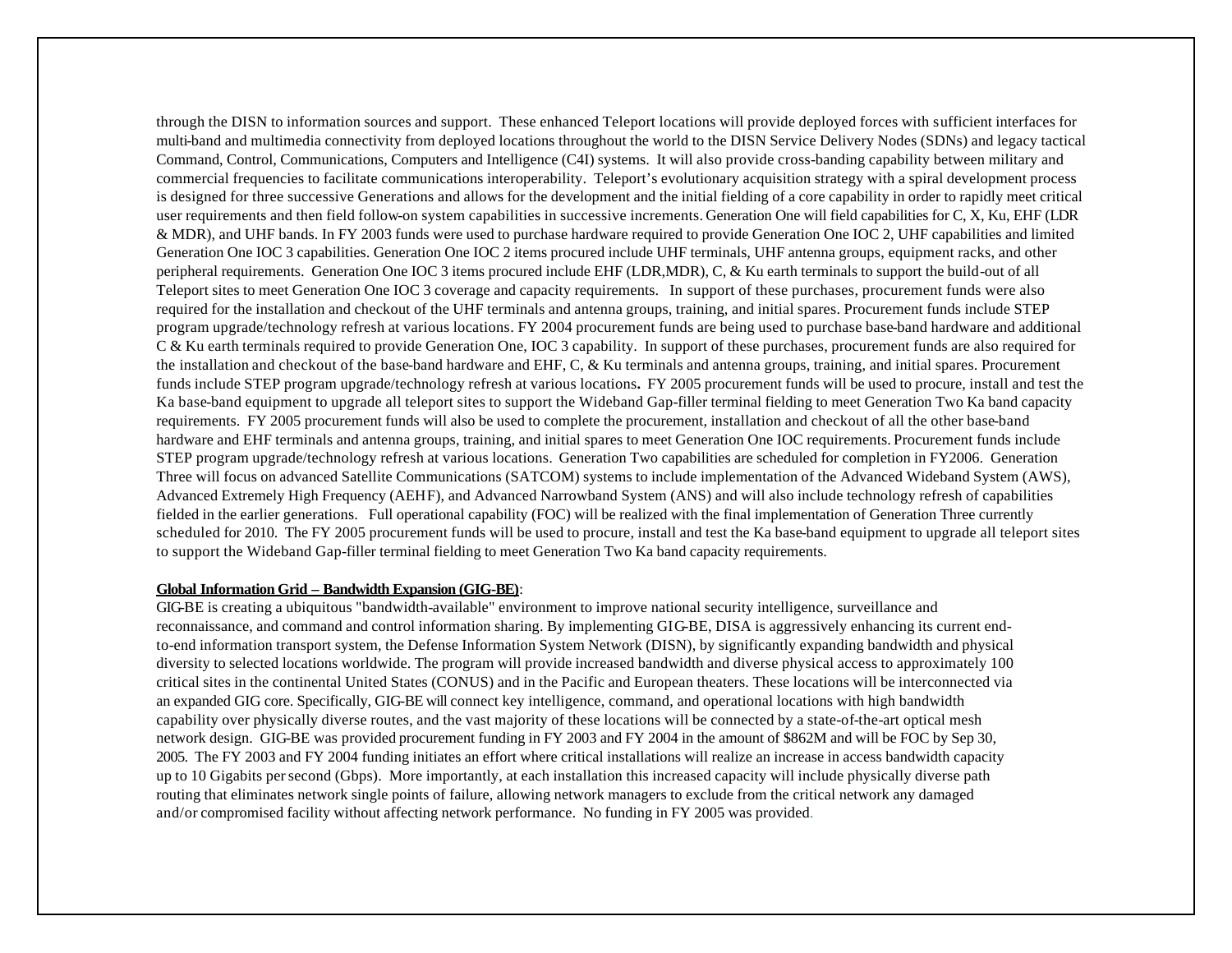through the DISN to information sources and support. These enhanced Teleport locations will provide deployed forces with sufficient interfaces for multi-band and multimedia connectivity from deployed locations throughout the world to the DISN Service Delivery Nodes (SDNs) and legacy tactical Command, Control, Communications, Computers and Intelligence (C4I) systems. It will also provide cross-banding capability between military and commercial frequencies to facilitate communications interoperability. Teleport's evolutionary acquisition strategy with a spiral development process is designed for three successive Generations and allows for the development and the initial fielding of a core capability in order to rapidly meet critical user requirements and then field follow-on system capabilities in successive increments. Generation One will field capabilities for C, X, Ku, EHF (LDR & MDR), and UHF bands. In FY 2003 funds were used to purchase hardware required to provide Generation One IOC 2, UHF capabilities and limited Generation One IOC 3 capabilities. Generation One IOC 2 items procured include UHF terminals, UHF antenna groups, equipment racks, and other peripheral requirements. Generation One IOC 3 items procured include EHF (LDR,MDR), C, & Ku earth terminals to support the build-out of all Teleport sites to meet Generation One IOC 3 coverage and capacity requirements. In support of these purchases, procurement funds were also required for the installation and checkout of the UHF terminals and antenna groups, training, and initial spares. Procurement funds include STEP program upgrade/technology refresh at various locations. FY 2004 procurement funds are being used to purchase base-band hardware and additional C & Ku earth terminals required to provide Generation One, IOC 3 capability. In support of these purchases, procurement funds are also required for the installation and checkout of the base-band hardware and EHF, C, & Ku terminals and antenna groups, training, and initial spares. Procurement funds include STEP program upgrade/technology refresh at various locations. FY 2005 procurement funds will be used to procure, install and test the Ka base-band equipment to upgrade all teleport sites to support the Wideband Gap-filler terminal fielding to meet Generation Two Ka band capacity requirements. FY 2005 procurement funds will also be used to complete the procurement, installation and checkout of all the other base-band hardware and EHF terminals and antenna groups, training, and initial spares to meet Generation One IOC requirements. Procurement funds include STEP program upgrade/technology refresh at various locations. Generation Two capabilities are scheduled for completion in FY2006. Generation Three will focus on advanced Satellite Communications (SATCOM) systems to include implementation of the Advanced Wideband System (AWS), Advanced Extremely High Frequency (AEHF), and Advanced Narrowband System (ANS) and will also include technology refresh of capabilities fielded in the earlier generations. Full operational capability (FOC) will be realized with the final implementation of Generation Three currently scheduled for 2010. The FY 2005 procurement funds will be used to procure, install and test the Ka base-band equipment to upgrade all teleport sites to support the Wideband Gap-filler terminal fielding to meet Generation Two Ka band capacity requirements.

**Global Information Grid – Bandwidth Expansion (GIG-BE)**:
GIG-BE is creating a ubiquitous "bandwidth-available" environment to improve national security intelligence, surveillance and reconnaissance, and command and control information sharing. By implementing GIG-BE, DISA is aggressively enhancing its current end-to-end information transport system, the Defense Information System Network (DISN), by significantly expanding bandwidth and physical diversity to selected locations worldwide. The program will provide increased bandwidth and diverse physical access to approximately 100 critical sites in the continental United States (CONUS) and in the Pacific and European theaters. These locations will be interconnected via an expanded GIG core. Specifically, GIG-BE will connect key intelligence, command, and operational locations with high bandwidth capability over physically diverse routes, and the vast majority of these locations will be connected by a state-of-the-art optical mesh network design. GIG-BE was provided procurement funding in FY 2003 and FY 2004 in the amount of $862M and will be FOC by Sep 30, 2005. The FY 2003 and FY 2004 funding initiates an effort where critical installations will realize an increase in access bandwidth capacity up to 10 Gigabits per second (Gbps). More importantly, at each installation this increased capacity will include physically diverse path routing that eliminates network single points of failure, allowing network managers to exclude from the critical network any damaged and/or compromised facility without affecting network performance. No funding in FY 2005 was provided.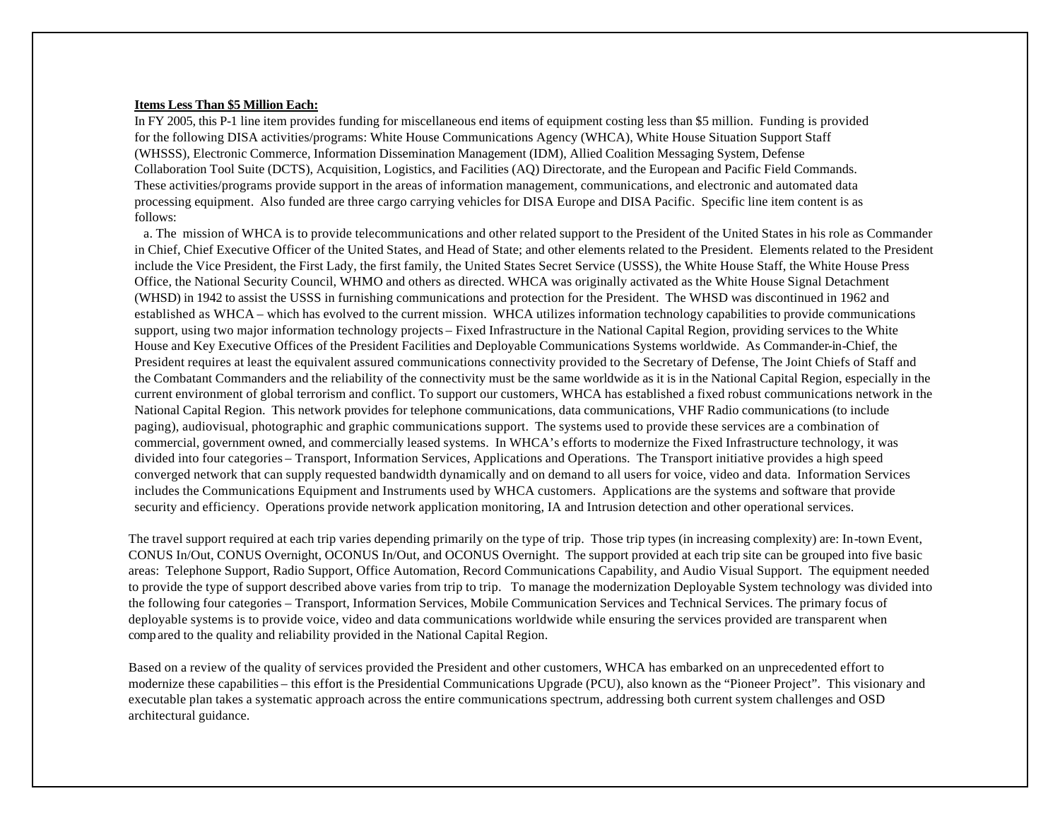**Items Less Than $5 Million Each:**

In FY 2005, this P-1 line item provides funding for miscellaneous end items of equipment costing less than $5 million. Funding is provided for the following DISA activities/programs: White House Communications Agency (WHCA), White House Situation Support Staff (WHSSS), Electronic Commerce, Information Dissemination Management (IDM), Allied Coalition Messaging System, Defense Collaboration Tool Suite (DCTS), Acquisition, Logistics, and Facilities (AQ) Directorate, and the European and Pacific Field Commands. These activities/programs provide support in the areas of information management, communications, and electronic and automated data processing equipment. Also funded are three cargo carrying vehicles for DISA Europe and DISA Pacific. Specific line item content is as follows:

a. The mission of WHCA is to provide telecommunications and other related support to the President of the United States in his role as Commander in Chief, Chief Executive Officer of the United States, and Head of State; and other elements related to the President. Elements related to the President include the Vice President, the First Lady, the first family, the United States Secret Service (USSS), the White House Staff, the White House Press Office, the National Security Council, WHMO and others as directed. WHCA was originally activated as the White House Signal Detachment (WHSD) in 1942 to assist the USSS in furnishing communications and protection for the President. The WHSD was discontinued in 1962 and established as WHCA – which has evolved to the current mission. WHCA utilizes information technology capabilities to provide communications support, using two major information technology projects – Fixed Infrastructure in the National Capital Region, providing services to the White House and Key Executive Offices of the President Facilities and Deployable Communications Systems worldwide. As Commander-in-Chief, the President requires at least the equivalent assured communications connectivity provided to the Secretary of Defense, The Joint Chiefs of Staff and the Combatant Commanders and the reliability of the connectivity must be the same worldwide as it is in the National Capital Region, especially in the current environment of global terrorism and conflict. To support our customers, WHCA has established a fixed robust communications network in the National Capital Region. This network provides for telephone communications, data communications, VHF Radio communications (to include paging), audiovisual, photographic and graphic communications support. The systems used to provide these services are a combination of commercial, government owned, and commercially leased systems. In WHCA's efforts to modernize the Fixed Infrastructure technology, it was divided into four categories – Transport, Information Services, Applications and Operations. The Transport initiative provides a high speed converged network that can supply requested bandwidth dynamically and on demand to all users for voice, video and data. Information Services includes the Communications Equipment and Instruments used by WHCA customers. Applications are the systems and software that provide security and efficiency. Operations provide network application monitoring, IA and Intrusion detection and other operational services.

The travel support required at each trip varies depending primarily on the type of trip. Those trip types (in increasing complexity) are: In-town Event, CONUS In/Out, CONUS Overnight, OCONUS In/Out, and OCONUS Overnight. The support provided at each trip site can be grouped into five basic areas: Telephone Support, Radio Support, Office Automation, Record Communications Capability, and Audio Visual Support. The equipment needed to provide the type of support described above varies from trip to trip. To manage the modernization Deployable System technology was divided into the following four categories – Transport, Information Services, Mobile Communication Services and Technical Services. The primary focus of deployable systems is to provide voice, video and data communications worldwide while ensuring the services provided are transparent when compared to the quality and reliability provided in the National Capital Region.

Based on a review of the quality of services provided the President and other customers, WHCA has embarked on an unprecedented effort to modernize these capabilities – this effort is the Presidential Communications Upgrade (PCU), also known as the "Pioneer Project". This visionary and executable plan takes a systematic approach across the entire communications spectrum, addressing both current system challenges and OSD architectural guidance.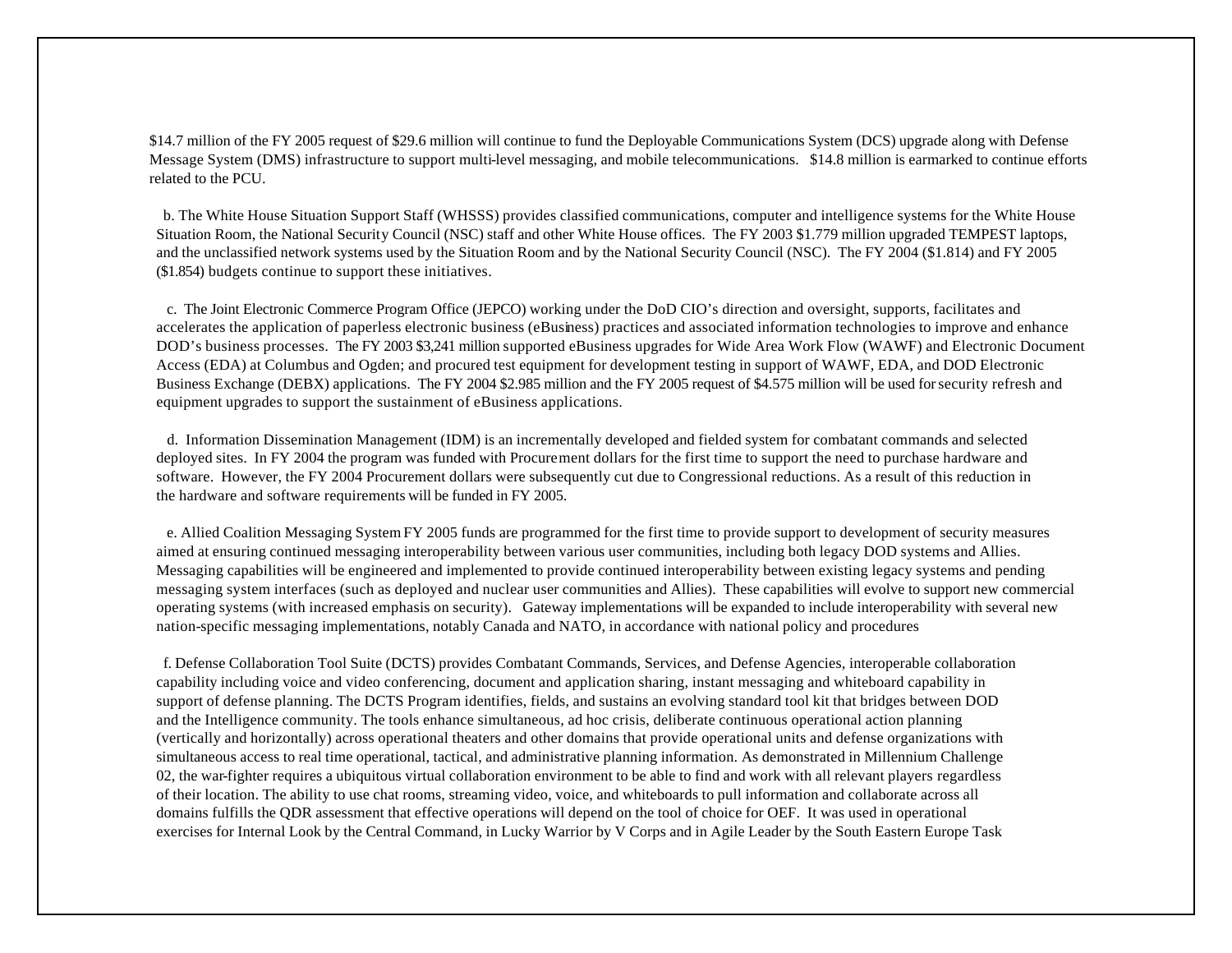$14.7 million of the FY 2005 request of $29.6 million will continue to fund the Deployable Communications System (DCS) upgrade along with Defense Message System (DMS) infrastructure to support multi-level messaging, and mobile telecommunications. $14.8 million is earmarked to continue efforts related to the PCU.

b. The White House Situation Support Staff (WHSSS) provides classified communications, computer and intelligence systems for the White House Situation Room, the National Security Council (NSC) staff and other White House offices. The FY 2003 $1.779 million upgraded TEMPEST laptops, and the unclassified network systems used by the Situation Room and by the National Security Council (NSC). The FY 2004 ($1.814) and FY 2005 ($1.854) budgets continue to support these initiatives.

c. The Joint Electronic Commerce Program Office (JEPCO) working under the DoD CIO's direction and oversight, supports, facilitates and accelerates the application of paperless electronic business (eBusiness) practices and associated information technologies to improve and enhance DOD's business processes. The FY 2003 $3,241 million supported eBusiness upgrades for Wide Area Work Flow (WAWF) and Electronic Document Access (EDA) at Columbus and Ogden; and procured test equipment for development testing in support of WAWF, EDA, and DOD Electronic Business Exchange (DEBX) applications. The FY 2004 $2.985 million and the FY 2005 request of $4.575 million will be used for security refresh and equipment upgrades to support the sustainment of eBusiness applications.

d. Information Dissemination Management (IDM) is an incrementally developed and fielded system for combatant commands and selected deployed sites. In FY 2004 the program was funded with Procurement dollars for the first time to support the need to purchase hardware and software. However, the FY 2004 Procurement dollars were subsequently cut due to Congressional reductions. As a result of this reduction in the hardware and software requirements will be funded in FY 2005.

e. Allied Coalition Messaging System FY 2005 funds are programmed for the first time to provide support to development of security measures aimed at ensuring continued messaging interoperability between various user communities, including both legacy DOD systems and Allies. Messaging capabilities will be engineered and implemented to provide continued interoperability between existing legacy systems and pending messaging system interfaces (such as deployed and nuclear user communities and Allies). These capabilities will evolve to support new commercial operating systems (with increased emphasis on security). Gateway implementations will be expanded to include interoperability with several new nation-specific messaging implementations, notably Canada and NATO, in accordance with national policy and procedures

f. Defense Collaboration Tool Suite (DCTS) provides Combatant Commands, Services, and Defense Agencies, interoperable collaboration capability including voice and video conferencing, document and application sharing, instant messaging and whiteboard capability in support of defense planning. The DCTS Program identifies, fields, and sustains an evolving standard tool kit that bridges between DOD and the Intelligence community. The tools enhance simultaneous, ad hoc crisis, deliberate continuous operational action planning (vertically and horizontally) across operational theaters and other domains that provide operational units and defense organizations with simultaneous access to real time operational, tactical, and administrative planning information. As demonstrated in Millennium Challenge 02, the war-fighter requires a ubiquitous virtual collaboration environment to be able to find and work with all relevant players regardless of their location. The ability to use chat rooms, streaming video, voice, and whiteboards to pull information and collaborate across all domains fulfills the QDR assessment that effective operations will depend on the tool of choice for OEF. It was used in operational exercises for Internal Look by the Central Command, in Lucky Warrior by V Corps and in Agile Leader by the South Eastern Europe Task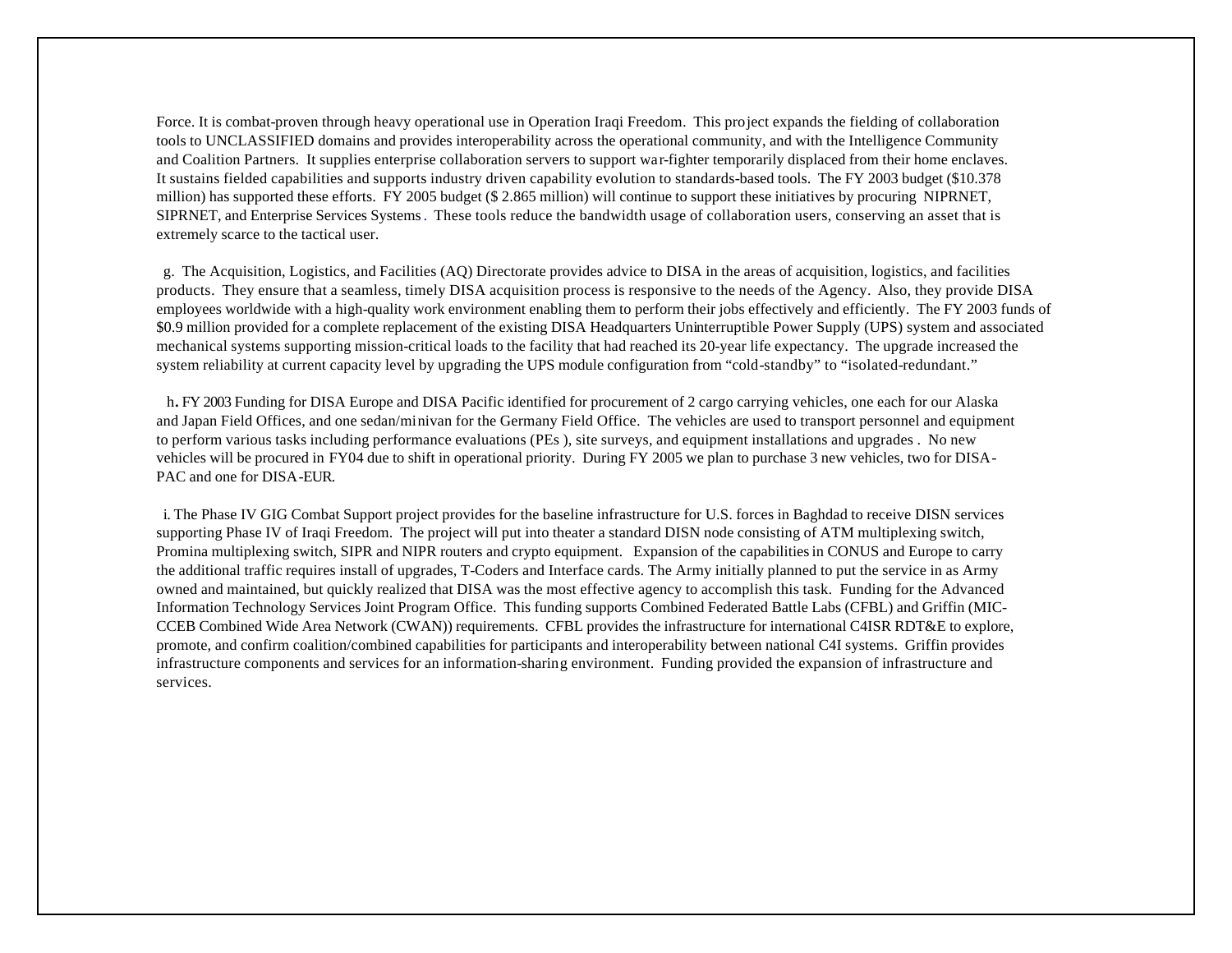Force. It is combat-proven through heavy operational use in Operation Iraqi Freedom. This project expands the fielding of collaboration tools to UNCLASSIFIED domains and provides interoperability across the operational community, and with the Intelligence Community and Coalition Partners. It supplies enterprise collaboration servers to support war-fighter temporarily displaced from their home enclaves. It sustains fielded capabilities and supports industry driven capability evolution to standards-based tools. The FY 2003 budget ($10.378 million) has supported these efforts. FY 2005 budget ($ 2.865 million) will continue to support these initiatives by procuring NIPRNET, SIPRNET, and Enterprise Services Systems. These tools reduce the bandwidth usage of collaboration users, conserving an asset that is extremely scarce to the tactical user.

g. The Acquisition, Logistics, and Facilities (AQ) Directorate provides advice to DISA in the areas of acquisition, logistics, and facilities products. They ensure that a seamless, timely DISA acquisition process is responsive to the needs of the Agency. Also, they provide DISA employees worldwide with a high-quality work environment enabling them to perform their jobs effectively and efficiently. The FY 2003 funds of $0.9 million provided for a complete replacement of the existing DISA Headquarters Uninterruptible Power Supply (UPS) system and associated mechanical systems supporting mission-critical loads to the facility that had reached its 20-year life expectancy. The upgrade increased the system reliability at current capacity level by upgrading the UPS module configuration from "cold-standby" to "isolated-redundant."

h. FY 2003 Funding for DISA Europe and DISA Pacific identified for procurement of 2 cargo carrying vehicles, one each for our Alaska and Japan Field Offices, and one sedan/minivan for the Germany Field Office. The vehicles are used to transport personnel and equipment to perform various tasks including performance evaluations (PEs ), site surveys, and equipment installations and upgrades . No new vehicles will be procured in FY04 due to shift in operational priority. During FY 2005 we plan to purchase 3 new vehicles, two for DISA-PAC and one for DISA-EUR.

i. The Phase IV GIG Combat Support project provides for the baseline infrastructure for U.S. forces in Baghdad to receive DISN services supporting Phase IV of Iraqi Freedom. The project will put into theater a standard DISN node consisting of ATM multiplexing switch, Promina multiplexing switch, SIPR and NIPR routers and crypto equipment. Expansion of the capabilities in CONUS and Europe to carry the additional traffic requires install of upgrades, T-Coders and Interface cards. The Army initially planned to put the service in as Army owned and maintained, but quickly realized that DISA was the most effective agency to accomplish this task. Funding for the Advanced Information Technology Services Joint Program Office. This funding supports Combined Federated Battle Labs (CFBL) and Griffin (MIC-CCEB Combined Wide Area Network (CWAN)) requirements. CFBL provides the infrastructure for international C4ISR RDT&E to explore, promote, and confirm coalition/combined capabilities for participants and interoperability between national C4I systems. Griffin provides infrastructure components and services for an information-sharing environment. Funding provided the expansion of infrastructure and services.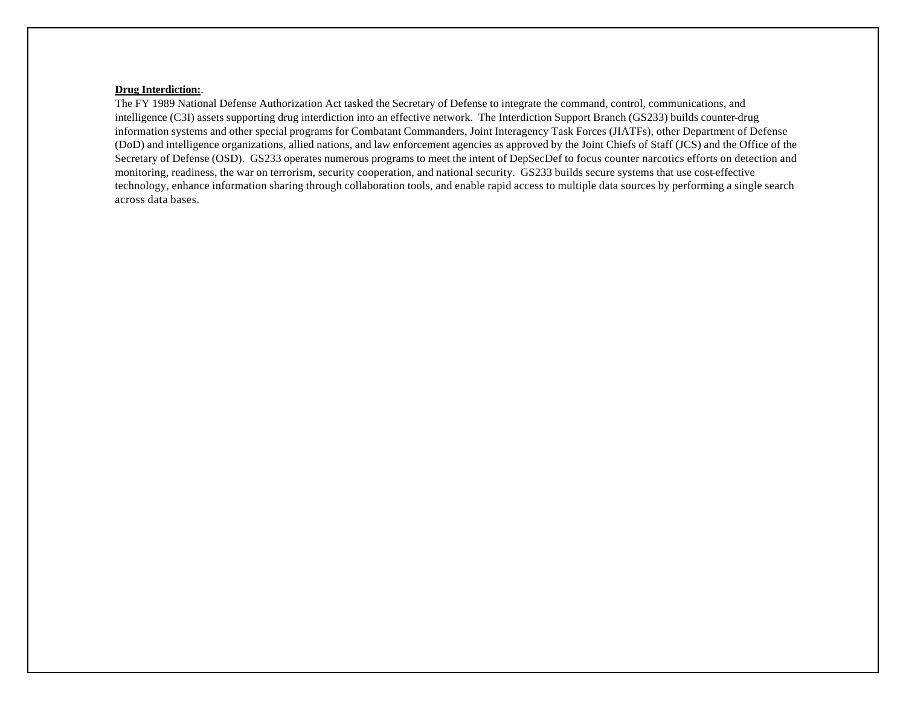**Drug Interdiction:**.

The FY 1989 National Defense Authorization Act tasked the Secretary of Defense to integrate the command, control, communications, and intelligence (C3I) assets supporting drug interdiction into an effective network. The Interdiction Support Branch (GS233) builds counter-drug information systems and other special programs for Combatant Commanders, Joint Interagency Task Forces (JIATFs), other Department of Defense (DoD) and intelligence organizations, allied nations, and law enforcement agencies as approved by the Joint Chiefs of Staff (JCS) and the Office of the Secretary of Defense (OSD). GS233 operates numerous programs to meet the intent of DepSecDef to focus counter narcotics efforts on detection and monitoring, readiness, the war on terrorism, security cooperation, and national security. GS233 builds secure systems that use cost-effective technology, enhance information sharing through collaboration tools, and enable rapid access to multiple data sources by performing a single search across data bases.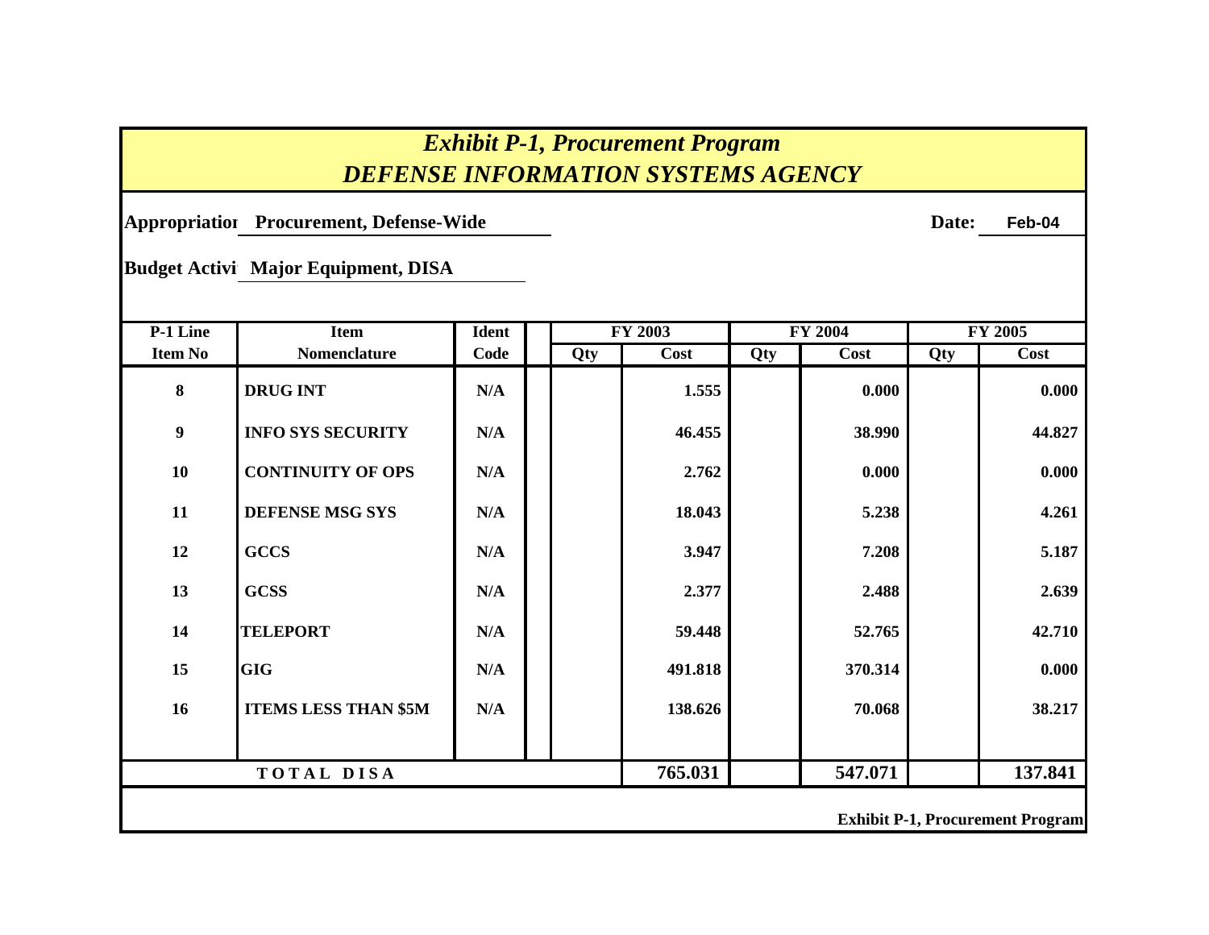# *Exhibit P-1, Procurement Program*
## *DEFENSE INFORMATION SYSTEMS AGENCY*

**Appropriatior** **Procurement, Defense-Wide** **Date:** **Feb-04**

**Budget Activi** **Major Equipment, DISA**

| P-1 Line Item No | Item Nomenclature | Ident Code | | FY 2003 Qty | FY 2003 Cost | FY 2004 Qty | FY 2004 Cost | FY 2005 Qty | FY 2005 Cost |
|---|---|---|---|---|---|---|---|---|---|
| 8 | DRUG INT | N/A | | | 1.555 | | 0.000 | | 0.000 |
| 9 | INFO SYS SECURITY | N/A | | | 46.455 | | 38.990 | | 44.827 |
| 10 | CONTINUITY OF OPS | N/A | | | 2.762 | | 0.000 | | 0.000 |
| 11 | DEFENSE MSG SYS | N/A | | | 18.043 | | 5.238 | | 4.261 |
| 12 | GCCS | N/A | | | 3.947 | | 7.208 | | 5.187 |
| 13 | GCSS | N/A | | | 2.377 | | 2.488 | | 2.639 |
| 14 | TELEPORT | N/A | | | 59.448 | | 52.765 | | 42.710 |
| 15 | GIG | N/A | | | 491.818 | | 370.314 | | 0.000 |
| 16 | ITEMS LESS THAN $5M | N/A | | | 138.626 | | 70.068 | | 38.217 |
| | **T O T A L D I S A** | | | | **765.031** | | **547.071** | | **137.841** |

**Exhibit P-1, Procurement Program**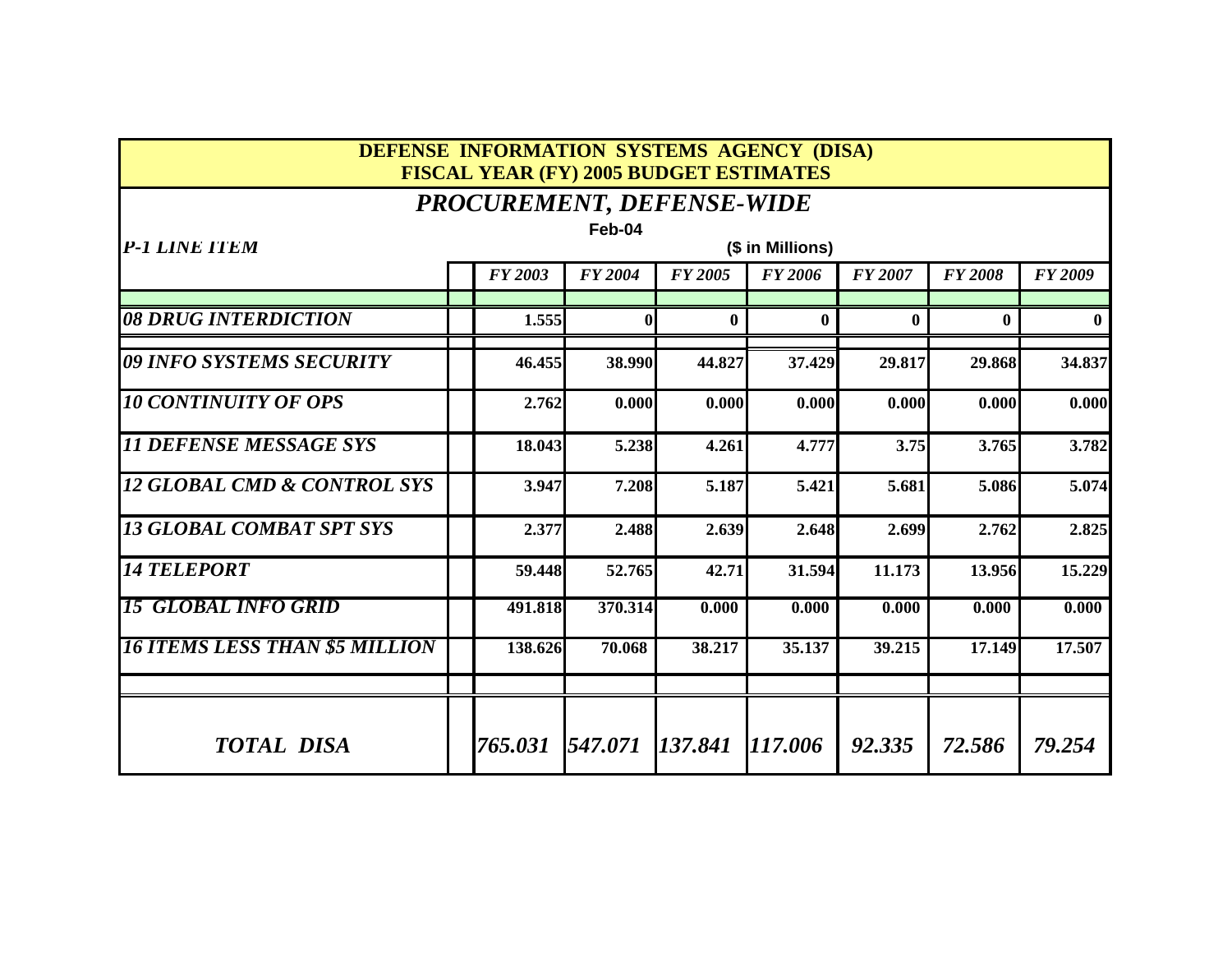# DEFENSE INFORMATION SYSTEMS AGENCY (DISA)
## FISCAL YEAR (FY) 2005 BUDGET ESTIMATES

### *PROCUREMENT, DEFENSE-WIDE*

Feb-04

| *P-1 LINE ITEM* | ($ in Millions) | | | | | | |
|---|---|---|---|---|---|---|---|
| | *FY 2003* | *FY 2004* | *FY 2005* | *FY 2006* | *FY 2007* | *FY 2008* | *FY 2009* |
| ***08 DRUG INTERDICTION*** | **1.555** | **0** | **0** | **0** | **0** | **0** | **0** |
| ***09 INFO SYSTEMS SECURITY*** | **46.455** | **38.990** | **44.827** | **37.429** | **29.817** | **29.868** | **34.837** |
| ***10 CONTINUITY OF OPS*** | **2.762** | **0.000** | **0.000** | **0.000** | **0.000** | **0.000** | **0.000** |
| ***11 DEFENSE MESSAGE SYS*** | **18.043** | **5.238** | **4.261** | **4.777** | **3.75** | **3.765** | **3.782** |
| ***12 GLOBAL CMD & CONTROL SYS*** | **3.947** | **7.208** | **5.187** | **5.421** | **5.681** | **5.086** | **5.074** |
| ***13 GLOBAL COMBAT SPT SYS*** | **2.377** | **2.488** | **2.639** | **2.648** | **2.699** | **2.762** | **2.825** |
| ***14 TELEPORT*** | **59.448** | **52.765** | **42.71** | **31.594** | **11.173** | **13.956** | **15.229** |
| ***15 GLOBAL INFO GRID*** | **491.818** | **370.314** | **0.000** | **0.000** | **0.000** | **0.000** | **0.000** |
| ***16 ITEMS LESS THAN $5 MILLION*** | **138.626** | **70.068** | **38.217** | **35.137** | **39.215** | **17.149** | **17.507** |
| | | | | | | | |
| ***TOTAL DISA*** | *765.031* | *547.071* | *137.841* | *117.006* | *92.335* | *72.586* | *79.254* |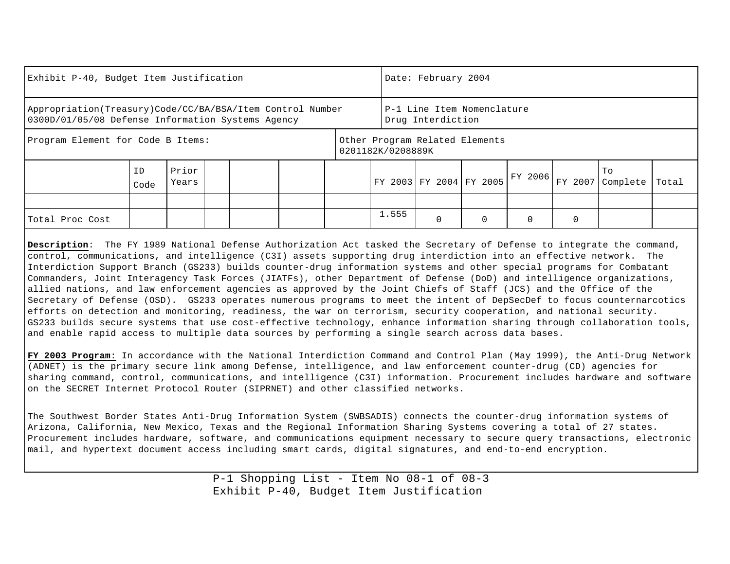| Exhibit P-40, Budget Item Justification | Date: February 2004 |
|---|---|
| Appropriation(Treasury)Code/CC/BA/BSA/Item Control Number<br>0300D/01/05/08 Defense Information Systems Agency | P-1 Line Item Nomenclature<br>Drug Interdiction |
| Program Element for Code B Items: | Other Program Related Elements<br>0201182K/0208889K |

| | ID Code | Prior Years | | | | | FY 2003 | FY 2004 | FY 2005 | FY 2006 | FY 2007 | To Complete | Total |
|---|---|---|---|---|---|---|---|---|---|---|---|---|---|
| | | | | | | | | | | | | | |
| Total Proc Cost | | | | | | | 1.555 | 0 | 0 | 0 | 0 | | |

**Description**: The FY 1989 National Defense Authorization Act tasked the Secretary of Defense to integrate the command, control, communications, and intelligence (C3I) assets supporting drug interdiction into an effective network. The Interdiction Support Branch (GS233) builds counter-drug information systems and other special programs for Combatant Commanders, Joint Interagency Task Forces (JIATFs), other Department of Defense (DoD) and intelligence organizations, allied nations, and law enforcement agencies as approved by the Joint Chiefs of Staff (JCS) and the Office of the Secretary of Defense (OSD). GS233 operates numerous programs to meet the intent of DepSecDef to focus counternarcotics efforts on detection and monitoring, readiness, the war on terrorism, security cooperation, and national security. GS233 builds secure systems that use cost-effective technology, enhance information sharing through collaboration tools, and enable rapid access to multiple data sources by performing a single search across data bases.

**FY 2003 Program**: In accordance with the National Interdiction Command and Control Plan (May 1999), the Anti-Drug Network (ADNET) is the primary secure link among Defense, intelligence, and law enforcement counter-drug (CD) agencies for sharing command, control, communications, and intelligence (C3I) information. Procurement includes hardware and software on the SECRET Internet Protocol Router (SIPRNET) and other classified networks.

The Southwest Border States Anti-Drug Information System (SWBSADIS) connects the counter-drug information systems of Arizona, California, New Mexico, Texas and the Regional Information Sharing Systems covering a total of 27 states. Procurement includes hardware, software, and communications equipment necessary to secure query transactions, electronic mail, and hypertext document access including smart cards, digital signatures, and end-to-end encryption.

P-1 Shopping List - Item No 08-1 of 08-3
Exhibit P-40, Budget Item Justification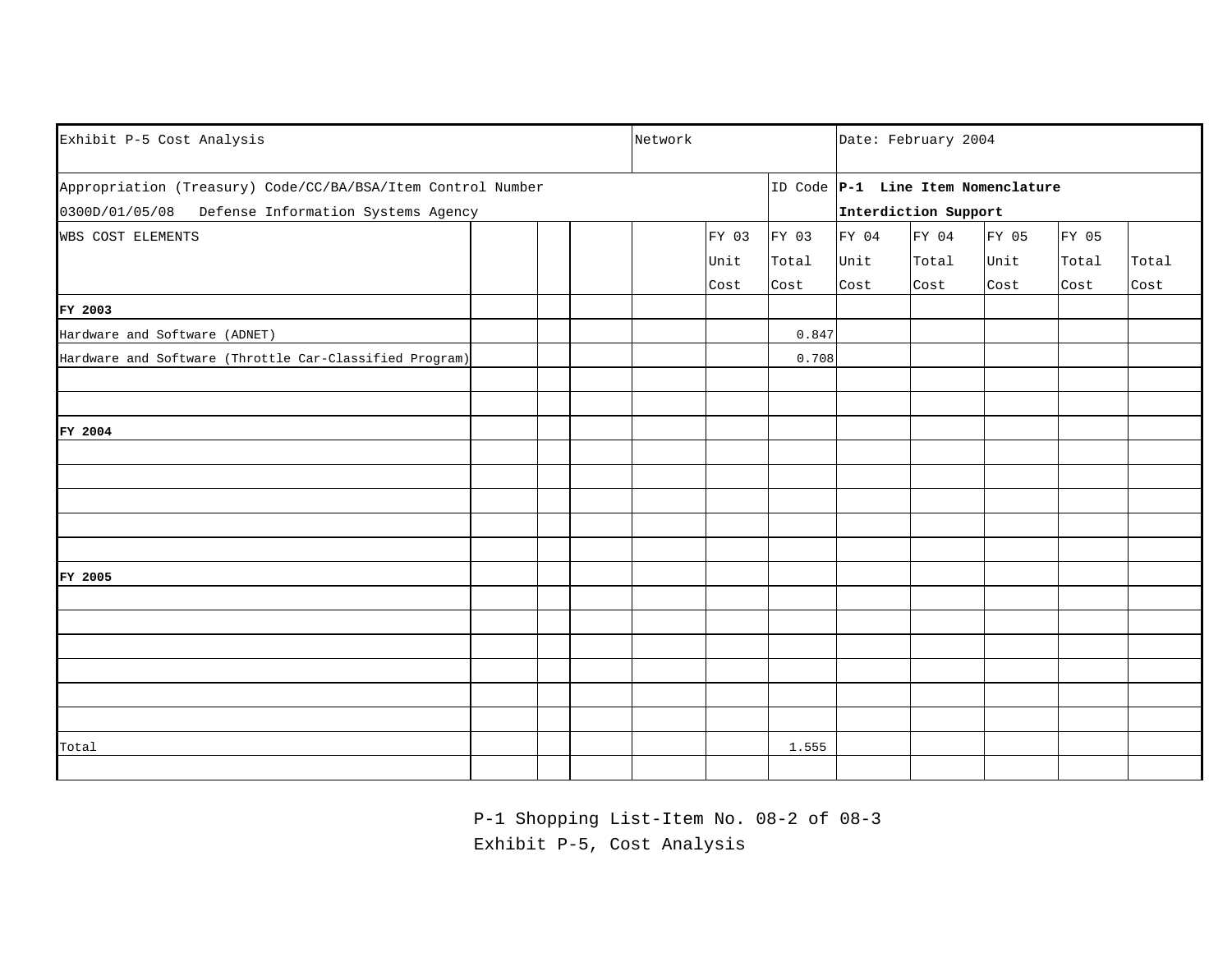| Exhibit P-5 Cost Analysis | | | | Network | | | Date: February 2004 | | | | |
|---|---|---|---|---|---|---|---|---|---|---|---|
| Appropriation (Treasury) Code/CC/BA/BSA/Item Control Number<br>0300D/01/05/08 Defense Information Systems Agency | | | | | | ID Code | **P-1 Line Item Nomenclature**<br>**Interdiction Support** | | | | |
| WBS COST ELEMENTS | | | | | FY 03 Unit Cost | FY 03 Total Cost | FY 04 Unit Cost | FY 04 Total Cost | FY 05 Unit Cost | FY 05 Total Cost | Total Cost |
| **FY 2003** | | | | | | | | | | | |
| Hardware and Software (ADNET) | | | | | | 0.847 | | | | | |
| Hardware and Software (Throttle Car-Classified Program) | | | | | | 0.708 | | | | | |
| | | | | | | | | | | | |
| | | | | | | | | | | | |
| **FY 2004** | | | | | | | | | | | |
| | | | | | | | | | | | |
| | | | | | | | | | | | |
| | | | | | | | | | | | |
| | | | | | | | | | | | |
| | | | | | | | | | | | |
| **FY 2005** | | | | | | | | | | | |
| | | | | | | | | | | | |
| | | | | | | | | | | | |
| | | | | | | | | | | | |
| | | | | | | | | | | | |
| | | | | | | | | | | | |
| | | | | | | | | | | | |
| Total | | | | | | 1.555 | | | | | |
| | | | | | | | | | | | |

P-1 Shopping List-Item No. 08-2 of 08-3
Exhibit P-5, Cost Analysis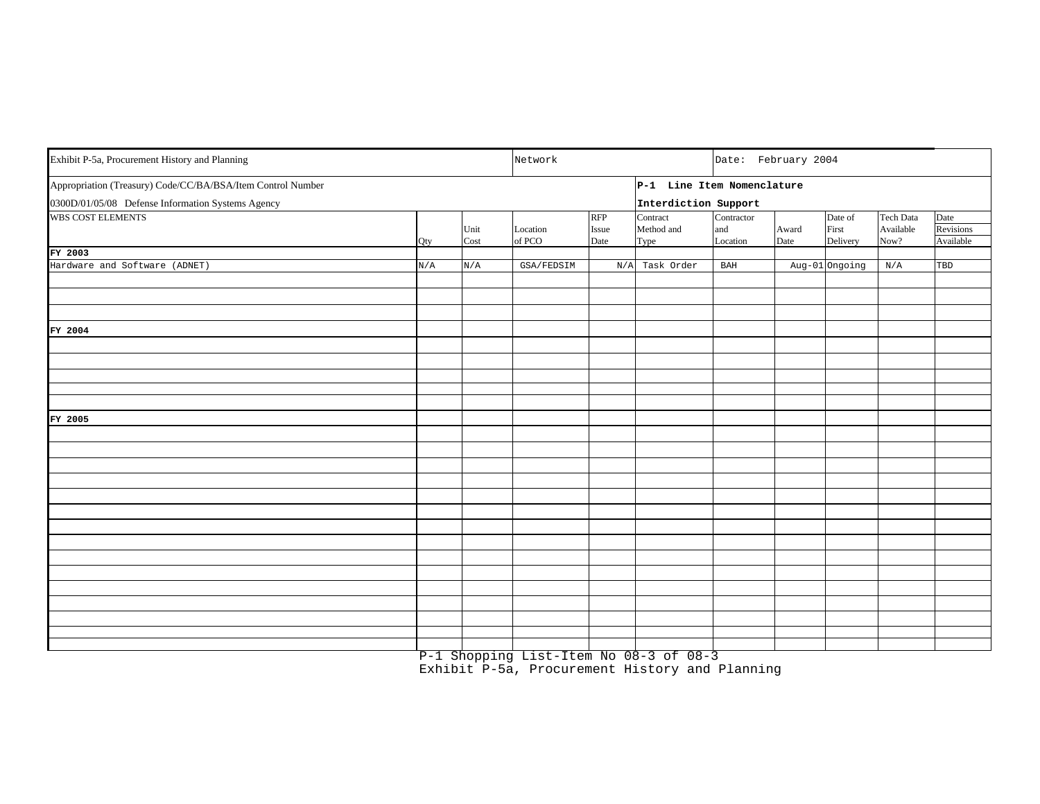| Exhibit P-5a, Procurement History and Planning | | | Network | | | Date: February 2004 | | | | |
|---|---|---|---|---|---|---|---|---|---|---|
| Appropriation (Treasury) Code/CC/BA/BSA/Item Control Number | | | | | **P-1 Line Item Nomenclature** | | | | | |
| 0300D/01/05/08 Defense Information Systems Agency | | | | | **Interdiction Support** | | | | | |
| WBS COST ELEMENTS | Qty | Unit Cost | Location of PCO | RFP Issue Date | Contract Method and Type | Contractor and Location | Award Date | Date of First Delivery | Tech Data Available Now? | Date Revisions Available |
| **FY 2003** | | | | | | | | | | |
| Hardware and Software (ADNET) | N/A | N/A | GSA/FEDSIM | N/A | Task Order | BAH | Aug-01 | Ongoing | N/A | TBD |
| **FY 2004** | | | | | | | | | | |
| **FY 2005** | | | | | | | | | | |

P-1 Shopping List-Item No 08-3 of 08-3
Exhibit P-5a, Procurement History and Planning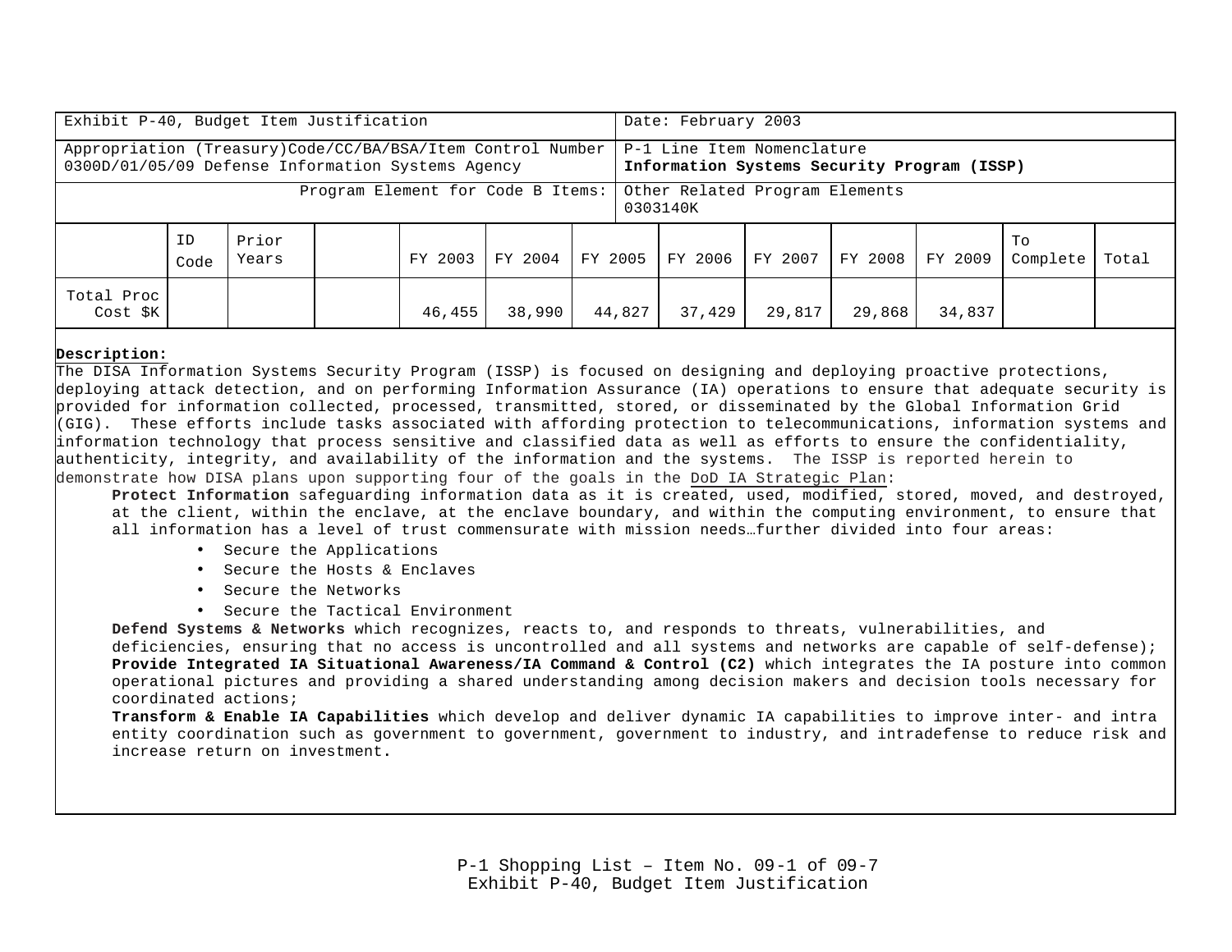| Exhibit P-40, Budget Item Justification | Date: February 2003 |
|---|---|
| Appropriation (Treasury)Code/CC/BA/BSA/Item Control Number 0300D/01/05/09 Defense Information Systems Agency | P-1 Line Item Nomenclature **Information Systems Security Program (ISSP)** |
| Program Element for Code B Items: | Other Related Program Elements 0303140K |

| | ID Code | Prior Years | | FY 2003 | FY 2004 | FY 2005 | FY 2006 | FY 2007 | FY 2008 | FY 2009 | To Complete | Total |
|---|---|---|---|---|---|---|---|---|---|---|---|---|
| Total Proc Cost $K | | | | 46,455 | 38,990 | 44,827 | 37,429 | 29,817 | 29,868 | 34,837 | | |

**Description:**

The DISA Information Systems Security Program (ISSP) is focused on designing and deploying proactive protections, deploying attack detection, and on performing Information Assurance (IA) operations to ensure that adequate security is provided for information collected, processed, transmitted, stored, or disseminated by the Global Information Grid (GIG). These efforts include tasks associated with affording protection to telecommunications, information systems and information technology that process sensitive and classified data as well as efforts to ensure the confidentiality, authenticity, integrity, and availability of the information and the systems. The ISSP is reported herein to demonstrate how DISA plans upon supporting four of the goals in the DoD IA Strategic Plan:

**Protect Information** safeguarding information data as it is created, used, modified, stored, moved, and destroyed, at the client, within the enclave, at the enclave boundary, and within the computing environment, to ensure that all information has a level of trust commensurate with mission needs…further divided into four areas:

- Secure the Applications
- Secure the Hosts & Enclaves
- Secure the Networks
- Secure the Tactical Environment

**Defend Systems & Networks** which recognizes, reacts to, and responds to threats, vulnerabilities, and deficiencies, ensuring that no access is uncontrolled and all systems and networks are capable of self-defense);

**Provide Integrated IA Situational Awareness/IA Command & Control (C2)** which integrates the IA posture into common operational pictures and providing a shared understanding among decision makers and decision tools necessary for coordinated actions;

**Transform & Enable IA Capabilities** which develop and deliver dynamic IA capabilities to improve inter- and intra entity coordination such as government to government, government to industry, and intradefense to reduce risk and increase return on investment.

P-1 Shopping List – Item No. 09-1 of 09-7
Exhibit P-40, Budget Item Justification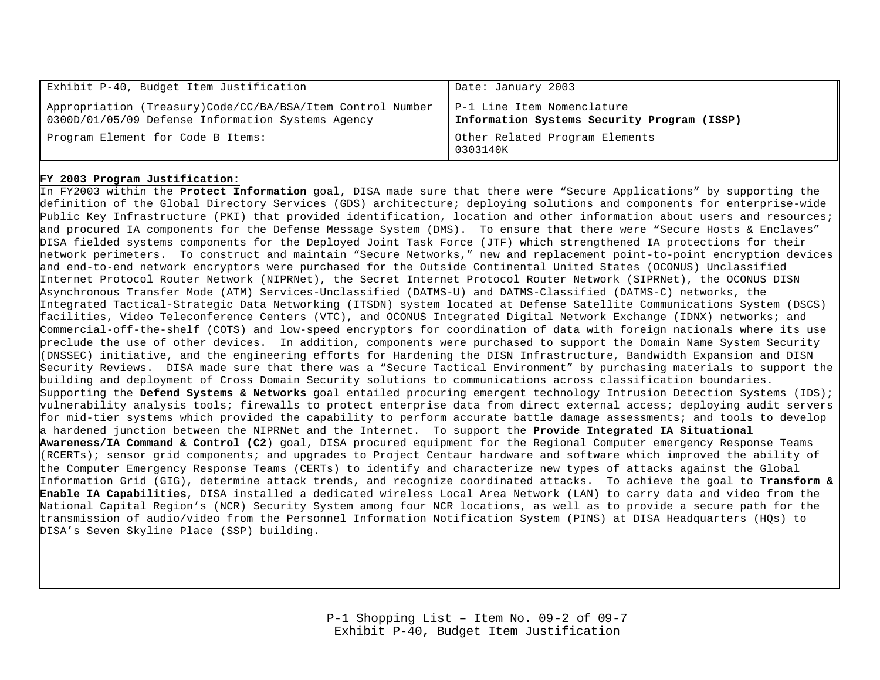| Exhibit P-40, Budget Item Justification | Date: January 2003 |
| --- | --- |
| Appropriation (Treasury)Code/CC/BA/BSA/Item Control Number<br>0300D/01/05/09 Defense Information Systems Agency | P-1 Line Item Nomenclature<br>**Information Systems Security Program (ISSP)** |
| Program Element for Code B Items: | Other Related Program Elements<br>0303140K |

**FY 2003 Program Justification:**

In FY2003 within the **Protect Information** goal, DISA made sure that there were "Secure Applications" by supporting the definition of the Global Directory Services (GDS) architecture; deploying solutions and components for enterprise-wide Public Key Infrastructure (PKI) that provided identification, location and other information about users and resources; and procured IA components for the Defense Message System (DMS). To ensure that there were "Secure Hosts & Enclaves" DISA fielded systems components for the Deployed Joint Task Force (JTF) which strengthened IA protections for their network perimeters. To construct and maintain "Secure Networks," new and replacement point-to-point encryption devices and end-to-end network encryptors were purchased for the Outside Continental United States (OCONUS) Unclassified Internet Protocol Router Network (NIPRNet), the Secret Internet Protocol Router Network (SIPRNet), the OCONUS DISN Asynchronous Transfer Mode (ATM) Services-Unclassified (DATMS-U) and DATMS-Classified (DATMS-C) networks, the Integrated Tactical-Strategic Data Networking (ITSDN) system located at Defense Satellite Communications System (DSCS) facilities, Video Teleconference Centers (VTC), and OCONUS Integrated Digital Network Exchange (IDNX) networks; and Commercial-off-the-shelf (COTS) and low-speed encryptors for coordination of data with foreign nationals where its use preclude the use of other devices. In addition, components were purchased to support the Domain Name System Security (DNSSEC) initiative, and the engineering efforts for Hardening the DISN Infrastructure, Bandwidth Expansion and DISN Security Reviews. DISA made sure that there was a "Secure Tactical Environment" by purchasing materials to support the building and deployment of Cross Domain Security solutions to communications across classification boundaries. Supporting the **Defend Systems & Networks** goal entailed procuring emergent technology Intrusion Detection Systems (IDS); vulnerability analysis tools; firewalls to protect enterprise data from direct external access; deploying audit servers for mid-tier systems which provided the capability to perform accurate battle damage assessments; and tools to develop a hardened junction between the NIPRNet and the Internet. To support the **Provide Integrated IA Situational Awareness/IA Command & Control (C2**) goal, DISA procured equipment for the Regional Computer emergency Response Teams (RCERTs); sensor grid components; and upgrades to Project Centaur hardware and software which improved the ability of the Computer Emergency Response Teams (CERTs) to identify and characterize new types of attacks against the Global Information Grid (GIG), determine attack trends, and recognize coordinated attacks. To achieve the goal to **Transform & Enable IA Capabilities**, DISA installed a dedicated wireless Local Area Network (LAN) to carry data and video from the National Capital Region's (NCR) Security System among four NCR locations, as well as to provide a secure path for the transmission of audio/video from the Personnel Information Notification System (PINS) at DISA Headquarters (HQs) to DISA's Seven Skyline Place (SSP) building.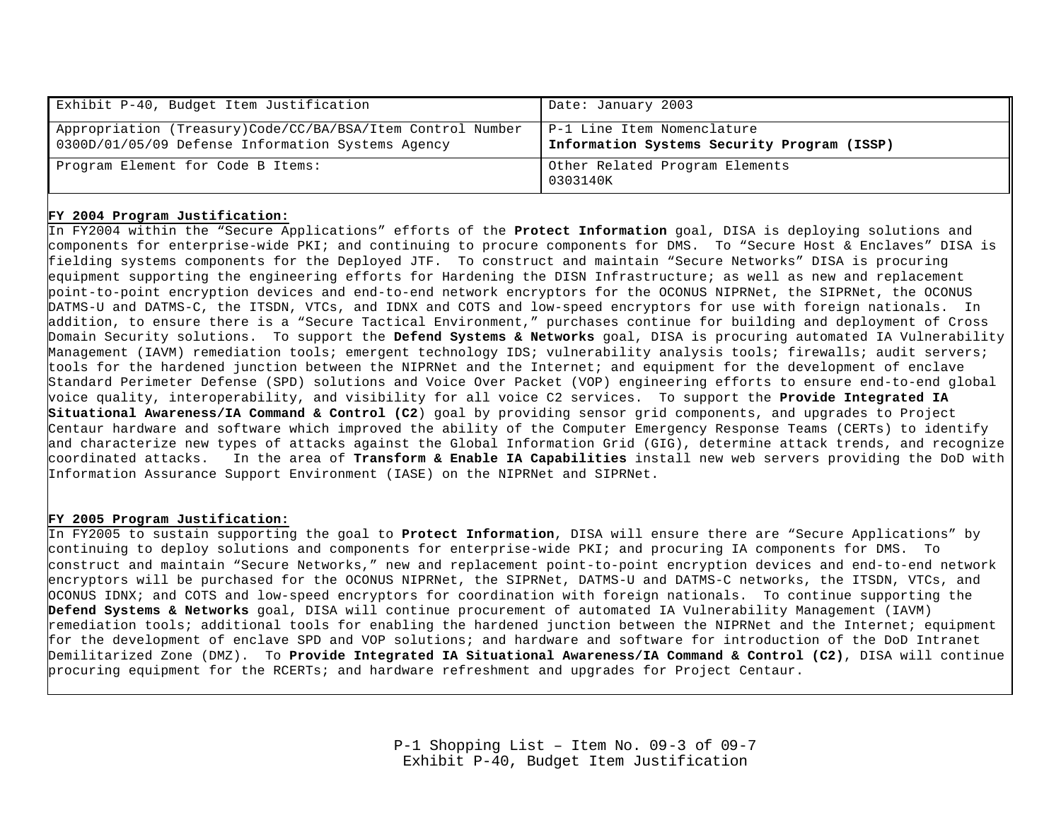| Exhibit P-40, Budget Item Justification | Date: January 2003 |
|---|---|
| Appropriation (Treasury)Code/CC/BA/BSA/Item Control Number<br>0300D/01/05/09 Defense Information Systems Agency | P-1 Line Item Nomenclature<br>**Information Systems Security Program (ISSP)** |
| Program Element for Code B Items: | Other Related Program Elements<br>0303140K |

**FY 2004 Program Justification:**

In FY2004 within the "Secure Applications" efforts of the **Protect Information** goal, DISA is deploying solutions and components for enterprise-wide PKI; and continuing to procure components for DMS. To "Secure Host & Enclaves" DISA is fielding systems components for the Deployed JTF. To construct and maintain "Secure Networks" DISA is procuring equipment supporting the engineering efforts for Hardening the DISN Infrastructure; as well as new and replacement point-to-point encryption devices and end-to-end network encryptors for the OCONUS NIPRNet, the SIPRNet, the OCONUS DATMS-U and DATMS-C, the ITSDN, VTCs, and IDNX and COTS and low-speed encryptors for use with foreign nationals. In addition, to ensure there is a "Secure Tactical Environment," purchases continue for building and deployment of Cross Domain Security solutions. To support the **Defend Systems & Networks** goal, DISA is procuring automated IA Vulnerability Management (IAVM) remediation tools; emergent technology IDS; vulnerability analysis tools; firewalls; audit servers; tools for the hardened junction between the NIPRNet and the Internet; and equipment for the development of enclave Standard Perimeter Defense (SPD) solutions and Voice Over Packet (VOP) engineering efforts to ensure end-to-end global voice quality, interoperability, and visibility for all voice C2 services. To support the **Provide Integrated IA Situational Awareness/IA Command & Control (C2**) goal by providing sensor grid components, and upgrades to Project Centaur hardware and software which improved the ability of the Computer Emergency Response Teams (CERTs) to identify and characterize new types of attacks against the Global Information Grid (GIG), determine attack trends, and recognize coordinated attacks. In the area of **Transform & Enable IA Capabilities** install new web servers providing the DoD with Information Assurance Support Environment (IASE) on the NIPRNet and SIPRNet.

**FY 2005 Program Justification:**

In FY2005 to sustain supporting the goal to **Protect Information**, DISA will ensure there are "Secure Applications" by continuing to deploy solutions and components for enterprise-wide PKI; and procuring IA components for DMS. To construct and maintain "Secure Networks," new and replacement point-to-point encryption devices and end-to-end network encryptors will be purchased for the OCONUS NIPRNet, the SIPRNet, DATMS-U and DATMS-C networks, the ITSDN, VTCs, and OCONUS IDNX; and COTS and low-speed encryptors for coordination with foreign nationals. To continue supporting the **Defend Systems & Networks** goal, DISA will continue procurement of automated IA Vulnerability Management (IAVM) remediation tools; additional tools for enabling the hardened junction between the NIPRNet and the Internet; equipment for the development of enclave SPD and VOP solutions; and hardware and software for introduction of the DoD Intranet Demilitarized Zone (DMZ). To **Provide Integrated IA Situational Awareness/IA Command & Control (C2)**, DISA will continue procuring equipment for the RCERTs; and hardware refreshment and upgrades for Project Centaur.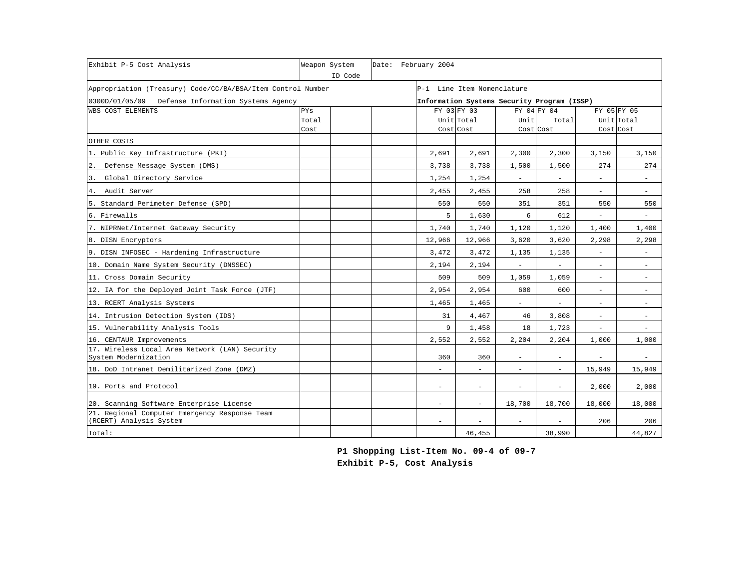| Exhibit P-5 Cost Analysis | Weapon System ID Code | | Date: February 2004 | | | | | |
|---|---|---|---|---|---|---|---|---|
| Appropriation (Treasury) Code/CC/BA/BSA/Item Control Number | | | P-1 Line Item Nomenclature | | | | | |
| 0300D/01/05/09 Defense Information Systems Agency | | | Information Systems Security Program (ISSP) | | | | | |
| WBS COST ELEMENTS | PYs Total Cost | | | FY 03 Unit Cost | FY 03 Total Cost | FY 04 Unit Cost | FY 04 Total Cost | FY 05 Unit Cost | FY 05 Total Cost |
| OTHER COSTS | | | | | | | | | |
| 1. Public Key Infrastructure (PKI) | | | | 2,691 | 2,691 | 2,300 | 2,300 | 3,150 | 3,150 |
| 2. Defense Message System (DMS) | | | | 3,738 | 3,738 | 1,500 | 1,500 | 274 | 274 |
| 3. Global Directory Service | | | | 1,254 | 1,254 | - | - | - | - |
| 4. Audit Server | | | | 2,455 | 2,455 | 258 | 258 | - | - |
| 5. Standard Perimeter Defense (SPD) | | | | 550 | 550 | 351 | 351 | 550 | 550 |
| 6. Firewalls | | | | 5 | 1,630 | 6 | 612 | - | - |
| 7. NIPRNet/Internet Gateway Security | | | | 1,740 | 1,740 | 1,120 | 1,120 | 1,400 | 1,400 |
| 8. DISN Encryptors | | | | 12,966 | 12,966 | 3,620 | 3,620 | 2,298 | 2,298 |
| 9. DISN INFOSEC - Hardening Infrastructure | | | | 3,472 | 3,472 | 1,135 | 1,135 | - | - |
| 10. Domain Name System Security (DNSSEC) | | | | 2,194 | 2,194 | - | - | - | - |
| 11. Cross Domain Security | | | | 509 | 509 | 1,059 | 1,059 | - | - |
| 12. IA for the Deployed Joint Task Force (JTF) | | | | 2,954 | 2,954 | 600 | 600 | - | - |
| 13. RCERT Analysis Systems | | | | 1,465 | 1,465 | - | - | - | - |
| 14. Intrusion Detection System (IDS) | | | | 31 | 4,467 | 46 | 3,808 | - | - |
| 15. Vulnerability Analysis Tools | | | | 9 | 1,458 | 18 | 1,723 | - | - |
| 16. CENTAUR Improvements | | | | 2,552 | 2,552 | 2,204 | 2,204 | 1,000 | 1,000 |
| 17. Wireless Local Area Network (LAN) Security System Modernization | | | | 360 | 360 | - | - | - | - |
| 18. DoD Intranet Demilitarized Zone (DMZ) | | | | - | - | - | - | 15,949 | 15,949 |
| 19. Ports and Protocol | | | | - | - | - | - | 2,000 | 2,000 |
| 20. Scanning Software Enterprise License | | | | - | - | 18,700 | 18,700 | 18,000 | 18,000 |
| 21. Regional Computer Emergency Response Team (RCERT) Analysis System | | | | - | - | - | - | 206 | 206 |
| Total: | | | | | 46,455 | | 38,990 | | 44,827 |

**P1 Shopping List-Item No. 09-4 of 09-7**
**Exhibit P-5, Cost Analysis**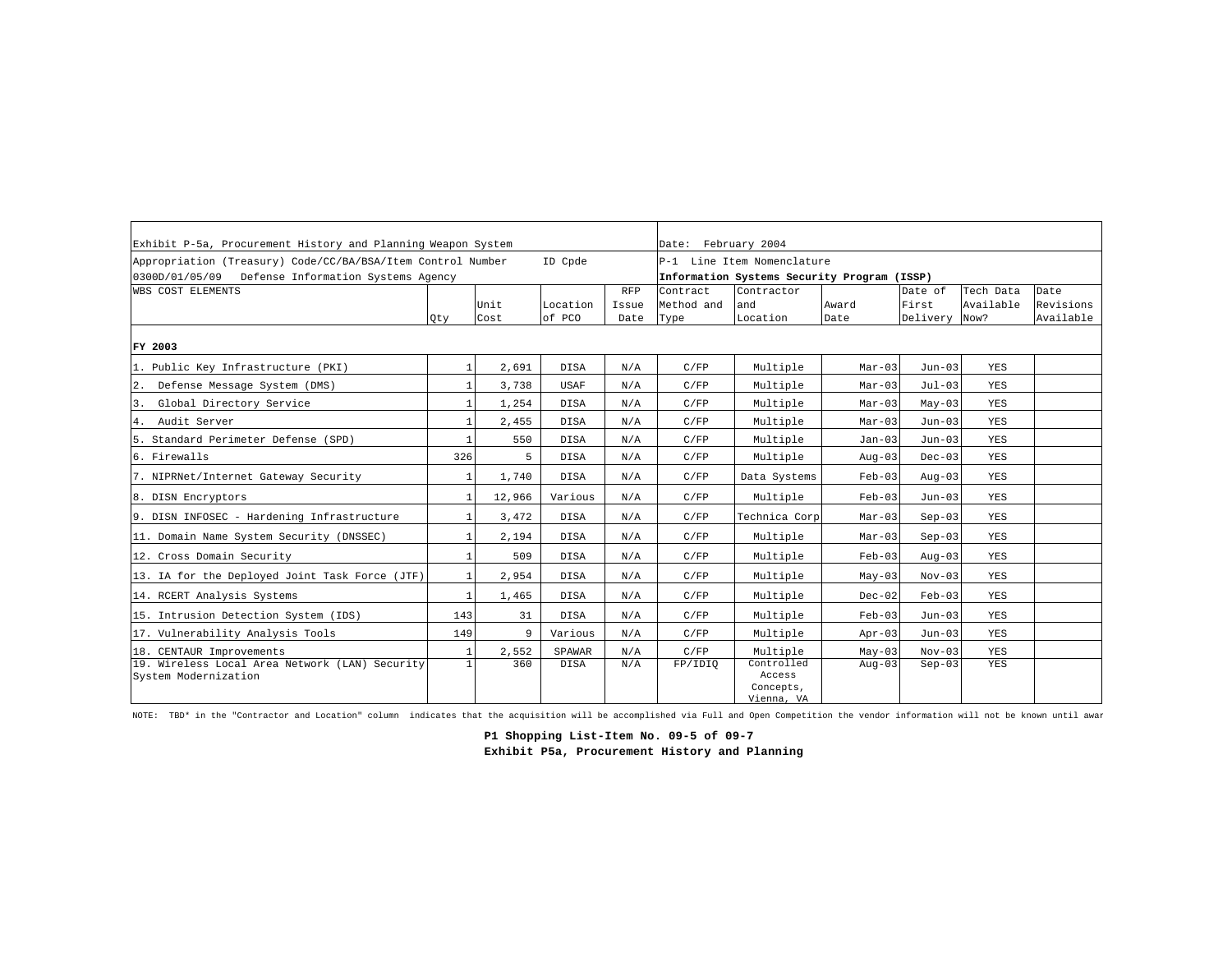| Exhibit P-5a, Procurement History and Planning Weapon System | | | | | Date: February 2004 | | | | | |
|---|---|---|---|---|---|---|---|---|---|---|
| Appropriation (Treasury) Code/CC/BA/BSA/Item Control Number ID Cpde | | | | | P-1 Line Item Nomenclature | | | | | |
| 0300D/01/05/09 Defense Information Systems Agency | | | | | **Information Systems Security Program (ISSP)** | | | | | |
| WBS COST ELEMENTS | Qty | Unit Cost | Location of PCO | RFP Issue Date | Contract Method and Type | Contractor and Location | Award Date | Date of First Delivery | Tech Data Available Now? | Date Revisions Available |
| **FY 2003** | | | | | | | | | | |
| 1. Public Key Infrastructure (PKI) | 1 | 2,691 | DISA | N/A | C/FP | Multiple | Mar-03 | Jun-03 | YES | |
| 2. Defense Message System (DMS) | 1 | 3,738 | USAF | N/A | C/FP | Multiple | Mar-03 | Jul-03 | YES | |
| 3. Global Directory Service | 1 | 1,254 | DISA | N/A | C/FP | Multiple | Mar-03 | May-03 | YES | |
| 4. Audit Server | 1 | 2,455 | DISA | N/A | C/FP | Multiple | Mar-03 | Jun-03 | YES | |
| 5. Standard Perimeter Defense (SPD) | 1 | 550 | DISA | N/A | C/FP | Multiple | Jan-03 | Jun-03 | YES | |
| 6. Firewalls | 326 | 5 | DISA | N/A | C/FP | Multiple | Aug-03 | Dec-03 | YES | |
| 7. NIPRNet/Internet Gateway Security | 1 | 1,740 | DISA | N/A | C/FP | Data Systems | Feb-03 | Aug-03 | YES | |
| 8. DISN Encryptors | 1 | 12,966 | Various | N/A | C/FP | Multiple | Feb-03 | Jun-03 | YES | |
| 9. DISN INFOSEC - Hardening Infrastructure | 1 | 3,472 | DISA | N/A | C/FP | Technica Corp | Mar-03 | Sep-03 | YES | |
| 11. Domain Name System Security (DNSSEC) | 1 | 2,194 | DISA | N/A | C/FP | Multiple | Mar-03 | Sep-03 | YES | |
| 12. Cross Domain Security | 1 | 509 | DISA | N/A | C/FP | Multiple | Feb-03 | Aug-03 | YES | |
| 13. IA for the Deployed Joint Task Force (JTF) | 1 | 2,954 | DISA | N/A | C/FP | Multiple | May-03 | Nov-03 | YES | |
| 14. RCERT Analysis Systems | 1 | 1,465 | DISA | N/A | C/FP | Multiple | Dec-02 | Feb-03 | YES | |
| 15. Intrusion Detection System (IDS) | 143 | 31 | DISA | N/A | C/FP | Multiple | Feb-03 | Jun-03 | YES | |
| 17. Vulnerability Analysis Tools | 149 | 9 | Various | N/A | C/FP | Multiple | Apr-03 | Jun-03 | YES | |
| 18. CENTAUR Improvements | 1 | 2,552 | SPAWAR | N/A | C/FP | Multiple | May-03 | Nov-03 | YES | |
| 19. Wireless Local Area Network (LAN) Security System Modernization | 1 | 360 | DISA | N/A | FP/IDIQ | Controlled Access Concepts, Vienna, VA | Aug-03 | Sep-03 | YES | |

NOTE: TBD* in the "Contractor and Location" column indicates that the acquisition will be accomplished via Full and Open Competition the vendor information will not be known until awar

**P1 Shopping List-Item No. 09-5 of 09-7**
**Exhibit P5a, Procurement History and Planning**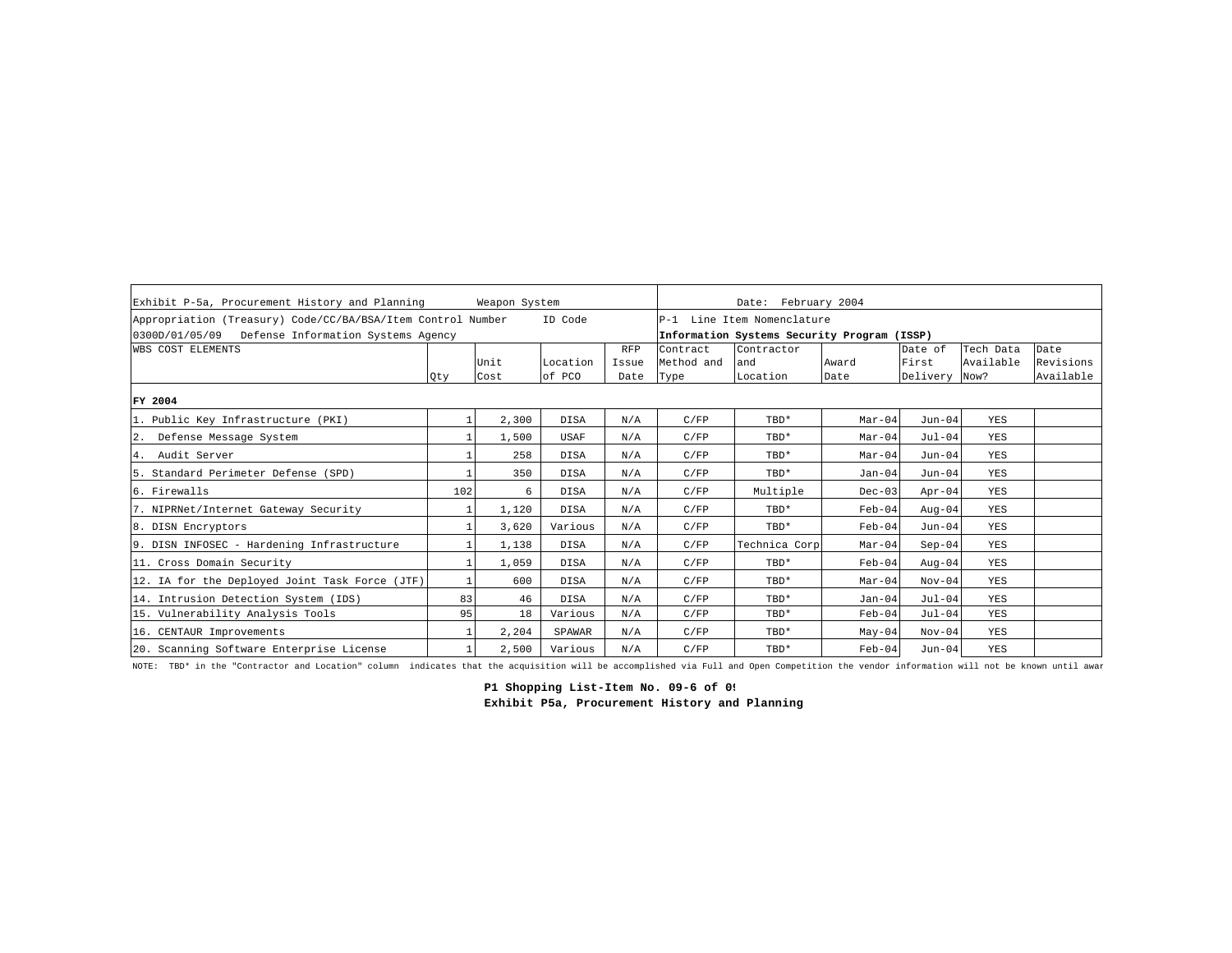| Exhibit P-5a, Procurement History and Planning | | Weapon System | | | Date: February 2004 | | | | | |
|---|---|---|---|---|---|---|---|---|---|---|
| Appropriation (Treasury) Code/CC/BA/BSA/Item Control Number | | | ID Code | | P-1 Line Item Nomenclature | | | | | |
| 0300D/01/05/09 Defense Information Systems Agency | | | | | **Information Systems Security Program (ISSP)** | | | | | |
| WBS COST ELEMENTS | Qty | Unit Cost | Location of PCO | RFP Issue Date | Contract Method and Type | Contractor and Location | Award Date | Date of First Delivery | Tech Data Available Now? | Date Revisions Available |
| **FY 2004** | | | | | | | | | | |
| 1. Public Key Infrastructure (PKI) | 1 | 2,300 | DISA | N/A | C/FP | TBD* | Mar-04 | Jun-04 | YES | |
| 2. Defense Message System | 1 | 1,500 | USAF | N/A | C/FP | TBD* | Mar-04 | Jul-04 | YES | |
| 4. Audit Server | 1 | 258 | DISA | N/A | C/FP | TBD* | Mar-04 | Jun-04 | YES | |
| 5. Standard Perimeter Defense (SPD) | 1 | 350 | DISA | N/A | C/FP | TBD* | Jan-04 | Jun-04 | YES | |
| 6. Firewalls | 102 | 6 | DISA | N/A | C/FP | Multiple | Dec-03 | Apr-04 | YES | |
| 7. NIPRNet/Internet Gateway Security | 1 | 1,120 | DISA | N/A | C/FP | TBD* | Feb-04 | Aug-04 | YES | |
| 8. DISN Encryptors | 1 | 3,620 | Various | N/A | C/FP | TBD* | Feb-04 | Jun-04 | YES | |
| 9. DISN INFOSEC - Hardening Infrastructure | 1 | 1,138 | DISA | N/A | C/FP | Technica Corp | Mar-04 | Sep-04 | YES | |
| 11. Cross Domain Security | 1 | 1,059 | DISA | N/A | C/FP | TBD* | Feb-04 | Aug-04 | YES | |
| 12. IA for the Deployed Joint Task Force (JTF) | 1 | 600 | DISA | N/A | C/FP | TBD* | Mar-04 | Nov-04 | YES | |
| 14. Intrusion Detection System (IDS) | 83 | 46 | DISA | N/A | C/FP | TBD* | Jan-04 | Jul-04 | YES | |
| 15. Vulnerability Analysis Tools | 95 | 18 | Various | N/A | C/FP | TBD* | Feb-04 | Jul-04 | YES | |
| 16. CENTAUR Improvements | 1 | 2,204 | SPAWAR | N/A | C/FP | TBD* | May-04 | Nov-04 | YES | |
| 20. Scanning Software Enterprise License | 1 | 2,500 | Various | N/A | C/FP | TBD* | Feb-04 | Jun-04 | YES | |

NOTE: TBD* in the "Contractor and Location" column indicates that the acquisition will be accomplished via Full and Open Competition the vendor information will not be known until awar

**P1 Shopping List-Item No. 09-6 of 0!**
**Exhibit P5a, Procurement History and Planning**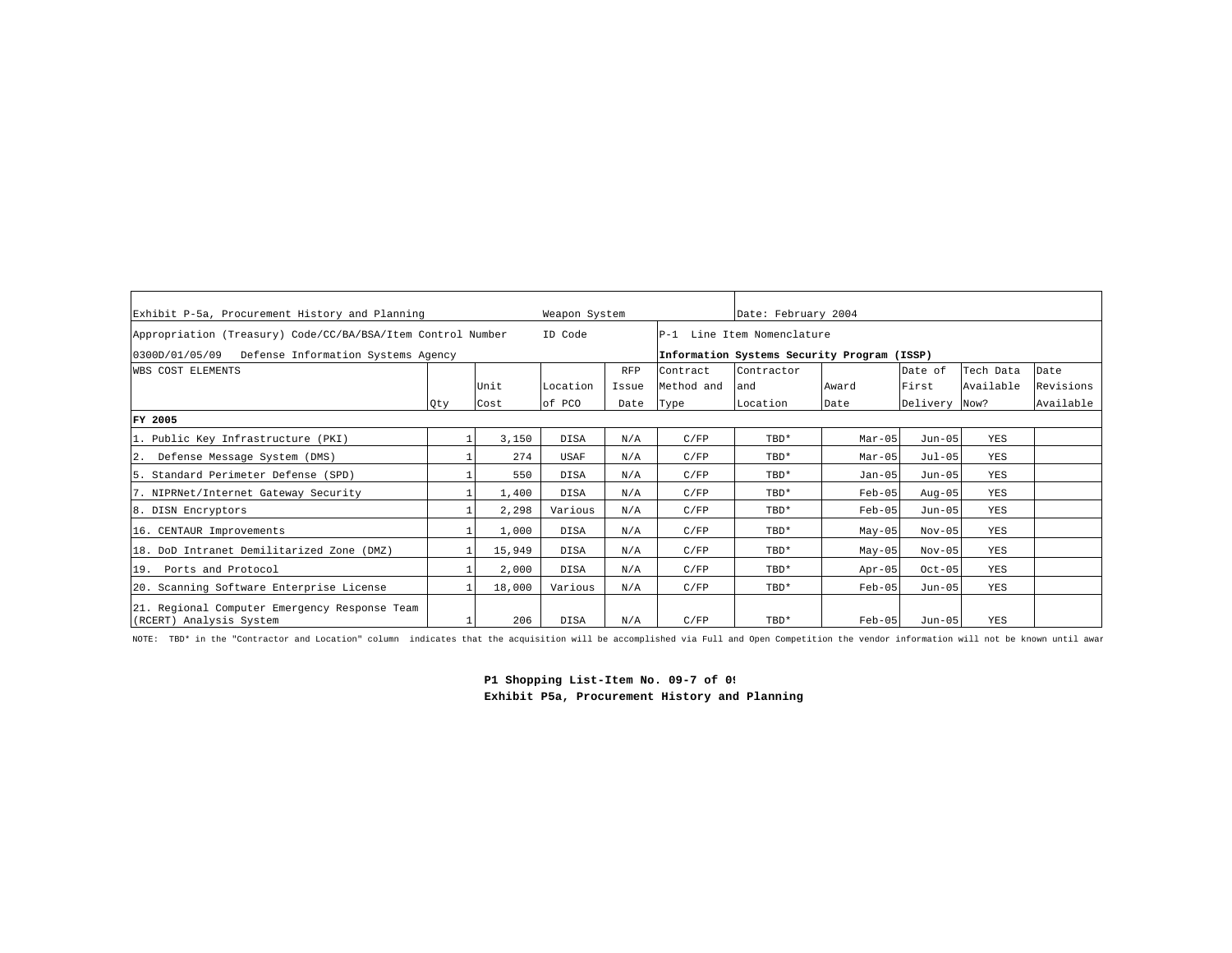| Exhibit P-5a, Procurement History and Planning | | | Weapon System | | | Date: February 2004 | | | | |
|---|---|---|---|---|---|---|---|---|---|---|
| Appropriation (Treasury) Code/CC/BA/BSA/Item Control Number | | | ID Code | | P-1 Line Item Nomenclature | | | | | |
| 0300D/01/05/09 Defense Information Systems Agency | | | | | **Information Systems Security Program (ISSP)** | | | | | |
| WBS COST ELEMENTS | Qty | Unit Cost | Location of PCO | RFP Issue Date | Contract Method and Type | Contractor and Location | Award Date | Date of First Delivery | Tech Data Available Now? | Date Revisions Available |
| **FY 2005** | | | | | | | | | | |
| 1. Public Key Infrastructure (PKI) | 1 | 3,150 | DISA | N/A | C/FP | TBD* | Mar-05 | Jun-05 | YES | |
| 2. Defense Message System (DMS) | 1 | 274 | USAF | N/A | C/FP | TBD* | Mar-05 | Jul-05 | YES | |
| 5. Standard Perimeter Defense (SPD) | 1 | 550 | DISA | N/A | C/FP | TBD* | Jan-05 | Jun-05 | YES | |
| 7. NIPRNet/Internet Gateway Security | 1 | 1,400 | DISA | N/A | C/FP | TBD* | Feb-05 | Aug-05 | YES | |
| 8. DISN Encryptors | 1 | 2,298 | Various | N/A | C/FP | TBD* | Feb-05 | Jun-05 | YES | |
| 16. CENTAUR Improvements | 1 | 1,000 | DISA | N/A | C/FP | TBD* | May-05 | Nov-05 | YES | |
| 18. DoD Intranet Demilitarized Zone (DMZ) | 1 | 15,949 | DISA | N/A | C/FP | TBD* | May-05 | Nov-05 | YES | |
| 19. Ports and Protocol | 1 | 2,000 | DISA | N/A | C/FP | TBD* | Apr-05 | Oct-05 | YES | |
| 20. Scanning Software Enterprise License | 1 | 18,000 | Various | N/A | C/FP | TBD* | Feb-05 | Jun-05 | YES | |
| 21. Regional Computer Emergency Response Team (RCERT) Analysis System | 1 | 206 | DISA | N/A | C/FP | TBD* | Feb-05 | Jun-05 | YES | |

NOTE: TBD* in the "Contractor and Location" column indicates that the acquisition will be accomplished via Full and Open Competition the vendor information will not be known until awar

**P1 Shopping List-Item No. 09-7 of 09**
**Exhibit P5a, Procurement History and Planning**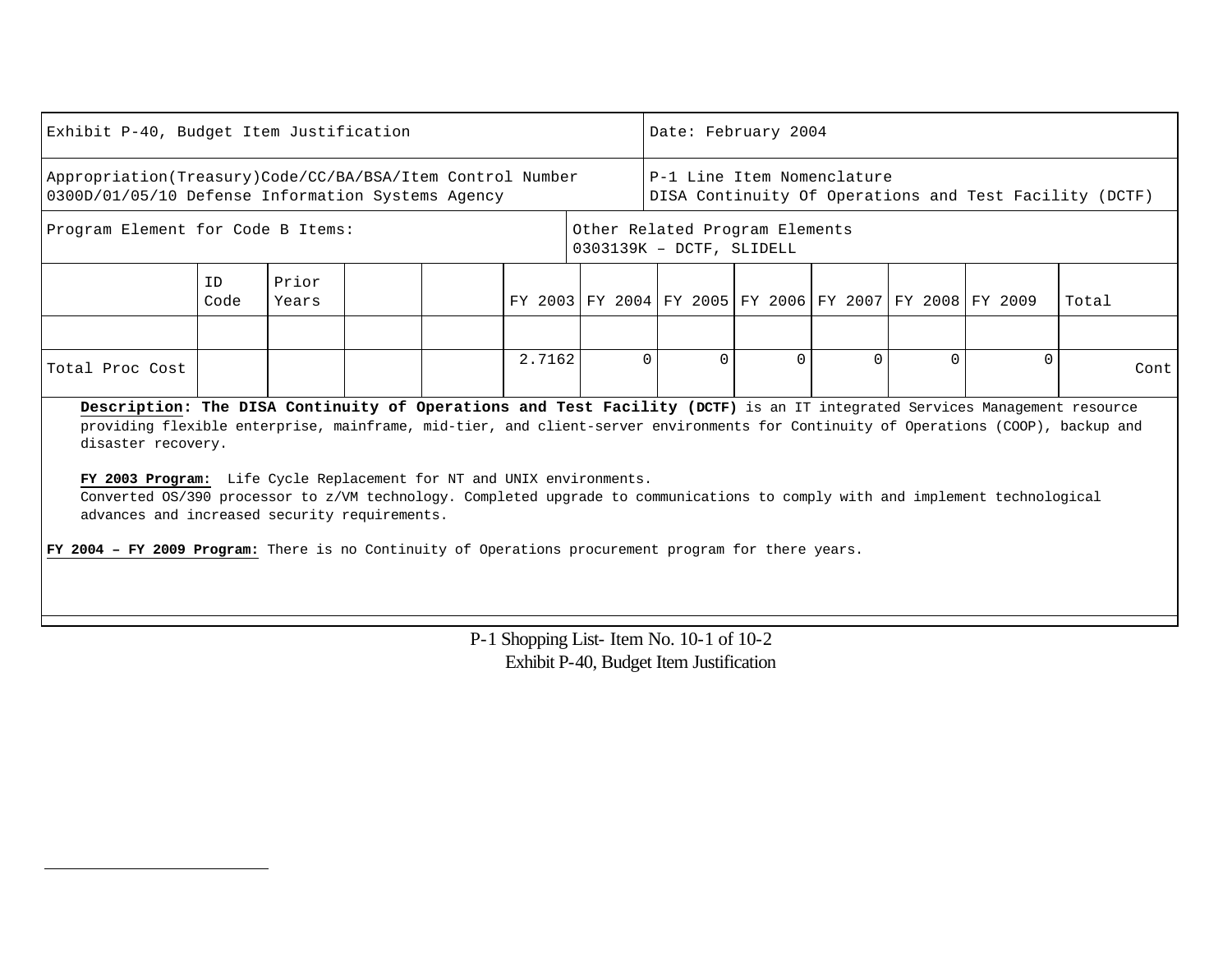| Exhibit P-40, Budget Item Justification | | | | | | | Date: February 2004 | | | | | |
|---|---|---|---|---|---|---|---|---|---|---|---|---|
| Appropriation(Treasury)Code/CC/BA/BSA/Item Control Number 0300D/01/05/10 Defense Information Systems Agency | | | | | | | P-1 Line Item Nomenclature DISA Continuity Of Operations and Test Facility (DCTF) | | | | | |
| Program Element for Code B Items: | | | | | | Other Related Program Elements 0303139K – DCTF, SLIDELL | | | | | | |
| | ID Code | Prior Years | | | FY 2003 | FY 2004 | FY 2005 | FY 2006 | FY 2007 | FY 2008 | FY 2009 | Total |
| | | | | | | | | | | | | |
| Total Proc Cost | | | | | 2.7162 | 0 | 0 | 0 | 0 | 0 | 0 | Cont |

**Description: The DISA Continuity of Operations and Test Facility (DCTF)** is an IT integrated Services Management resource providing flexible enterprise, mainframe, mid-tier, and client-server environments for Continuity of Operations (COOP), backup and disaster recovery.

**FY 2003 Program:** Life Cycle Replacement for NT and UNIX environments.
Converted OS/390 processor to z/VM technology. Completed upgrade to communications to comply with and implement technological advances and increased security requirements.

**FY 2004 – FY 2009 Program:** There is no Continuity of Operations procurement program for there years.

P-1 Shopping List- Item No. 10-1 of 10-2
Exhibit P-40, Budget Item Justification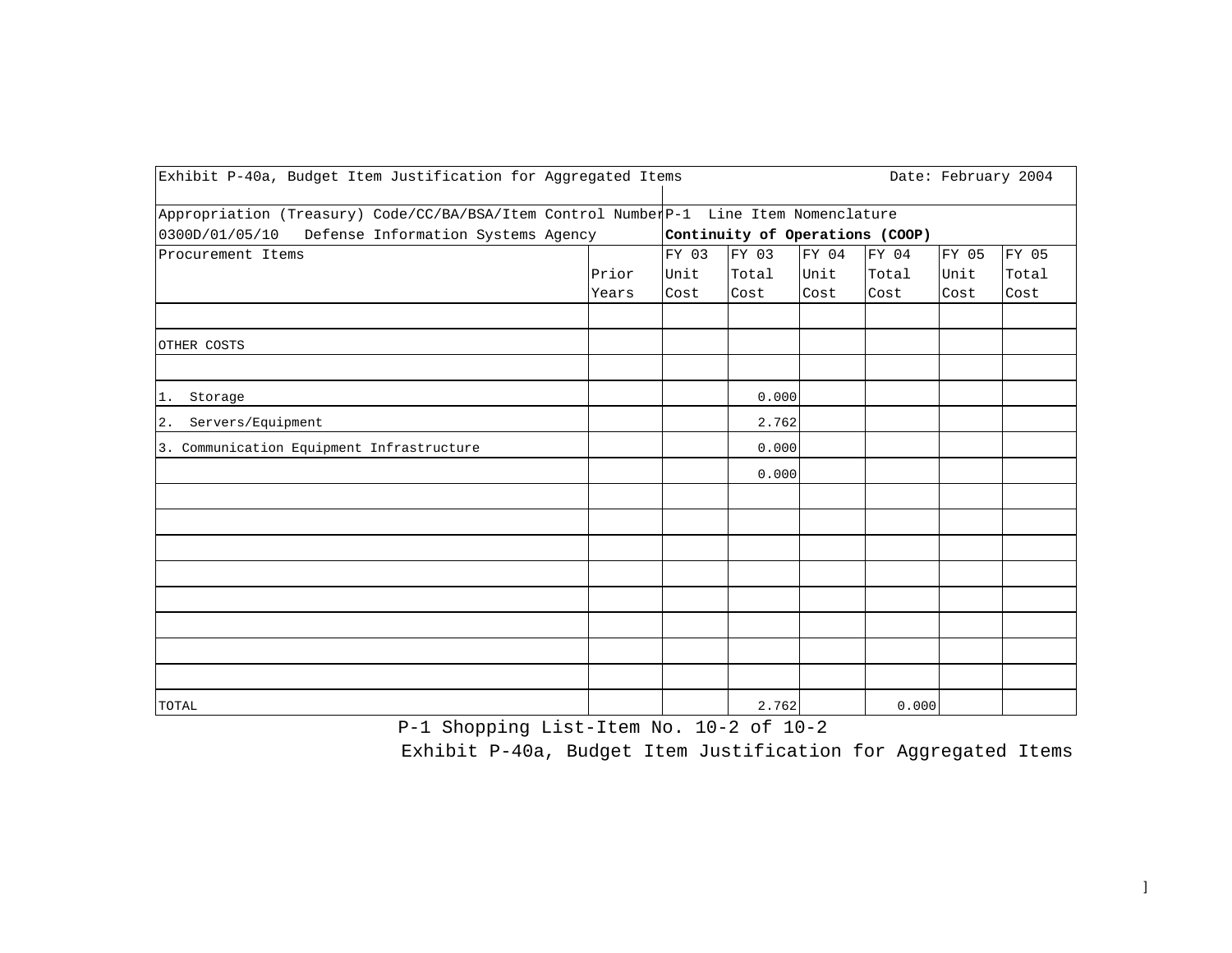Exhibit P-40a, Budget Item Justification for Aggregated Items — Date: February 2004

Appropriation (Treasury) Code/CC/BA/BSA/Item Control Number: 0300D/01/05/10 Defense Information Systems Agency

P-1 Line Item Nomenclature: **Continuity of Operations (COOP)**

| Procurement Items | Prior Years | FY 03 Unit Cost | FY 03 Total Cost | FY 04 Unit Cost | FY 04 Total Cost | FY 05 Unit Cost | FY 05 Total Cost |
|---|---|---|---|---|---|---|---|
| | | | | | | | |
| OTHER COSTS | | | | | | | |
| | | | | | | | |
| 1. Storage | | | 0.000 | | | | |
| 2. Servers/Equipment | | | 2.762 | | | | |
| 3. Communication Equipment Infrastructure | | | 0.000 | | | | |
| | | | 0.000 | | | | |
| TOTAL | | | 2.762 | | 0.000 | | |

P-1 Shopping List-Item No. 10-2 of 10-2

Exhibit P-40a, Budget Item Justification for Aggregated Items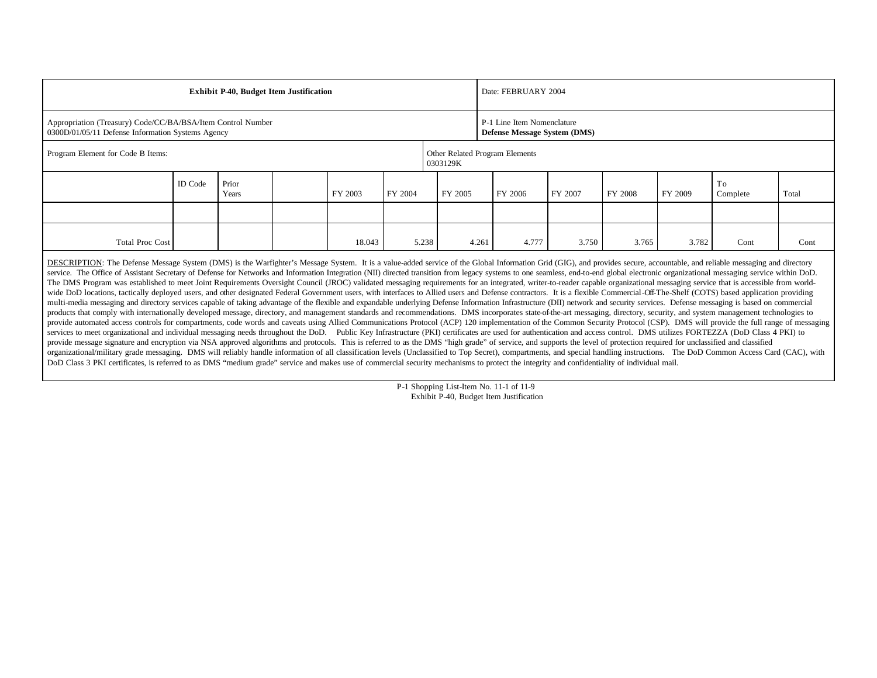| Exhibit P-40, Budget Item Justification | | | | | | | Date: FEBRUARY 2004 | | | | | |
|---|---|---|---|---|---|---|---|---|---|---|---|---|
| Appropriation (Treasury) Code/CC/BA/BSA/Item Control Number<br>0300D/01/05/11 Defense Information Systems Agency | | | | | | | P-1 Line Item Nomenclature<br>**Defense Message System (DMS)** | | | | | |
| Program Element for Code B Items: | | | | | | Other Related Program Elements<br>0303129K | | | | | | |
| | ID Code | Prior Years | | FY 2003 | FY 2004 | FY 2005 | FY 2006 | FY 2007 | FY 2008 | FY 2009 | To Complete | Total |
| | | | | | | | | | | | | |
| Total Proc Cost | | | | 18.043 | 5.238 | 4.261 | 4.777 | 3.750 | 3.765 | 3.782 | Cont | Cont |

DESCRIPTION: The Defense Message System (DMS) is the Warfighter's Message System. It is a value-added service of the Global Information Grid (GIG), and provides secure, accountable, and reliable messaging and directory service. The Office of Assistant Secretary of Defense for Networks and Information Integration (NII) directed transition from legacy systems to one seamless, end-to-end global electronic organizational messaging service within DoD. The DMS Program was established to meet Joint Requirements Oversight Council (JROC) validated messaging requirements for an integrated, writer-to-reader capable organizational messaging service that is accessible from world-wide DoD locations, tactically deployed users, and other designated Federal Government users, with interfaces to Allied users and Defense contractors. It is a flexible Commercial-Off-The-Shelf (COTS) based application providing multi-media messaging and directory services capable of taking advantage of the flexible and expandable underlying Defense Information Infrastructure (DII) network and security services. Defense messaging is based on commercial products that comply with internationally developed message, directory, and management standards and recommendations. DMS incorporates state-of-the-art messaging, directory, security, and system management technologies to provide automated access controls for compartments, code words and caveats using Allied Communications Protocol (ACP) 120 implementation of the Common Security Protocol (CSP). DMS will provide the full range of messaging services to meet organizational and individual messaging needs throughout the DoD. Public Key Infrastructure (PKI) certificates are used for authentication and access control. DMS utilizes FORTEZZA (DoD Class 4 PKI) to provide message signature and encryption via NSA approved algorithms and protocols. This is referred to as the DMS "high grade" of service, and supports the level of protection required for unclassified and classified organizational/military grade messaging. DMS will reliably handle information of all classification levels (Unclassified to Top Secret), compartments, and special handling instructions. The DoD Common Access Card (CAC), with DoD Class 3 PKI certificates, is referred to as DMS "medium grade" service and makes use of commercial security mechanisms to protect the integrity and confidentiality of individual mail.

P-1 Shopping List-Item No. 11-1 of 11-9
Exhibit P-40, Budget Item Justification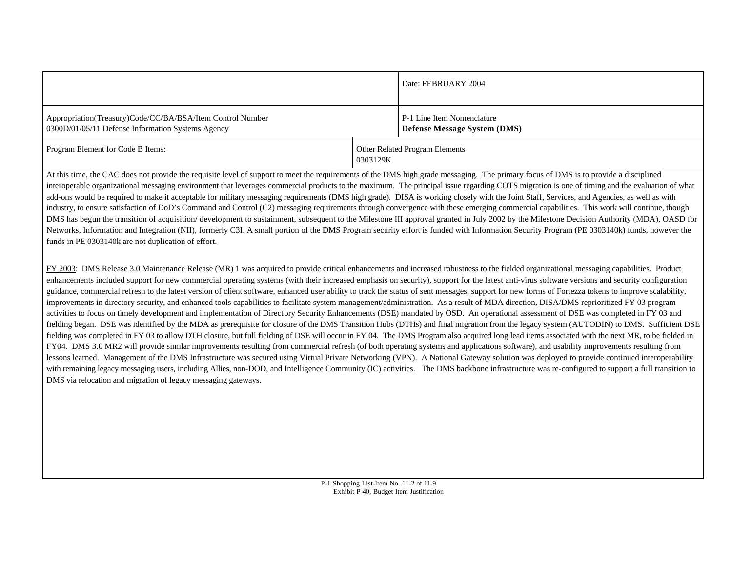| | Date: FEBRUARY 2004 |
|---|---|
| Appropriation(Treasury)Code/CC/BA/BSA/Item Control Number<br>0300D/01/05/11 Defense Information Systems Agency | P-1 Line Item Nomenclature<br>**Defense Message System (DMS)** |
| Program Element for Code B Items: | Other Related Program Elements<br>0303129K |

At this time, the CAC does not provide the requisite level of support to meet the requirements of the DMS high grade messaging. The primary focus of DMS is to provide a disciplined interoperable organizational messaging environment that leverages commercial products to the maximum. The principal issue regarding COTS migration is one of timing and the evaluation of what add-ons would be required to make it acceptable for military messaging requirements (DMS high grade). DISA is working closely with the Joint Staff, Services, and Agencies, as well as with industry, to ensure satisfaction of DoD's Command and Control (C2) messaging requirements through convergence with these emerging commercial capabilities. This work will continue, though DMS has begun the transition of acquisition/ development to sustainment, subsequent to the Milestone III approval granted in July 2002 by the Milestone Decision Authority (MDA), OASD for Networks, Information and Integration (NII), formerly C3I. A small portion of the DMS Program security effort is funded with Information Security Program (PE 0303140k) funds, however the funds in PE 0303140k are not duplication of effort.

FY 2003: DMS Release 3.0 Maintenance Release (MR) 1 was acquired to provide critical enhancements and increased robustness to the fielded organizational messaging capabilities. Product enhancements included support for new commercial operating systems (with their increased emphasis on security), support for the latest anti-virus software versions and security configuration guidance, commercial refresh to the latest version of client software, enhanced user ability to track the status of sent messages, support for new forms of Fortezza tokens to improve scalability, improvements in directory security, and enhanced tools capabilities to facilitate system management/administration. As a result of MDA direction, DISA/DMS reprioritized FY 03 program activities to focus on timely development and implementation of Directory Security Enhancements (DSE) mandated by OSD. An operational assessment of DSE was completed in FY 03 and fielding began. DSE was identified by the MDA as prerequisite for closure of the DMS Transition Hubs (DTHs) and final migration from the legacy system (AUTODIN) to DMS. Sufficient DSE fielding was completed in FY 03 to allow DTH closure, but full fielding of DSE will occur in FY 04. The DMS Program also acquired long lead items associated with the next MR, to be fielded in FY04. DMS 3.0 MR2 will provide similar improvements resulting from commercial refresh (of both operating systems and applications software), and usability improvements resulting from lessons learned. Management of the DMS Infrastructure was secured using Virtual Private Networking (VPN). A National Gateway solution was deployed to provide continued interoperability with remaining legacy messaging users, including Allies, non-DOD, and Intelligence Community (IC) activities. The DMS backbone infrastructure was re-configured to support a full transition to DMS via relocation and migration of legacy messaging gateways.

P-1 Shopping List-Item No. 11-2 of 11-9
Exhibit P-40, Budget Item Justification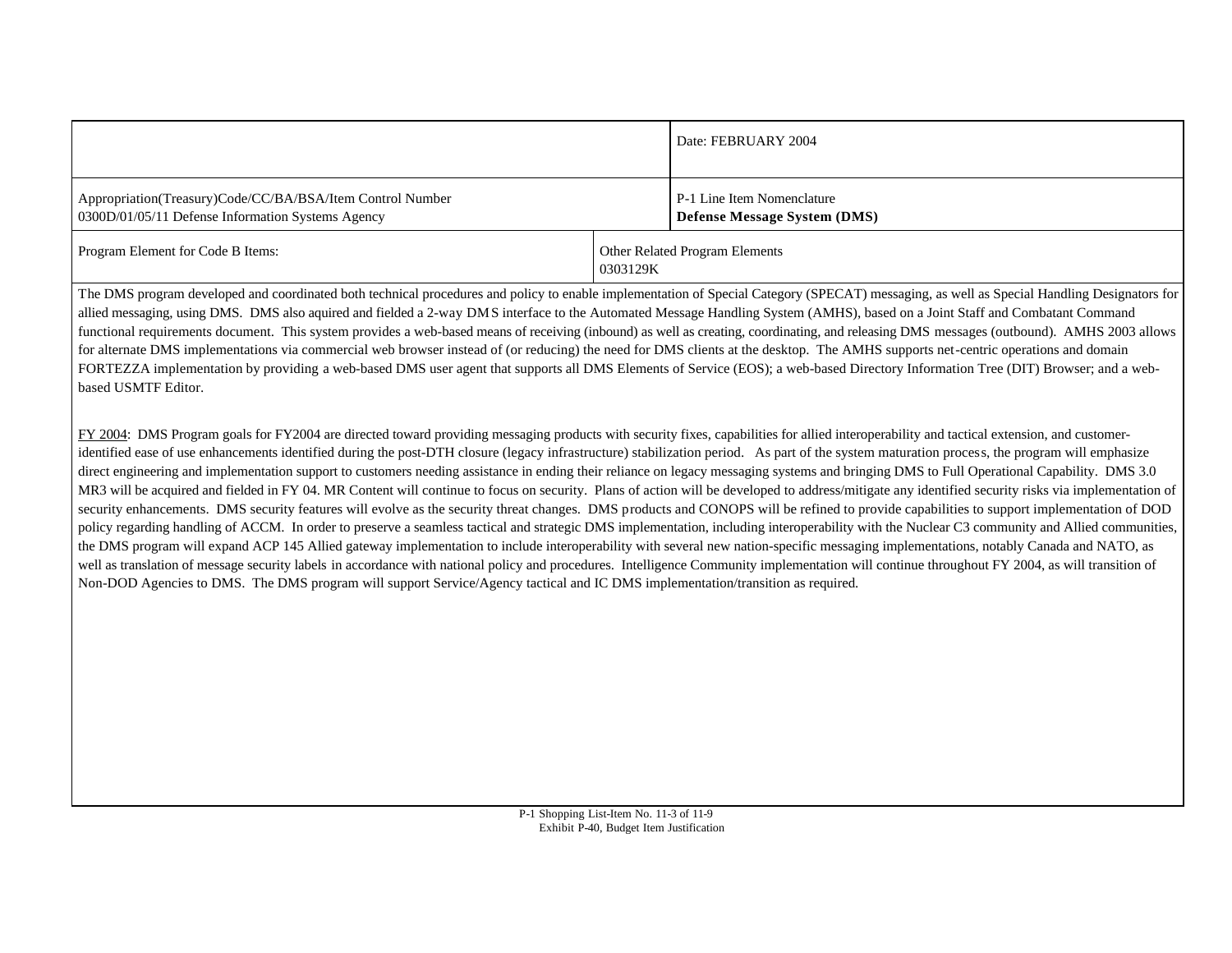| | Date: FEBRUARY 2004 |
| --- | --- |
| Appropriation(Treasury)Code/CC/BA/BSA/Item Control Number<br>0300D/01/05/11 Defense Information Systems Agency | P-1 Line Item Nomenclature<br>**Defense Message System (DMS)** |
| Program Element for Code B Items: | Other Related Program Elements<br>0303129K |

The DMS program developed and coordinated both technical procedures and policy to enable implementation of Special Category (SPECAT) messaging, as well as Special Handling Designators for allied messaging, using DMS. DMS also aquired and fielded a 2-way DMS interface to the Automated Message Handling System (AMHS), based on a Joint Staff and Combatant Command functional requirements document. This system provides a web-based means of receiving (inbound) as well as creating, coordinating, and releasing DMS messages (outbound). AMHS 2003 allows for alternate DMS implementations via commercial web browser instead of (or reducing) the need for DMS clients at the desktop. The AMHS supports net-centric operations and domain FORTEZZA implementation by providing a web-based DMS user agent that supports all DMS Elements of Service (EOS); a web-based Directory Information Tree (DIT) Browser; and a web-based USMTF Editor.

FY 2004: DMS Program goals for FY2004 are directed toward providing messaging products with security fixes, capabilities for allied interoperability and tactical extension, and customer-identified ease of use enhancements identified during the post-DTH closure (legacy infrastructure) stabilization period. As part of the system maturation process, the program will emphasize direct engineering and implementation support to customers needing assistance in ending their reliance on legacy messaging systems and bringing DMS to Full Operational Capability. DMS 3.0 MR3 will be acquired and fielded in FY 04. MR Content will continue to focus on security. Plans of action will be developed to address/mitigate any identified security risks via implementation of security enhancements. DMS security features will evolve as the security threat changes. DMS products and CONOPS will be refined to provide capabilities to support implementation of DOD policy regarding handling of ACCM. In order to preserve a seamless tactical and strategic DMS implementation, including interoperability with the Nuclear C3 community and Allied communities, the DMS program will expand ACP 145 Allied gateway implementation to include interoperability with several new nation-specific messaging implementations, notably Canada and NATO, as well as translation of message security labels in accordance with national policy and procedures. Intelligence Community implementation will continue throughout FY 2004, as will transition of Non-DOD Agencies to DMS. The DMS program will support Service/Agency tactical and IC DMS implementation/transition as required.

Exhibit P-40, Budget Item Justification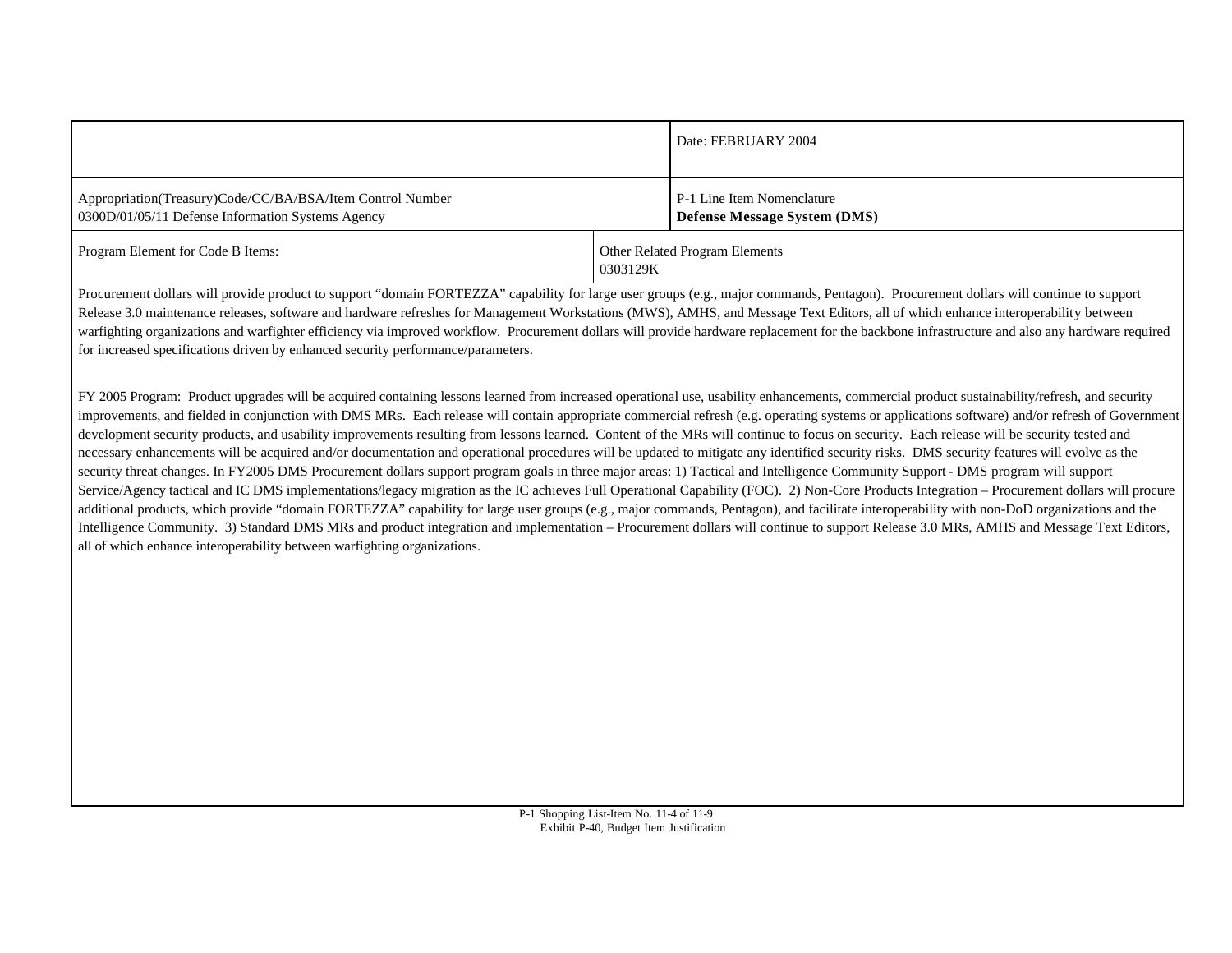| | Date: FEBRUARY 2004 |
|---|---|
| Appropriation(Treasury)Code/CC/BA/BSA/Item Control Number<br>0300D/01/05/11 Defense Information Systems Agency | P-1 Line Item Nomenclature<br>**Defense Message System (DMS)** |
| Program Element for Code B Items: | Other Related Program Elements<br>0303129K |

Procurement dollars will provide product to support "domain FORTEZZA" capability for large user groups (e.g., major commands, Pentagon). Procurement dollars will continue to support Release 3.0 maintenance releases, software and hardware refreshes for Management Workstations (MWS), AMHS, and Message Text Editors, all of which enhance interoperability between warfighting organizations and warfighter efficiency via improved workflow. Procurement dollars will provide hardware replacement for the backbone infrastructure and also any hardware required for increased specifications driven by enhanced security performance/parameters.

FY 2005 Program: Product upgrades will be acquired containing lessons learned from increased operational use, usability enhancements, commercial product sustainability/refresh, and security improvements, and fielded in conjunction with DMS MRs. Each release will contain appropriate commercial refresh (e.g. operating systems or applications software) and/or refresh of Government development security products, and usability improvements resulting from lessons learned. Content of the MRs will continue to focus on security. Each release will be security tested and necessary enhancements will be acquired and/or documentation and operational procedures will be updated to mitigate any identified security risks. DMS security features will evolve as the security threat changes. In FY2005 DMS Procurement dollars support program goals in three major areas: 1) Tactical and Intelligence Community Support - DMS program will support Service/Agency tactical and IC DMS implementations/legacy migration as the IC achieves Full Operational Capability (FOC). 2) Non-Core Products Integration – Procurement dollars will procure additional products, which provide "domain FORTEZZA" capability for large user groups (e.g., major commands, Pentagon), and facilitate interoperability with non-DoD organizations and the Intelligence Community. 3) Standard DMS MRs and product integration and implementation – Procurement dollars will continue to support Release 3.0 MRs, AMHS and Message Text Editors, all of which enhance interoperability between warfighting organizations.

P-1 Shopping List-Item No. 11-4 of 11-9
Exhibit P-40, Budget Item Justification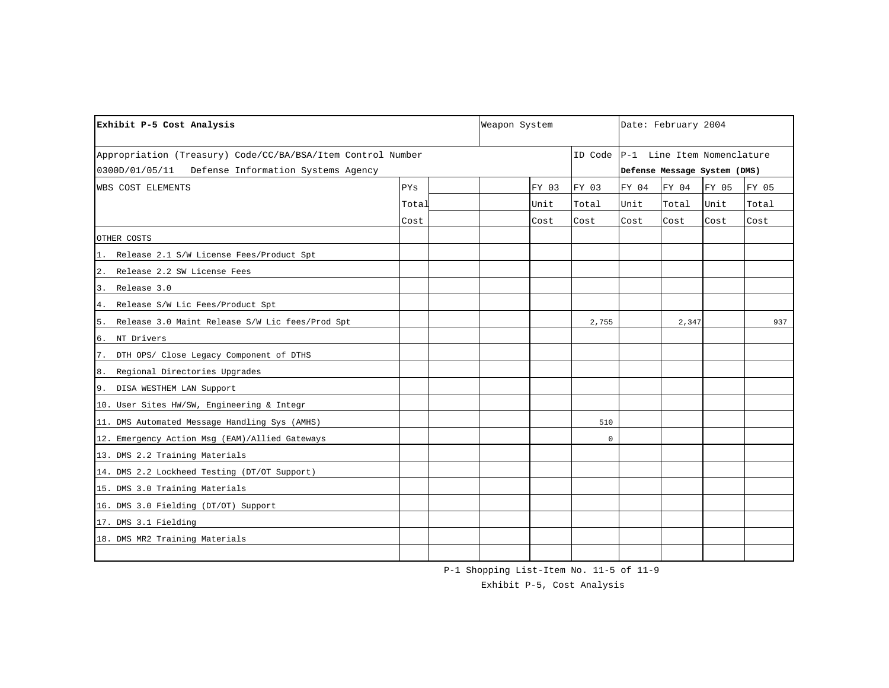| Exhibit P-5 Cost Analysis | | | Weapon System | | | Date: February 2004 | | | |
|---|---|---|---|---|---|---|---|---|---|
| Appropriation (Treasury) Code/CC/BA/BSA/Item Control Number<br>0300D/01/05/11 Defense Information Systems Agency | | | | | ID Code | P-1 Line Item Nomenclature<br>**Defense Message System (DMS)** | | | |
| WBS COST ELEMENTS | PYs Total Cost | | | FY 03 Unit Cost | FY 03 Total Cost | FY 04 Unit Cost | FY 04 Total Cost | FY 05 Unit Cost | FY 05 Total Cost |
| OTHER COSTS | | | | | | | | | |
| 1. Release 2.1 S/W License Fees/Product Spt | | | | | | | | | |
| 2. Release 2.2 SW License Fees | | | | | | | | | |
| 3. Release 3.0 | | | | | | | | | |
| 4. Release S/W Lic Fees/Product Spt | | | | | | | | | |
| 5. Release 3.0 Maint Release S/W Lic fees/Prod Spt | | | | | 2,755 | | 2,347 | | 937 |
| 6. NT Drivers | | | | | | | | | |
| 7. DTH OPS/ Close Legacy Component of DTHS | | | | | | | | | |
| 8. Regional Directories Upgrades | | | | | | | | | |
| 9. DISA WESTHEM LAN Support | | | | | | | | | |
| 10. User Sites HW/SW, Engineering & Integr | | | | | | | | | |
| 11. DMS Automated Message Handling Sys (AMHS) | | | | | 510 | | | | |
| 12. Emergency Action Msg (EAM)/Allied Gateways | | | | | 0 | | | | |
| 13. DMS 2.2 Training Materials | | | | | | | | | |
| 14. DMS 2.2 Lockheed Testing (DT/OT Support) | | | | | | | | | |
| 15. DMS 3.0 Training Materials | | | | | | | | | |
| 16. DMS 3.0 Fielding (DT/OT) Support | | | | | | | | | |
| 17. DMS 3.1 Fielding | | | | | | | | | |
| 18. DMS MR2 Training Materials | | | | | | | | | |
| | | | | | | | | | |

P-1 Shopping List-Item No. 11-5 of 11-9

Exhibit P-5, Cost Analysis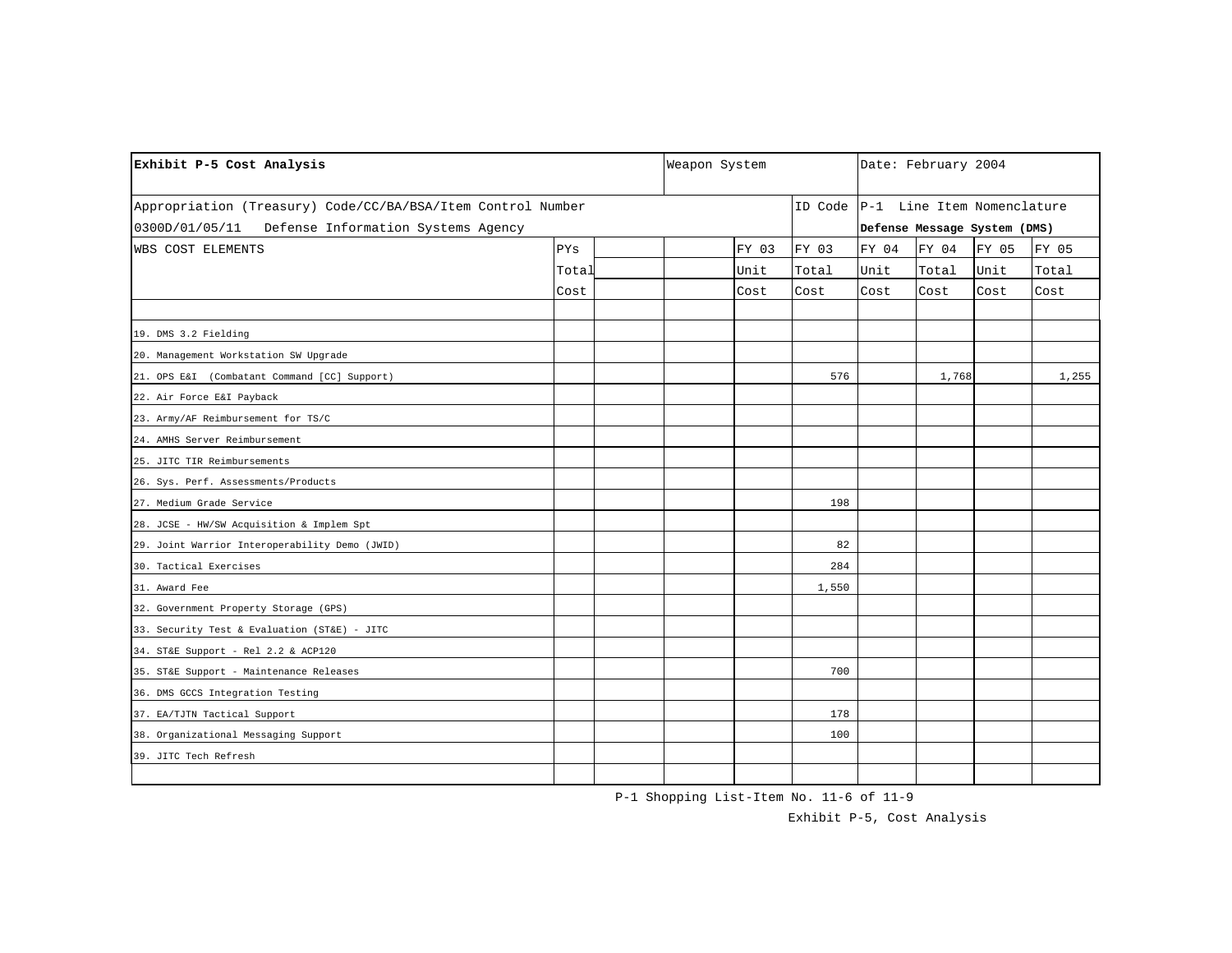| Exhibit P-5 Cost Analysis | | | | Weapon System | | | Date: February 2004 | | |
|---|---|---|---|---|---|---|---|---|---|
| Appropriation (Treasury) Code/CC/BA/BSA/Item Control Number | | | | | | ID Code | P-1 Line Item Nomenclature | | |
| 0300D/01/05/11 Defense Information Systems Agency | | | | | | | **Defense Message System (DMS)** | | |
| WBS COST ELEMENTS | PYs Total Cost | | | FY 03 Unit Cost | FY 03 Total Cost | FY 04 Unit Cost | FY 04 Total Cost | FY 05 Unit Cost | FY 05 Total Cost |
| | | | | | | | | | |
| 19. DMS 3.2 Fielding | | | | | | | | | |
| 20. Management Workstation SW Upgrade | | | | | | | | | |
| 21. OPS E&I (Combatant Command [CC] Support) | | | | | 576 | | 1,768 | | 1,255 |
| 22. Air Force E&I Payback | | | | | | | | | |
| 23. Army/AF Reimbursement for TS/C | | | | | | | | | |
| 24. AMHS Server Reimbursement | | | | | | | | | |
| 25. JITC TIR Reimbursements | | | | | | | | | |
| 26. Sys. Perf. Assessments/Products | | | | | | | | | |
| 27. Medium Grade Service | | | | | 198 | | | | |
| 28. JCSE - HW/SW Acquisition & Implem Spt | | | | | | | | | |
| 29. Joint Warrior Interoperability Demo (JWID) | | | | | 82 | | | | |
| 30. Tactical Exercises | | | | | 284 | | | | |
| 31. Award Fee | | | | | 1,550 | | | | |
| 32. Government Property Storage (GPS) | | | | | | | | | |
| 33. Security Test & Evaluation (ST&E) - JITC | | | | | | | | | |
| 34. ST&E Support - Rel 2.2 & ACP120 | | | | | | | | | |
| 35. ST&E Support - Maintenance Releases | | | | | 700 | | | | |
| 36. DMS GCCS Integration Testing | | | | | | | | | |
| 37. EA/TJTN Tactical Support | | | | | 178 | | | | |
| 38. Organizational Messaging Support | | | | | 100 | | | | |
| 39. JITC Tech Refresh | | | | | | | | | |
| | | | | | | | | | |

P-1 Shopping List-Item No. 11-6 of 11-9

Exhibit P-5, Cost Analysis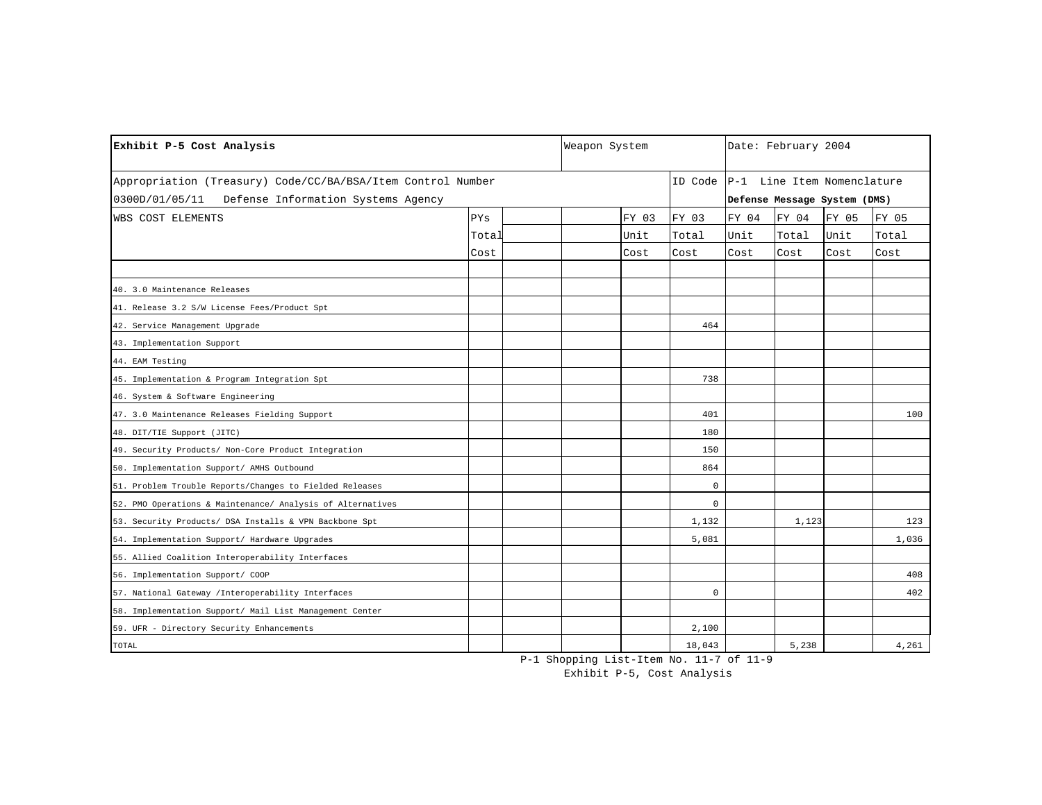| Exhibit P-5 Cost Analysis | | | Weapon System | | | Date: February 2004 | | | |
|---|---|---|---|---|---|---|---|---|---|
| Appropriation (Treasury) Code/CC/BA/BSA/Item Control Number<br>0300D/01/05/11 Defense Information Systems Agency | | | | | ID Code | P-1 Line Item Nomenclature<br>**Defense Message System (DMS)** | | | |
| WBS COST ELEMENTS | PYs Total Cost | | | FY 03 Unit Cost | FY 03 Total Cost | FY 04 Unit Cost | FY 04 Total Cost | FY 05 Unit Cost | FY 05 Total Cost |
| | | | | | | | | | |
| 40. 3.0 Maintenance Releases | | | | | | | | | |
| 41. Release 3.2 S/W License Fees/Product Spt | | | | | | | | | |
| 42. Service Management Upgrade | | | | | 464 | | | | |
| 43. Implementation Support | | | | | | | | | |
| 44. EAM Testing | | | | | | | | | |
| 45. Implementation & Program Integration Spt | | | | | 738 | | | | |
| 46. System & Software Engineering | | | | | | | | | |
| 47. 3.0 Maintenance Releases Fielding Support | | | | | 401 | | | | 100 |
| 48. DIT/TIE Support (JITC) | | | | | 180 | | | | |
| 49. Security Products/ Non-Core Product Integration | | | | | 150 | | | | |
| 50. Implementation Support/ AMHS Outbound | | | | | 864 | | | | |
| 51. Problem Trouble Reports/Changes to Fielded Releases | | | | | 0 | | | | |
| 52. PMO Operations & Maintenance/ Analysis of Alternatives | | | | | 0 | | | | |
| 53. Security Products/ DSA Installs & VPN Backbone Spt | | | | | 1,132 | | 1,123 | | 123 |
| 54. Implementation Support/ Hardware Upgrades | | | | | 5,081 | | | | 1,036 |
| 55. Allied Coalition Interoperability Interfaces | | | | | | | | | |
| 56. Implementation Support/ COOP | | | | | | | | | 408 |
| 57. National Gateway /Interoperability Interfaces | | | | | 0 | | | | 402 |
| 58. Implementation Support/ Mail List Management Center | | | | | | | | | |
| 59. UFR - Directory Security Enhancements | | | | | 2,100 | | | | |
| TOTAL | | | | | 18,043 | | 5,238 | | 4,261 |

P-1 Shopping List-Item No. 11-7 of 11-9

Exhibit P-5, Cost Analysis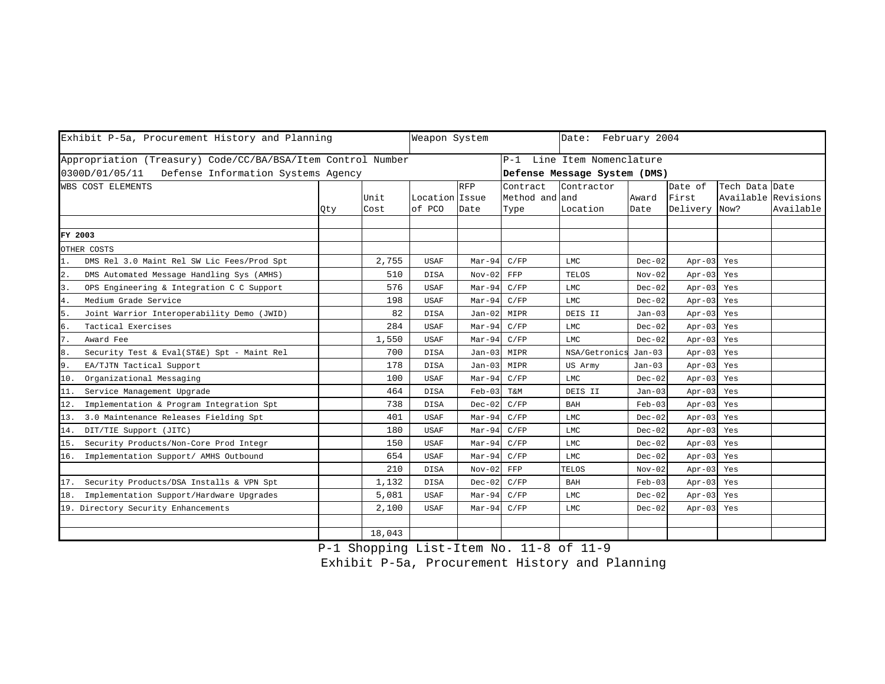| Exhibit P-5a, Procurement History and Planning | | | Weapon System | | | Date: February 2004 | | | | |
|---|---|---|---|---|---|---|---|---|---|---|
| Appropriation (Treasury) Code/CC/BA/BSA/Item Control Number | | | | | P-1 Line Item Nomenclature | | | | | |
| 0300D/01/05/11 Defense Information Systems Agency | | | | | **Defense Message System (DMS)** | | | | | |
| WBS COST ELEMENTS | Qty | Unit Cost | Location of PCO | RFP Issue Date | Contract Method and Type | Contractor and Location | Award Date | Date of First Delivery | Tech Data Available Now? | Date Revisions Available |
| | | | | | | | | | | |
| **FY 2003** | | | | | | | | | | |
| OTHER COSTS | | | | | | | | | | |
| 1. DMS Rel 3.0 Maint Rel SW Lic Fees/Prod Spt | | 2,755 | USAF | Mar-94 | C/FP | LMC | Dec-02 | Apr-03 | Yes | |
| 2. DMS Automated Message Handling Sys (AMHS) | | 510 | DISA | Nov-02 | FFP | TELOS | Nov-02 | Apr-03 | Yes | |
| 3. OPS Engineering & Integration C C Support | | 576 | USAF | Mar-94 | C/FP | LMC | Dec-02 | Apr-03 | Yes | |
| 4. Medium Grade Service | | 198 | USAF | Mar-94 | C/FP | LMC | Dec-02 | Apr-03 | Yes | |
| 5. Joint Warrior Interoperability Demo (JWID) | | 82 | DISA | Jan-02 | MIPR | DEIS II | Jan-03 | Apr-03 | Yes | |
| 6. Tactical Exercises | | 284 | USAF | Mar-94 | C/FP | LMC | Dec-02 | Apr-03 | Yes | |
| 7. Award Fee | | 1,550 | USAF | Mar-94 | C/FP | LMC | Dec-02 | Apr-03 | Yes | |
| 8. Security Test & Eval(ST&E) Spt - Maint Rel | | 700 | DISA | Jan-03 | MIPR | NSA/Getronics | Jan-03 | Apr-03 | Yes | |
| 9. EA/TJTN Tactical Support | | 178 | DISA | Jan-03 | MIPR | US Army | Jan-03 | Apr-03 | Yes | |
| 10. Organizational Messaging | | 100 | USAF | Mar-94 | C/FP | LMC | Dec-02 | Apr-03 | Yes | |
| 11. Service Management Upgrade | | 464 | DISA | Feb-03 | T&M | DEIS II | Jan-03 | Apr-03 | Yes | |
| 12. Implementation & Program Integration Spt | | 738 | DISA | Dec-02 | C/FP | BAH | Feb-03 | Apr-03 | Yes | |
| 13. 3.0 Maintenance Releases Fielding Spt | | 401 | USAF | Mar-94 | C/FP | LMC | Dec-02 | Apr-03 | Yes | |
| 14. DIT/TIE Support (JITC) | | 180 | USAF | Mar-94 | C/FP | LMC | Dec-02 | Apr-03 | Yes | |
| 15. Security Products/Non-Core Prod Integr | | 150 | USAF | Mar-94 | C/FP | LMC | Dec-02 | Apr-03 | Yes | |
| 16. Implementation Support/ AMHS Outbound | | 654 | USAF | Mar-94 | C/FP | LMC | Dec-02 | Apr-03 | Yes | |
| | | 210 | DISA | Nov-02 | FFP | TELOS | Nov-02 | Apr-03 | Yes | |
| 17. Security Products/DSA Installs & VPN Spt | | 1,132 | DISA | Dec-02 | C/FP | BAH | Feb-03 | Apr-03 | Yes | |
| 18. Implementation Support/Hardware Upgrades | | 5,081 | USAF | Mar-94 | C/FP | LMC | Dec-02 | Apr-03 | Yes | |
| 19. Directory Security Enhancements | | 2,100 | USAF | Mar-94 | C/FP | LMC | Dec-02 | Apr-03 | Yes | |
| | | | | | | | | | | |
| | | 18,043 | | | | | | | | |

P-1 Shopping List-Item No. 11-8 of 11-9

Exhibit P-5a, Procurement History and Planning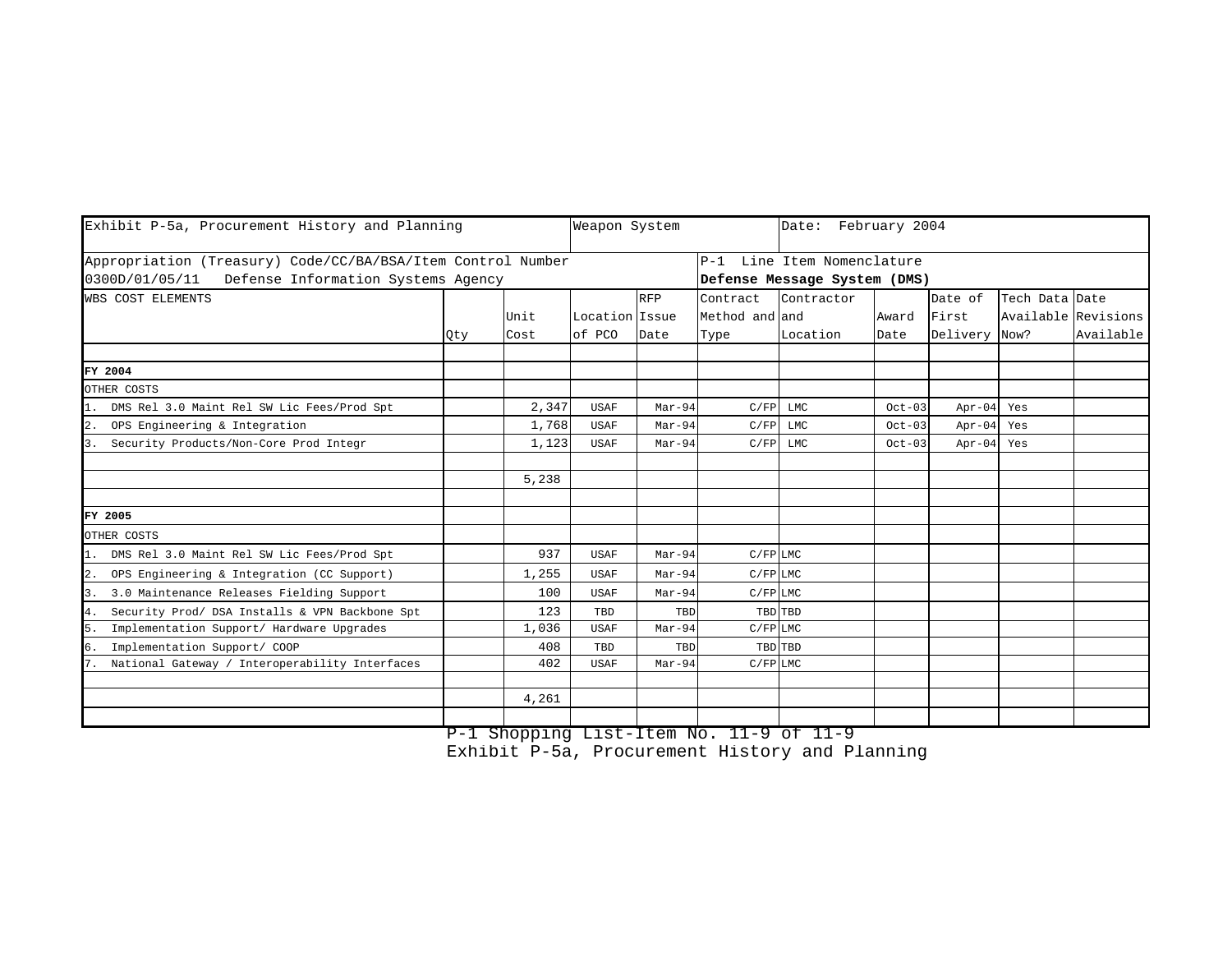| Exhibit P-5a, Procurement History and Planning | | | Weapon System | | | Date: February 2004 | | | | |
|---|---|---|---|---|---|---|---|---|---|---|
| Appropriation (Treasury) Code/CC/BA/BSA/Item Control Number<br>0300D/01/05/11 Defense Information Systems Agency | | | | | P-1 Line Item Nomenclature<br>**Defense Message System (DMS)** | | | | | |
| WBS COST ELEMENTS | Qty | Unit Cost | Location of PCO | RFP Issue Date | Contract Method and Type | Contractor and Location | Award Date | Date of First Delivery | Tech Data Available Now? | Date Revisions Available |
| | | | | | | | | | | |
| **FY 2004** | | | | | | | | | | |
| OTHER COSTS | | | | | | | | | | |
| 1. DMS Rel 3.0 Maint Rel SW Lic Fees/Prod Spt | | 2,347 | USAF | Mar-94 | C/FP | LMC | Oct-03 | Apr-04 | Yes | |
| 2. OPS Engineering & Integration | | 1,768 | USAF | Mar-94 | C/FP | LMC | Oct-03 | Apr-04 | Yes | |
| 3. Security Products/Non-Core Prod Integr | | 1,123 | USAF | Mar-94 | C/FP | LMC | Oct-03 | Apr-04 | Yes | |
| | | | | | | | | | | |
| | | 5,238 | | | | | | | | |
| | | | | | | | | | | |
| **FY 2005** | | | | | | | | | | |
| OTHER COSTS | | | | | | | | | | |
| 1. DMS Rel 3.0 Maint Rel SW Lic Fees/Prod Spt | | 937 | USAF | Mar-94 | C/FP | LMC | | | | |
| 2. OPS Engineering & Integration (CC Support) | | 1,255 | USAF | Mar-94 | C/FP | LMC | | | | |
| 3. 3.0 Maintenance Releases Fielding Support | | 100 | USAF | Mar-94 | C/FP | LMC | | | | |
| 4. Security Prod/ DSA Installs & VPN Backbone Spt | | 123 | TBD | TBD | TBD | TBD | | | | |
| 5. Implementation Support/ Hardware Upgrades | | 1,036 | USAF | Mar-94 | C/FP | LMC | | | | |
| 6. Implementation Support/ COOP | | 408 | TBD | TBD | TBD | TBD | | | | |
| 7. National Gateway / Interoperability Interfaces | | 402 | USAF | Mar-94 | C/FP | LMC | | | | |
| | | | | | | | | | | |
| | | 4,261 | | | | | | | | |

P-1 Shopping List-Item No. 11-9 of 11-9
Exhibit P-5a, Procurement History and Planning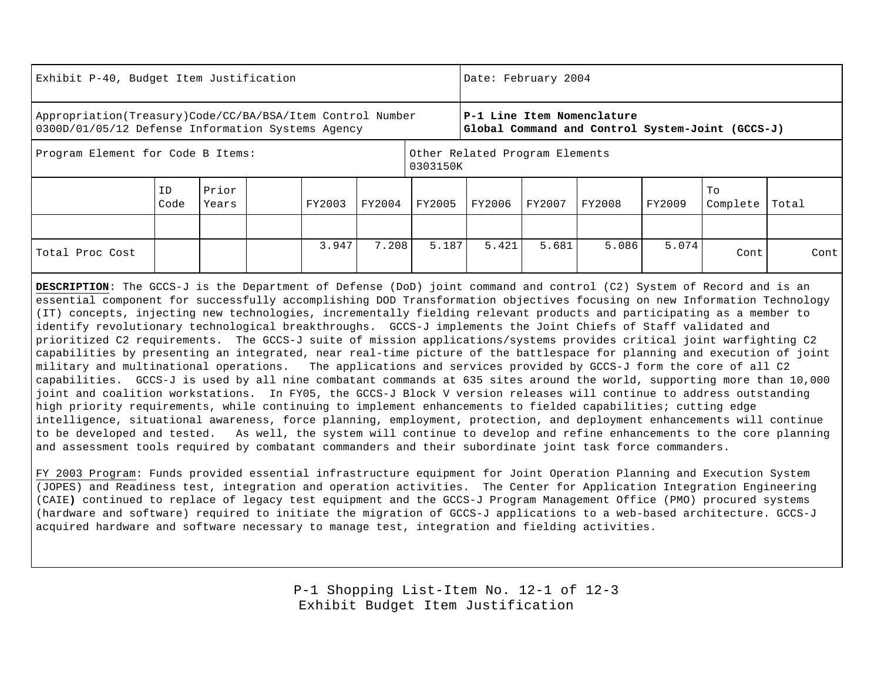| Exhibit P-40, Budget Item Justification | | | | | | | Date: February 2004 | | | | | |
|---|---|---|---|---|---|---|---|---|---|---|---|---|
| Appropriation(Treasury)Code/CC/BA/BSA/Item Control Number 0300D/01/05/12 Defense Information Systems Agency | | | | | | | **P-1 Line Item Nomenclature Global Command and Control System-Joint (GCCS-J)** | | | | | |
| Program Element for Code B Items: | | | | | | Other Related Program Elements 0303150K | | | | | | |
| | ID Code | Prior Years | | FY2003 | FY2004 | FY2005 | FY2006 | FY2007 | FY2008 | FY2009 | To Complete | Total |
| | | | | | | | | | | | | |
| Total Proc Cost | | | | 3.947 | 7.208 | 5.187 | 5.421 | 5.681 | 5.086 | 5.074 | Cont | Cont |

**DESCRIPTION**: The GCCS-J is the Department of Defense (DoD) joint command and control (C2) System of Record and is an essential component for successfully accomplishing DOD Transformation objectives focusing on new Information Technology (IT) concepts, injecting new technologies, incrementally fielding relevant products and participating as a member to identify revolutionary technological breakthroughs. GCCS-J implements the Joint Chiefs of Staff validated and prioritized C2 requirements. The GCCS-J suite of mission applications/systems provides critical joint warfighting C2 capabilities by presenting an integrated, near real-time picture of the battlespace for planning and execution of joint military and multinational operations. The applications and services provided by GCCS-J form the core of all C2 capabilities. GCCS-J is used by all nine combatant commands at 635 sites around the world, supporting more than 10,000 joint and coalition workstations. In FY05, the GCCS-J Block V version releases will continue to address outstanding high priority requirements, while continuing to implement enhancements to fielded capabilities; cutting edge intelligence, situational awareness, force planning, employment, protection, and deployment enhancements will continue to be developed and tested. As well, the system will continue to develop and refine enhancements to the core planning and assessment tools required by combatant commanders and their subordinate joint task force commanders.

FY 2003 Program: Funds provided essential infrastructure equipment for Joint Operation Planning and Execution System (JOPES) and Readiness test, integration and operation activities. The Center for Application Integration Engineering (CAIE**)** continued to replace of legacy test equipment and the GCCS-J Program Management Office (PMO) procured systems (hardware and software) required to initiate the migration of GCCS-J applications to a web-based architecture. GCCS-J acquired hardware and software necessary to manage test, integration and fielding activities.

P-1 Shopping List-Item No. 12-1 of 12-3
Exhibit Budget Item Justification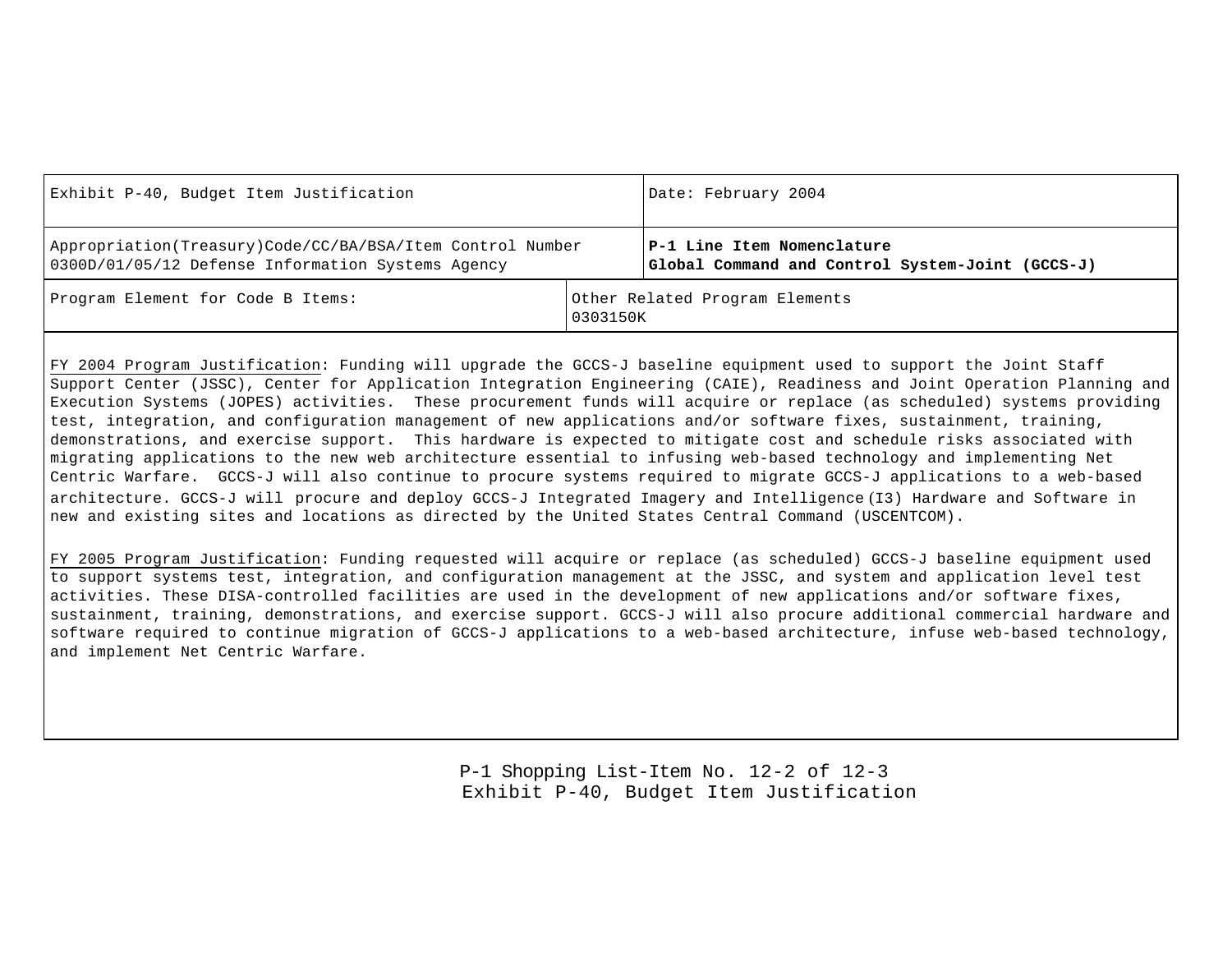| Exhibit P-40, Budget Item Justification | Date: February 2004 |
|---|---|
| Appropriation(Treasury)Code/CC/BA/BSA/Item Control Number<br>0300D/01/05/12 Defense Information Systems Agency | **P-1 Line Item Nomenclature**<br>**Global Command and Control System-Joint (GCCS-J)** |
| Program Element for Code B Items: | Other Related Program Elements<br>0303150K |

FY 2004 Program Justification: Funding will upgrade the GCCS-J baseline equipment used to support the Joint Staff Support Center (JSSC), Center for Application Integration Engineering (CAIE), Readiness and Joint Operation Planning and Execution Systems (JOPES) activities. These procurement funds will acquire or replace (as scheduled) systems providing test, integration, and configuration management of new applications and/or software fixes, sustainment, training, demonstrations, and exercise support. This hardware is expected to mitigate cost and schedule risks associated with migrating applications to the new web architecture essential to infusing web-based technology and implementing Net Centric Warfare. GCCS-J will also continue to procure systems required to migrate GCCS-J applications to a web-based architecture. GCCS-J will procure and deploy GCCS-J Integrated Imagery and Intelligence (I3) Hardware and Software in new and existing sites and locations as directed by the United States Central Command (USCENTCOM).

FY 2005 Program Justification: Funding requested will acquire or replace (as scheduled) GCCS-J baseline equipment used to support systems test, integration, and configuration management at the JSSC, and system and application level test activities. These DISA-controlled facilities are used in the development of new applications and/or software fixes, sustainment, training, demonstrations, and exercise support. GCCS-J will also procure additional commercial hardware and software required to continue migration of GCCS-J applications to a web-based architecture, infuse web-based technology, and implement Net Centric Warfare.

P-1 Shopping List-Item No. 12-2 of 12-3
Exhibit P-40, Budget Item Justification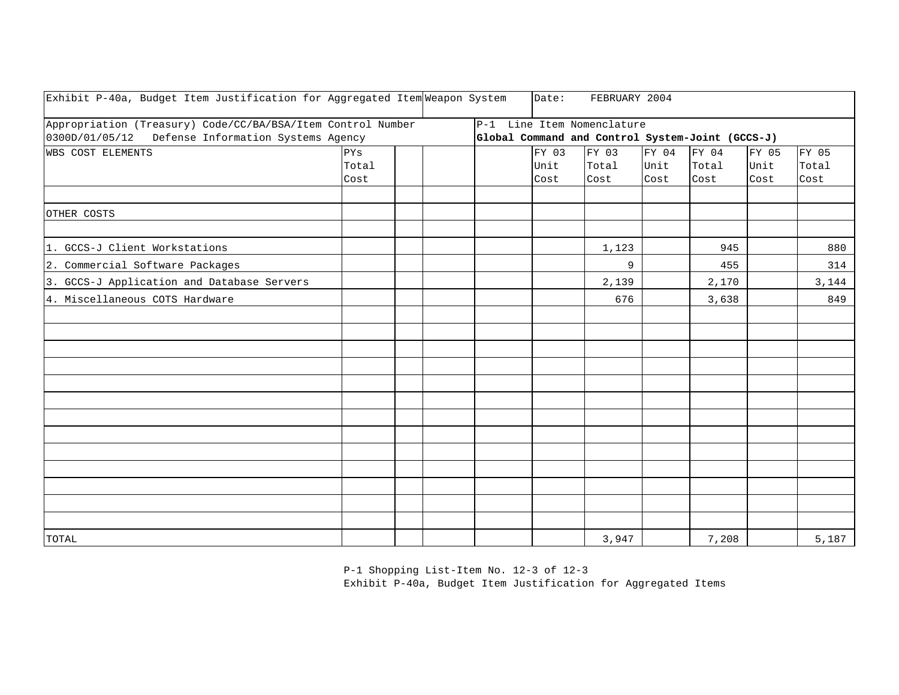| Exhibit P-40a, Budget Item Justification for Aggregated Item | | | Weapon System | | Date: FEBRUARY 2004 | | | | | |
|---|---|---|---|---|---|---|---|---|---|---|
| Appropriation (Treasury) Code/CC/BA/BSA/Item Control Number<br>0300D/01/05/12 Defense Information Systems Agency | | | | P-1 Line Item Nomenclature<br>**Global Command and Control System-Joint (GCCS-J)** | | | | | | |
| WBS COST ELEMENTS | PYs Total Cost | | | | FY 03 Unit Cost | FY 03 Total Cost | FY 04 Unit Cost | FY 04 Total Cost | FY 05 Unit Cost | FY 05 Total Cost |
| | | | | | | | | | | |
| OTHER COSTS | | | | | | | | | | |
| | | | | | | | | | | |
| 1. GCCS-J Client Workstations | | | | | | 1,123 | | 945 | | 880 |
| 2. Commercial Software Packages | | | | | | 9 | | 455 | | 314 |
| 3. GCCS-J Application and Database Servers | | | | | | 2,139 | | 2,170 | | 3,144 |
| 4. Miscellaneous COTS Hardware | | | | | | 676 | | 3,638 | | 849 |
| TOTAL | | | | | | 3,947 | | 7,208 | | 5,187 |

P-1 Shopping List-Item No. 12-3 of 12-3
Exhibit P-40a, Budget Item Justification for Aggregated Items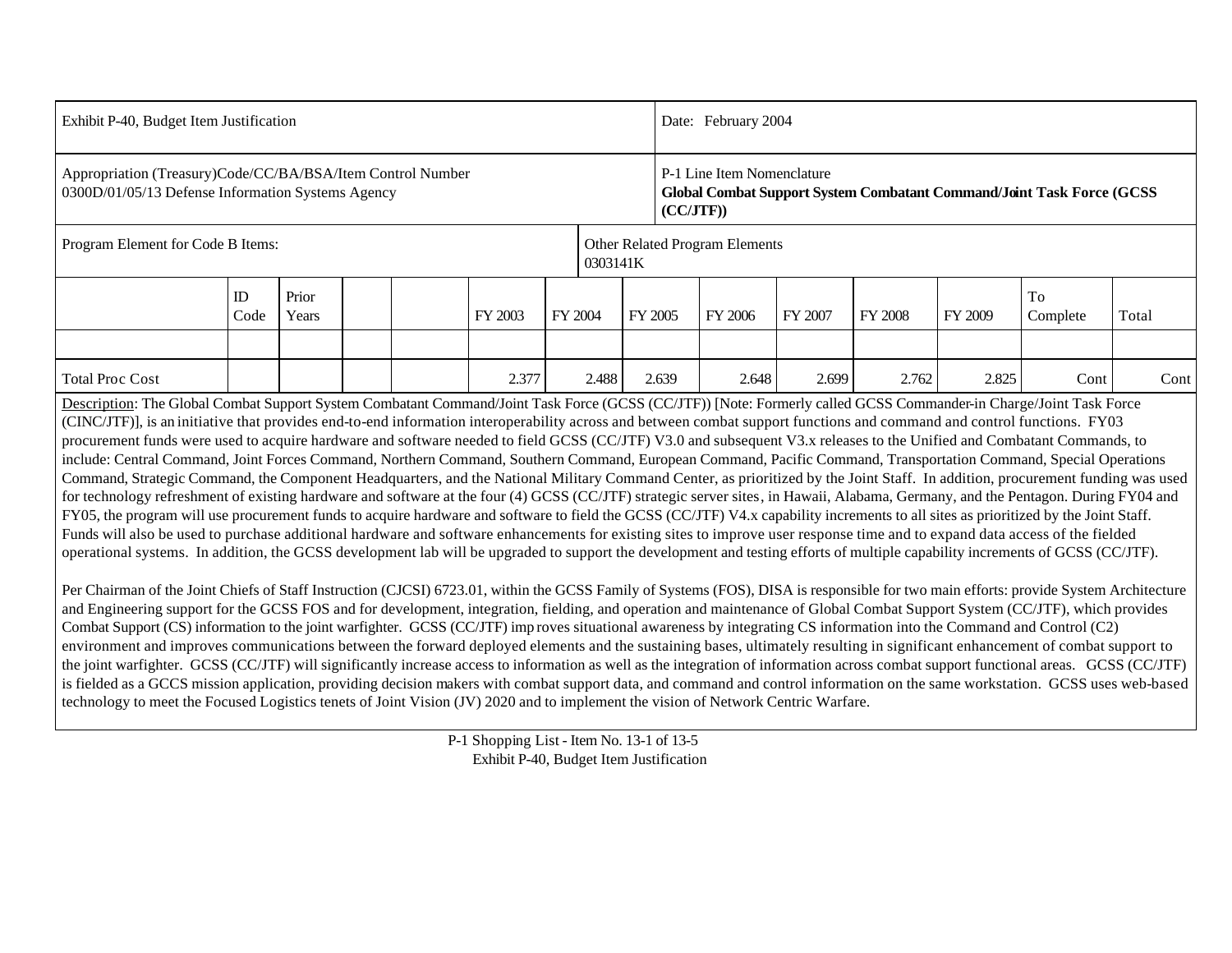| Exhibit P-40, Budget Item Justification | | | | | | | | Date: February 2004 | | | | | |
|---|---|---|---|---|---|---|---|---|---|---|---|---|---|
| Appropriation (Treasury)Code/CC/BA/BSA/Item Control Number<br>0300D/01/05/13 Defense Information Systems Agency | | | | | | | | P-1 Line Item Nomenclature<br>**Global Combat Support System Combatant Command/Joint Task Force (GCSS (CC/JTF))** | | | | | |
| Program Element for Code B Items: | | | | | | | Other Related Program Elements<br>0303141K | | | | | | |
| | ID Code | Prior Years | | | FY 2003 | FY 2004 | FY 2005 | FY 2006 | FY 2007 | FY 2008 | FY 2009 | To Complete | Total |
| | | | | | | | | | | | | | |
| Total Proc Cost | | | | | 2.377 | 2.488 | 2.639 | 2.648 | 2.699 | 2.762 | 2.825 | Cont | Cont |

Description: The Global Combat Support System Combatant Command/Joint Task Force (GCSS (CC/JTF)) [Note: Formerly called GCSS Commander-in Charge/Joint Task Force (CINC/JTF)], is an initiative that provides end-to-end information interoperability across and between combat support functions and command and control functions. FY03 procurement funds were used to acquire hardware and software needed to field GCSS (CC/JTF) V3.0 and subsequent V3.x releases to the Unified and Combatant Commands, to include: Central Command, Joint Forces Command, Northern Command, Southern Command, European Command, Pacific Command, Transportation Command, Special Operations Command, Strategic Command, the Component Headquarters, and the National Military Command Center, as prioritized by the Joint Staff. In addition, procurement funding was used for technology refreshment of existing hardware and software at the four (4) GCSS (CC/JTF) strategic server sites, in Hawaii, Alabama, Germany, and the Pentagon. During FY04 and FY05, the program will use procurement funds to acquire hardware and software to field the GCSS (CC/JTF) V4.x capability increments to all sites as prioritized by the Joint Staff. Funds will also be used to purchase additional hardware and software enhancements for existing sites to improve user response time and to expand data access of the fielded operational systems. In addition, the GCSS development lab will be upgraded to support the development and testing efforts of multiple capability increments of GCSS (CC/JTF).

Per Chairman of the Joint Chiefs of Staff Instruction (CJCSI) 6723.01, within the GCSS Family of Systems (FOS), DISA is responsible for two main efforts: provide System Architecture and Engineering support for the GCSS FOS and for development, integration, fielding, and operation and maintenance of Global Combat Support System (CC/JTF), which provides Combat Support (CS) information to the joint warfighter. GCSS (CC/JTF) improves situational awareness by integrating CS information into the Command and Control (C2) environment and improves communications between the forward deployed elements and the sustaining bases, ultimately resulting in significant enhancement of combat support to the joint warfighter. GCSS (CC/JTF) will significantly increase access to information as well as the integration of information across combat support functional areas. GCSS (CC/JTF) is fielded as a GCCS mission application, providing decision makers with combat support data, and command and control information on the same workstation. GCSS uses web-based technology to meet the Focused Logistics tenets of Joint Vision (JV) 2020 and to implement the vision of Network Centric Warfare.

P-1 Shopping List - Item No. 13-1 of 13-5
Exhibit P-40, Budget Item Justification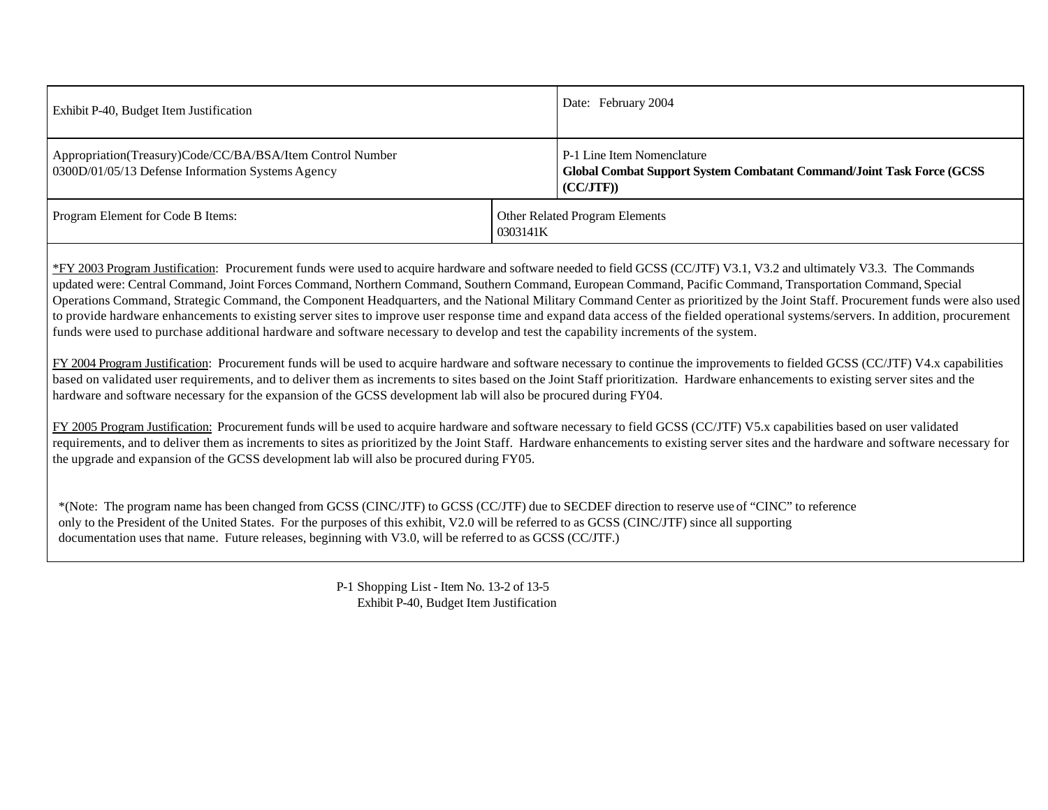| Exhibit P-40, Budget Item Justification | | Date: February 2004 |
|---|---|---|
| Appropriation(Treasury)Code/CC/BA/BSA/Item Control Number<br>0300D/01/05/13 Defense Information Systems Agency | | P-1 Line Item Nomenclature<br>**Global Combat Support System Combatant Command/Joint Task Force (GCSS (CC/JTF))** |
| Program Element for Code B Items: | Other Related Program Elements<br>0303141K | |

*FY 2003 Program Justification: Procurement funds were used to acquire hardware and software needed to field GCSS (CC/JTF) V3.1, V3.2 and ultimately V3.3. The Commands updated were: Central Command, Joint Forces Command, Northern Command, Southern Command, European Command, Pacific Command, Transportation Command, Special Operations Command, Strategic Command, the Component Headquarters, and the National Military Command Center as prioritized by the Joint Staff. Procurement funds were also used to provide hardware enhancements to existing server sites to improve user response time and expand data access of the fielded operational systems/servers. In addition, procurement funds were used to purchase additional hardware and software necessary to develop and test the capability increments of the system.

FY 2004 Program Justification: Procurement funds will be used to acquire hardware and software necessary to continue the improvements to fielded GCSS (CC/JTF) V4.x capabilities based on validated user requirements, and to deliver them as increments to sites based on the Joint Staff prioritization. Hardware enhancements to existing server sites and the hardware and software necessary for the expansion of the GCSS development lab will also be procured during FY04.

FY 2005 Program Justification: Procurement funds will be used to acquire hardware and software necessary to field GCSS (CC/JTF) V5.x capabilities based on user validated requirements, and to deliver them as increments to sites as prioritized by the Joint Staff. Hardware enhancements to existing server sites and the hardware and software necessary for the upgrade and expansion of the GCSS development lab will also be procured during FY05.

*(Note: The program name has been changed from GCSS (CINC/JTF) to GCSS (CC/JTF) due to SECDEF direction to reserve use of "CINC" to reference only to the President of the United States. For the purposes of this exhibit, V2.0 will be referred to as GCSS (CINC/JTF) since all supporting documentation uses that name. Future releases, beginning with V3.0, will be referred to as GCSS (CC/JTF.)

P-1 Shopping List - Item No. 13-2 of 13-5
Exhibit P-40, Budget Item Justification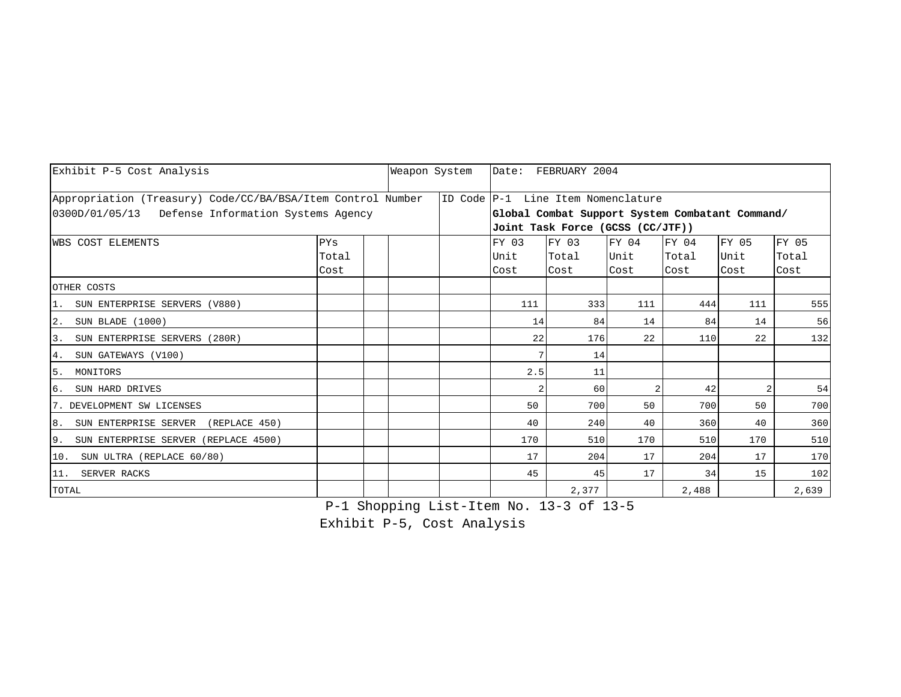| Exhibit P-5 Cost Analysis | | | Weapon System | | Date: FEBRUARY 2004 | | | | | |
|---|---|---|---|---|---|---|---|---|---|---|
| Appropriation (Treasury) Code/CC/BA/BSA/Item Control Number<br>0300D/01/05/13 Defense Information Systems Agency | | | | ID Code | P-1 Line Item Nomenclature<br>**Global Combat Support System Combatant Command/ Joint Task Force (GCSS (CC/JTF))** | | | | | |
| WBS COST ELEMENTS | PYs Total Cost | | | | FY 03 Unit Cost | FY 03 Total Cost | FY 04 Unit Cost | FY 04 Total Cost | FY 05 Unit Cost | FY 05 Total Cost |
| OTHER COSTS | | | | | | | | | | |
| 1. SUN ENTERPRISE SERVERS (V880) | | | | | 111 | 333 | 111 | 444 | 111 | 555 |
| 2. SUN BLADE (1000) | | | | | 14 | 84 | 14 | 84 | 14 | 56 |
| 3. SUN ENTERPRISE SERVERS (280R) | | | | | 22 | 176 | 22 | 110 | 22 | 132 |
| 4. SUN GATEWAYS (V100) | | | | | 7 | 14 | | | | |
| 5. MONITORS | | | | | 2.5 | 11 | | | | |
| 6. SUN HARD DRIVES | | | | | 2 | 60 | 2 | 42 | 2 | 54 |
| 7. DEVELOPMENT SW LICENSES | | | | | 50 | 700 | 50 | 700 | 50 | 700 |
| 8. SUN ENTERPRISE SERVER (REPLACE 450) | | | | | 40 | 240 | 40 | 360 | 40 | 360 |
| 9. SUN ENTERPRISE SERVER (REPLACE 4500) | | | | | 170 | 510 | 170 | 510 | 170 | 510 |
| 10. SUN ULTRA (REPLACE 60/80) | | | | | 17 | 204 | 17 | 204 | 17 | 170 |
| 11. SERVER RACKS | | | | | 45 | 45 | 17 | 34 | 15 | 102 |
| TOTAL | | | | | | 2,377 | | 2,488 | | 2,639 |

P-1 Shopping List-Item No. 13-3 of 13-5

Exhibit P-5, Cost Analysis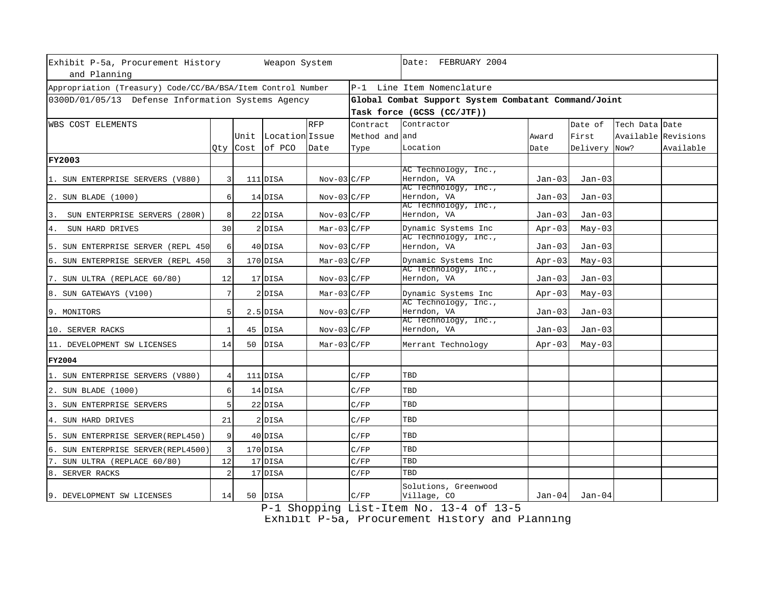| Exhibit P-5a, Procurement History and Planning | | | Weapon System | | | Date: FEBRUARY 2004 | | | | |
|---|---|---|---|---|---|---|---|---|---|---|
| Appropriation (Treasury) Code/CC/BA/BSA/Item Control Number | | | | | P-1 Line Item Nomenclature | | | | | |
| 0300D/01/05/13 Defense Information Systems Agency | | | | | **Global Combat Support System Combatant Command/Joint Task force (GCSS (CC/JTF))** | | | | | |
| WBS COST ELEMENTS | Qty | Unit Cost | Location of PCO | RFP Issue Date | Contract Method and Type | Contractor and Location | Award Date | Date of First Delivery | Tech Data Available Now? | Date Revisions Available |
| **FY2003** | | | | | | | | | | |
| 1. SUN ENTERPRISE SERVERS (V880) | 3 | 111 | DISA | Nov-03 | C/FP | AC Technology, Inc., Herndon, VA | Jan-03 | Jan-03 | | |
| 2. SUN BLADE (1000) | 6 | 14 | DISA | Nov-03 | C/FP | AC Technology, Inc., Herndon, VA | Jan-03 | Jan-03 | | |
| 3. SUN ENTERPRISE SERVERS (280R) | 8 | 22 | DISA | Nov-03 | C/FP | AC Technology, Inc., Herndon, VA | Jan-03 | Jan-03 | | |
| 4. SUN HARD DRIVES | 30 | 2 | DISA | Mar-03 | C/FP | Dynamic Systems Inc | Apr-03 | May-03 | | |
| 5. SUN ENTERPRISE SERVER (REPL 450 | 6 | 40 | DISA | Nov-03 | C/FP | AC Technology, Inc., Herndon, VA | Jan-03 | Jan-03 | | |
| 6. SUN ENTERPRISE SERVER (REPL 450 | 3 | 170 | DISA | Mar-03 | C/FP | Dynamic Systems Inc | Apr-03 | May-03 | | |
| 7. SUN ULTRA (REPLACE 60/80) | 12 | 17 | DISA | Nov-03 | C/FP | AC Technology, Inc., Herndon, VA | Jan-03 | Jan-03 | | |
| 8. SUN GATEWAYS (V100) | 7 | 2 | DISA | Mar-03 | C/FP | Dynamic Systems Inc | Apr-03 | May-03 | | |
| 9. MONITORS | 5 | 2.5 | DISA | Nov-03 | C/FP | AC Technology, Inc., Herndon, VA | Jan-03 | Jan-03 | | |
| 10. SERVER RACKS | 1 | 45 | DISA | Nov-03 | C/FP | AC Technology, Inc., Herndon, VA | Jan-03 | Jan-03 | | |
| 11. DEVELOPMENT SW LICENSES | 14 | 50 | DISA | Mar-03 | C/FP | Merrant Technology | Apr-03 | May-03 | | |
| **FY2004** | | | | | | | | | | |
| 1. SUN ENTERPRISE SERVERS (V880) | 4 | 111 | DISA | | C/FP | TBD | | | | |
| 2. SUN BLADE (1000) | 6 | 14 | DISA | | C/FP | TBD | | | | |
| 3. SUN ENTERPRISE SERVERS | 5 | 22 | DISA | | C/FP | TBD | | | | |
| 4. SUN HARD DRIVES | 21 | 2 | DISA | | C/FP | TBD | | | | |
| 5. SUN ENTERPRISE SERVER(REPL450) | 9 | 40 | DISA | | C/FP | TBD | | | | |
| 6. SUN ENTERPRISE SERVER(REPL4500) | 3 | 170 | DISA | | C/FP | TBD | | | | |
| 7. SUN ULTRA (REPLACE 60/80) | 12 | 17 | DISA | | C/FP | TBD | | | | |
| 8. SERVER RACKS | 2 | 17 | DISA | | C/FP | TBD | | | | |
| 9. DEVELOPMENT SW LICENSES | 14 | 50 | DISA | | C/FP | Solutions, Greenwood Village, CO | Jan-04 | Jan-04 | | |

P-1 Shopping List-Item No. 13-4 of 13-5

Exhibit P-5a, Procurement History and Planning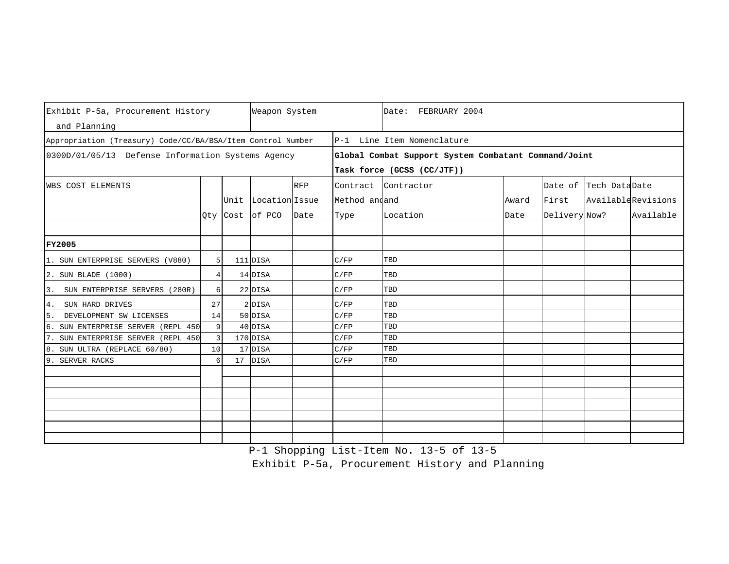| Exhibit P-5a, Procurement History and Planning | | | Weapon System | | | Date: FEBRUARY 2004 | | | | |
|---|---|---|---|---|---|---|---|---|---|---|
| Appropriation (Treasury) Code/CC/BA/BSA/Item Control Number | | | | | P-1 Line Item Nomenclature | | | | | |
| 0300D/01/05/13 Defense Information Systems Agency | | | | | **Global Combat Support System Combatant Command/Joint Task force (GCSS (CC/JTF))** | | | | | |
| WBS COST ELEMENTS | Qty | Unit Cost | Location of PCO | RFP Issue Date | Contract Method and Type | Contractor and Location | Award Date | Date of First Delivery | Tech Data Available Now? | Date Revisions Available |
| **FY2005** | | | | | | | | | | |
| 1. SUN ENTERPRISE SERVERS (V880) | 5 | 111 | DISA | | C/FP | TBD | | | | |
| 2. SUN BLADE (1000) | 4 | 14 | DISA | | C/FP | TBD | | | | |
| 3. SUN ENTERPRISE SERVERS (280R) | 6 | 22 | DISA | | C/FP | TBD | | | | |
| 4. SUN HARD DRIVES | 27 | 2 | DISA | | C/FP | TBD | | | | |
| 5. DEVELOPMENT SW LICENSES | 14 | 50 | DISA | | C/FP | TBD | | | | |
| 6. SUN ENTERPRISE SERVER (REPL 450 | 9 | 40 | DISA | | C/FP | TBD | | | | |
| 7. SUN ENTERPRISE SERVER (REPL 450 | 3 | 170 | DISA | | C/FP | TBD | | | | |
| 8. SUN ULTRA (REPLACE 60/80) | 10 | 17 | DISA | | C/FP | TBD | | | | |
| 9. SERVER RACKS | 6 | 17 | DISA | | C/FP | TBD | | | | |

P-1 Shopping List-Item No. 13-5 of 13-5

Exhibit P-5a, Procurement History and Planning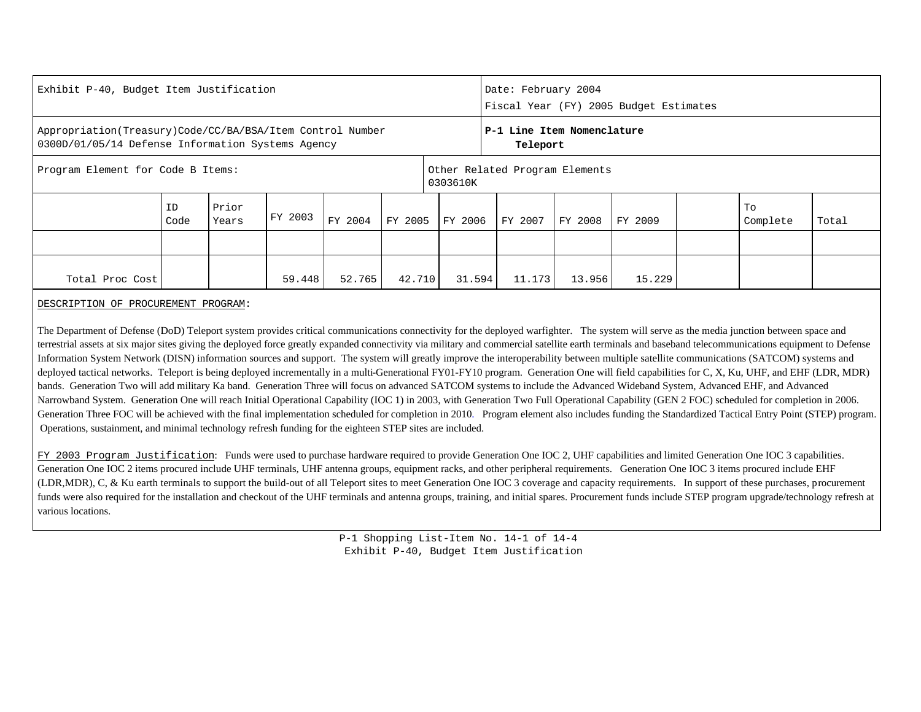| Exhibit P-40, Budget Item Justification | | | | | | | | | | | | Date: February 2004<br>Fiscal Year (FY) 2005 Budget Estimates |
|---|---|---|---|---|---|---|---|---|---|---|---|---|
| Appropriation(Treasury)Code/CC/BA/BSA/Item Control Number<br>0300D/01/05/14 Defense Information Systems Agency | | | | | | | | | | | | **P-1 Line Item Nomenclature**<br>**Teleport** |
| Program Element for Code B Items: | | | | | | Other Related Program Elements<br>0303610K | | | | | | |
| | ID Code | Prior Years | FY 2003 | FY 2004 | FY 2005 | FY 2006 | FY 2007 | FY 2008 | FY 2009 | | To Complete | Total |
| | | | | | | | | | | | | |
| Total Proc Cost | | | 59.448 | 52.765 | 42.710 | 31.594 | 11.173 | 13.956 | 15.229 | | | |

DESCRIPTION OF PROCUREMENT PROGRAM:

The Department of Defense (DoD) Teleport system provides critical communications connectivity for the deployed warfighter. The system will serve as the media junction between space and terrestrial assets at six major sites giving the deployed force greatly expanded connectivity via military and commercial satellite earth terminals and baseband telecommunications equipment to Defense Information System Network (DISN) information sources and support. The system will greatly improve the interoperability between multiple satellite communications (SATCOM) systems and deployed tactical networks. Teleport is being deployed incrementally in a multi-Generational FY01-FY10 program. Generation One will field capabilities for C, X, Ku, UHF, and EHF (LDR, MDR) bands. Generation Two will add military Ka band. Generation Three will focus on advanced SATCOM systems to include the Advanced Wideband System, Advanced EHF, and Advanced Narrowband System. Generation One will reach Initial Operational Capability (IOC 1) in 2003, with Generation Two Full Operational Capability (GEN 2 FOC) scheduled for completion in 2006. Generation Three FOC will be achieved with the final implementation scheduled for completion in 2010. Program element also includes funding the Standardized Tactical Entry Point (STEP) program. Operations, sustainment, and minimal technology refresh funding for the eighteen STEP sites are included.

FY 2003 Program Justification: Funds were used to purchase hardware required to provide Generation One IOC 2, UHF capabilities and limited Generation One IOC 3 capabilities. Generation One IOC 2 items procured include UHF terminals, UHF antenna groups, equipment racks, and other peripheral requirements. Generation One IOC 3 items procured include EHF (LDR,MDR), C, & Ku earth terminals to support the build-out of all Teleport sites to meet Generation One IOC 3 coverage and capacity requirements. In support of these purchases, procurement funds were also required for the installation and checkout of the UHF terminals and antenna groups, training, and initial spares. Procurement funds include STEP program upgrade/technology refresh at various locations.

P-1 Shopping List-Item No. 14-1 of 14-4
Exhibit P-40, Budget Item Justification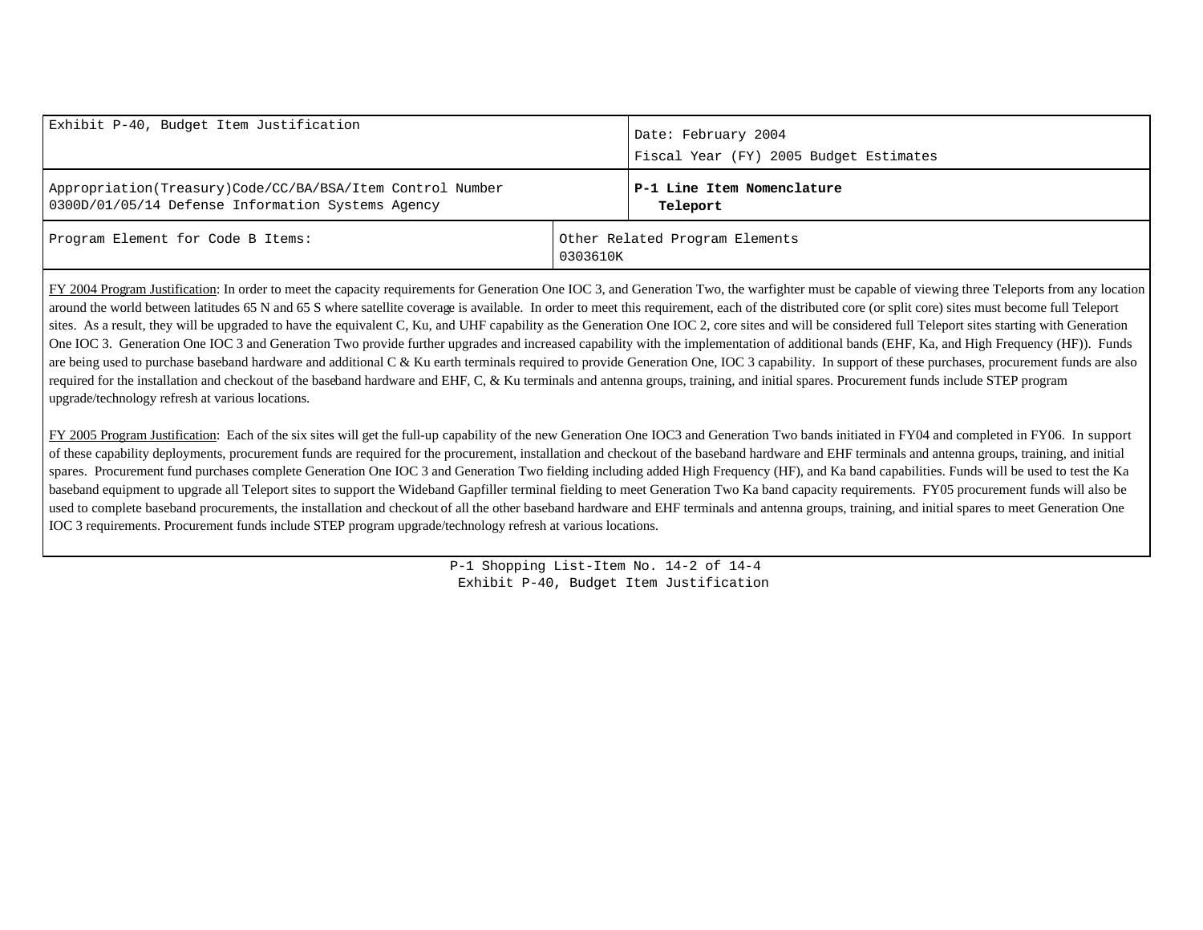| Exhibit P-40, Budget Item Justification | | Date: February 2004<br>Fiscal Year (FY) 2005 Budget Estimates |
|---|---|---|
| Appropriation(Treasury)Code/CC/BA/BSA/Item Control Number<br>0300D/01/05/14 Defense Information Systems Agency | | **P-1 Line Item Nomenclature**<br>**Teleport** |
| Program Element for Code B Items: | Other Related Program Elements<br>0303610K | |

FY 2004 Program Justification: In order to meet the capacity requirements for Generation One IOC 3, and Generation Two, the warfighter must be capable of viewing three Teleports from any location around the world between latitudes 65 N and 65 S where satellite coverage is available. In order to meet this requirement, each of the distributed core (or split core) sites must become full Teleport sites. As a result, they will be upgraded to have the equivalent C, Ku, and UHF capability as the Generation One IOC 2, core sites and will be considered full Teleport sites starting with Generation One IOC 3. Generation One IOC 3 and Generation Two provide further upgrades and increased capability with the implementation of additional bands (EHF, Ka, and High Frequency (HF)). Funds are being used to purchase baseband hardware and additional C & Ku earth terminals required to provide Generation One, IOC 3 capability. In support of these purchases, procurement funds are also required for the installation and checkout of the baseband hardware and EHF, C, & Ku terminals and antenna groups, training, and initial spares. Procurement funds include STEP program upgrade/technology refresh at various locations.

FY 2005 Program Justification: Each of the six sites will get the full-up capability of the new Generation One IOC3 and Generation Two bands initiated in FY04 and completed in FY06. In support of these capability deployments, procurement funds are required for the procurement, installation and checkout of the baseband hardware and EHF terminals and antenna groups, training, and initial spares. Procurement fund purchases complete Generation One IOC 3 and Generation Two fielding including added High Frequency (HF), and Ka band capabilities. Funds will be used to test the Ka baseband equipment to upgrade all Teleport sites to support the Wideband Gapfiller terminal fielding to meet Generation Two Ka band capacity requirements. FY05 procurement funds will also be used to complete baseband procurements, the installation and checkout of all the other baseband hardware and EHF terminals and antenna groups, training, and initial spares to meet Generation One IOC 3 requirements. Procurement funds include STEP program upgrade/technology refresh at various locations.

P-1 Shopping List-Item No. 14-2 of 14-4
Exhibit P-40, Budget Item Justification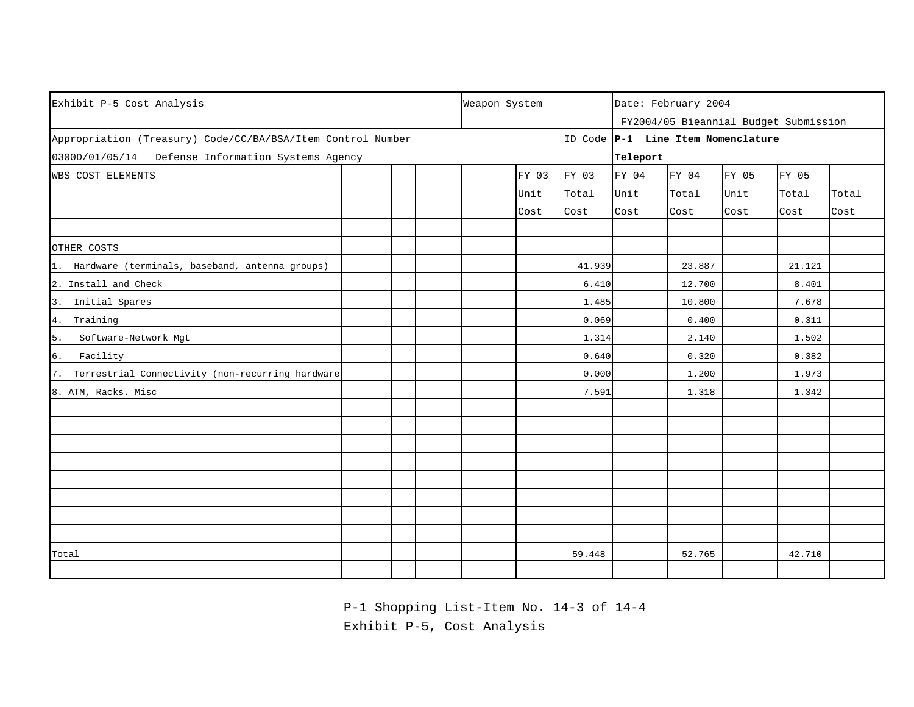| Exhibit P-5 Cost Analysis | | | | Weapon System | | | Date: February 2004<br>FY2004/05 Bieannial Budget Submission | | | | |
|---|---|---|---|---|---|---|---|---|---|---|---|
| Appropriation (Treasury) Code/CC/BA/BSA/Item Control Number<br>0300D/01/05/14 Defense Information Systems Agency | | | | | | ID Code | **P-1 Line Item Nomenclature**<br>**Teleport** | | | | |
| WBS COST ELEMENTS | | | | | FY 03 Unit Cost | FY 03 Total Cost | FY 04 Unit Cost | FY 04 Total Cost | FY 05 Unit Cost | FY 05 Total Cost | Total Cost |
| | | | | | | | | | | | |
| OTHER COSTS | | | | | | | | | | | |
| 1. Hardware (terminals, baseband, antenna groups) | | | | | | 41.939 | | 23.887 | | 21.121 | |
| 2. Install and Check | | | | | | 6.410 | | 12.700 | | 8.401 | |
| 3. Initial Spares | | | | | | 1.485 | | 10.800 | | 7.678 | |
| 4. Training | | | | | | 0.069 | | 0.400 | | 0.311 | |
| 5. Software-Network Mgt | | | | | | 1.314 | | 2.140 | | 1.502 | |
| 6. Facility | | | | | | 0.640 | | 0.320 | | 0.382 | |
| 7. Terrestrial Connectivity (non-recurring hardware | | | | | | 0.000 | | 1.200 | | 1.973 | |
| 8. ATM, Racks. Misc | | | | | | 7.591 | | 1.318 | | 1.342 | |
| | | | | | | | | | | | |
| Total | | | | | | 59.448 | | 52.765 | | 42.710 | |

P-1 Shopping List-Item No. 14-3 of 14-4
Exhibit P-5, Cost Analysis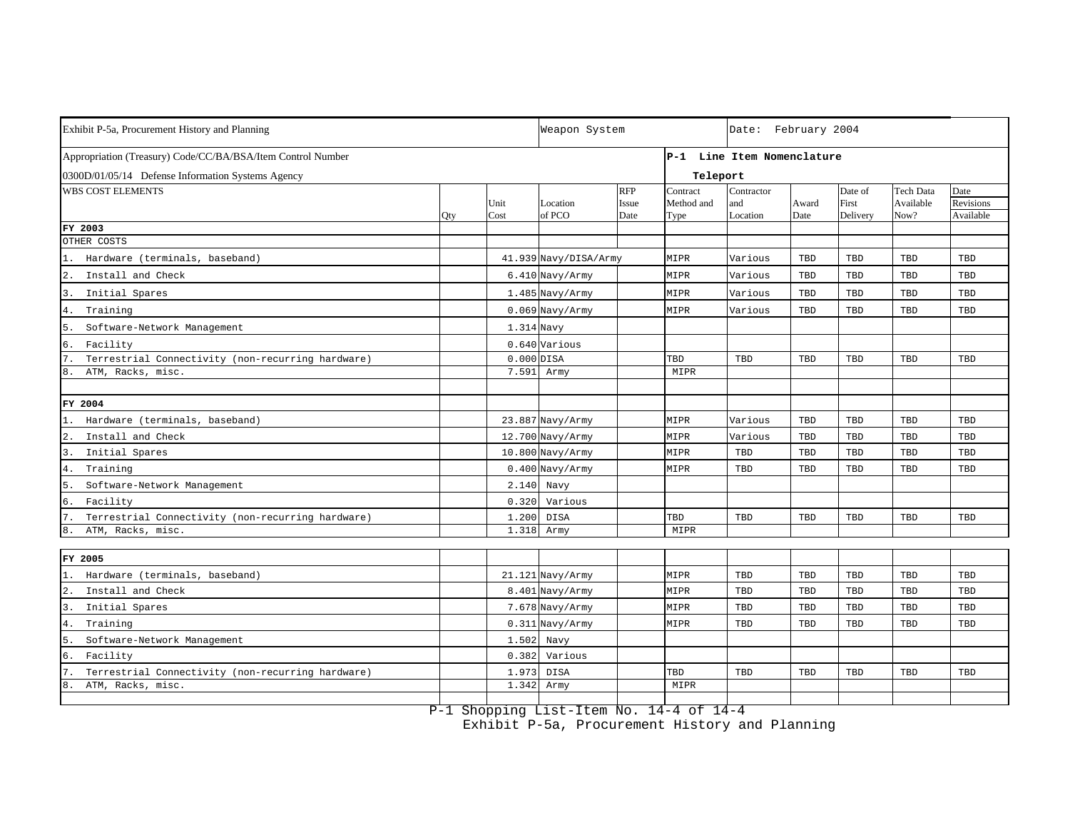| Exhibit P-5a, Procurement History and Planning | | | Weapon System | | | Date: February 2004 | | | | |
|---|---|---|---|---|---|---|---|---|---|---|
| Appropriation (Treasury) Code/CC/BA/BSA/Item Control Number<br>0300D/01/05/14 Defense Information Systems Agency | | | | | P-1 Line Item Nomenclature<br>Teleport | | | | | |
| WBS COST ELEMENTS | Qty | Unit Cost | Location of PCO | RFP Issue Date | Contract Method and Type | Contractor and Location | Award Date | Date of First Delivery | Tech Data Available Now? | Date Revisions Available |
| **FY 2003** | | | | | | | | | | |
| OTHER COSTS | | | | | | | | | | |
| 1. Hardware (terminals, baseband) | | 41.939 | Navy/DISA/Army | | MIPR | Various | TBD | TBD | TBD | TBD |
| 2. Install and Check | | 6.410 | Navy/Army | | MIPR | Various | TBD | TBD | TBD | TBD |
| 3. Initial Spares | | 1.485 | Navy/Army | | MIPR | Various | TBD | TBD | TBD | TBD |
| 4. Training | | 0.069 | Navy/Army | | MIPR | Various | TBD | TBD | TBD | TBD |
| 5. Software-Network Management | | 1.314 | Navy | | | | | | | |
| 6. Facility | | 0.640 | Various | | | | | | | |
| 7. Terrestrial Connectivity (non-recurring hardware) | | 0.000 | DISA | | TBD | TBD | TBD | TBD | TBD | TBD |
| 8. ATM, Racks, misc. | | 7.591 | Army | | MIPR | | | | | |
| **FY 2004** | | | | | | | | | | |
| 1. Hardware (terminals, baseband) | | 23.887 | Navy/Army | | MIPR | Various | TBD | TBD | TBD | TBD |
| 2. Install and Check | | 12.700 | Navy/Army | | MIPR | Various | TBD | TBD | TBD | TBD |
| 3. Initial Spares | | 10.800 | Navy/Army | | MIPR | TBD | TBD | TBD | TBD | TBD |
| 4. Training | | 0.400 | Navy/Army | | MIPR | TBD | TBD | TBD | TBD | TBD |
| 5. Software-Network Management | | 2.140 | Navy | | | | | | | |
| 6. Facility | | 0.320 | Various | | | | | | | |
| 7. Terrestrial Connectivity (non-recurring hardware) | | 1.200 | DISA | | TBD | TBD | TBD | TBD | TBD | TBD |
| 8. ATM, Racks, misc. | | 1.318 | Army | | MIPR | | | | | |
| **FY 2005** | | | | | | | | | | |
| 1. Hardware (terminals, baseband) | | 21.121 | Navy/Army | | MIPR | TBD | TBD | TBD | TBD | TBD |
| 2. Install and Check | | 8.401 | Navy/Army | | MIPR | TBD | TBD | TBD | TBD | TBD |
| 3. Initial Spares | | 7.678 | Navy/Army | | MIPR | TBD | TBD | TBD | TBD | TBD |
| 4. Training | | 0.311 | Navy/Army | | MIPR | TBD | TBD | TBD | TBD | TBD |
| 5. Software-Network Management | | 1.502 | Navy | | | | | | | |
| 6. Facility | | 0.382 | Various | | | | | | | |
| 7. Terrestrial Connectivity (non-recurring hardware) | | 1.973 | DISA | | TBD | TBD | TBD | TBD | TBD | TBD |
| 8. ATM, Racks, misc. | | 1.342 | Army | | MIPR | | | | | |

P-1 Shopping List-Item No. 14-4 of 14-4

Exhibit P-5a, Procurement History and Planning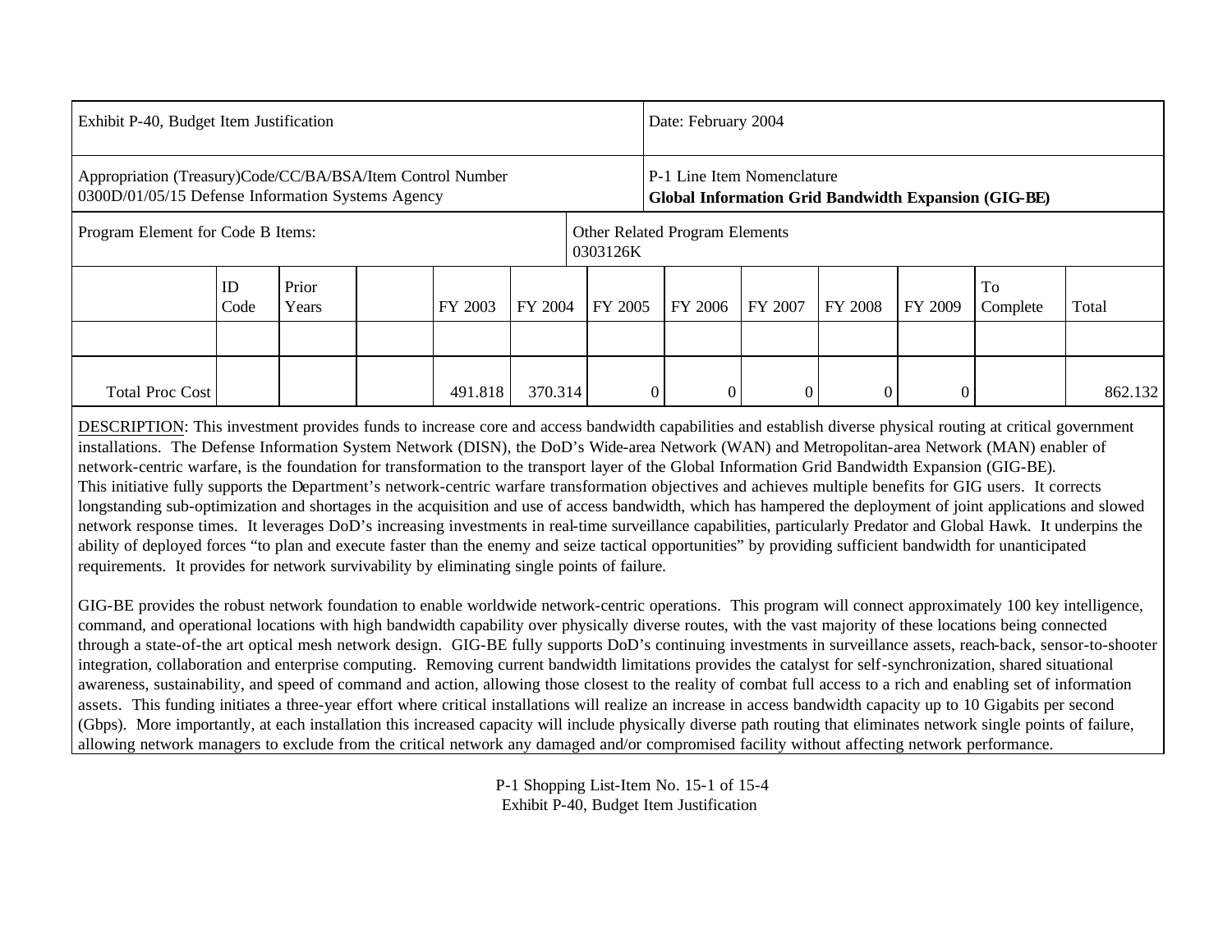| Exhibit P-40, Budget Item Justification | | | | | | | Date: February 2004 | | | | | |
|---|---|---|---|---|---|---|---|---|---|---|---|---|
| Appropriation (Treasury)Code/CC/BA/BSA/Item Control Number<br>0300D/01/05/15 Defense Information Systems Agency | | | | | | | P-1 Line Item Nomenclature<br>**Global Information Grid Bandwidth Expansion (GIG-BE)** | | | | | |
| Program Element for Code B Items: | | | | | | Other Related Program Elements<br>0303126K | | | | | | |
| | ID Code | Prior Years | | FY 2003 | FY 2004 | FY 2005 | FY 2006 | FY 2007 | FY 2008 | FY 2009 | To Complete | Total |
| | | | | | | | | | | | | |
| Total Proc Cost | | | | 491.818 | 370.314 | 0 | 0 | 0 | 0 | 0 | | 862.132 |

DESCRIPTION: This investment provides funds to increase core and access bandwidth capabilities and establish diverse physical routing at critical government installations. The Defense Information System Network (DISN), the DoD's Wide-area Network (WAN) and Metropolitan-area Network (MAN) enabler of network-centric warfare, is the foundation for transformation to the transport layer of the Global Information Grid Bandwidth Expansion (GIG-BE). This initiative fully supports the Department's network-centric warfare transformation objectives and achieves multiple benefits for GIG users. It corrects longstanding sub-optimization and shortages in the acquisition and use of access bandwidth, which has hampered the deployment of joint applications and slowed network response times. It leverages DoD's increasing investments in real-time surveillance capabilities, particularly Predator and Global Hawk. It underpins the ability of deployed forces "to plan and execute faster than the enemy and seize tactical opportunities" by providing sufficient bandwidth for unanticipated requirements. It provides for network survivability by eliminating single points of failure.

GIG-BE provides the robust network foundation to enable worldwide network-centric operations. This program will connect approximately 100 key intelligence, command, and operational locations with high bandwidth capability over physically diverse routes, with the vast majority of these locations being connected through a state-of-the art optical mesh network design. GIG-BE fully supports DoD's continuing investments in surveillance assets, reach-back, sensor-to-shooter integration, collaboration and enterprise computing. Removing current bandwidth limitations provides the catalyst for self-synchronization, shared situational awareness, sustainability, and speed of command and action, allowing those closest to the reality of combat full access to a rich and enabling set of information assets. This funding initiates a three-year effort where critical installations will realize an increase in access bandwidth capacity up to 10 Gigabits per second (Gbps). More importantly, at each installation this increased capacity will include physically diverse path routing that eliminates network single points of failure, allowing network managers to exclude from the critical network any damaged and/or compromised facility without affecting network performance.

P-1 Shopping List-Item No. 15-1 of 15-4
Exhibit P-40, Budget Item Justification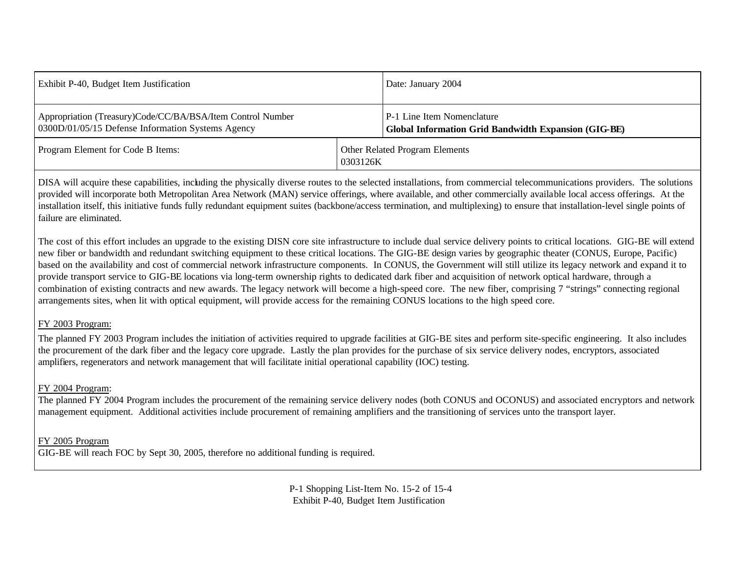| Exhibit P-40, Budget Item Justification | | Date: January 2004 |
|---|---|---|
| Appropriation (Treasury)Code/CC/BA/BSA/Item Control Number<br>0300D/01/05/15 Defense Information Systems Agency | | P-1 Line Item Nomenclature<br>**Global Information Grid Bandwidth Expansion (GIG-BE)** |
| Program Element for Code B Items: | Other Related Program Elements<br>0303126K | |

DISA will acquire these capabilities, including the physically diverse routes to the selected installations, from commercial telecommunications providers. The solutions provided will incorporate both Metropolitan Area Network (MAN) service offerings, where available, and other commercially available local access offerings. At the installation itself, this initiative funds fully redundant equipment suites (backbone/access termination, and multiplexing) to ensure that installation-level single points of failure are eliminated.

The cost of this effort includes an upgrade to the existing DISN core site infrastructure to include dual service delivery points to critical locations. GIG-BE will extend new fiber or bandwidth and redundant switching equipment to these critical locations. The GIG-BE design varies by geographic theater (CONUS, Europe, Pacific) based on the availability and cost of commercial network infrastructure components. In CONUS, the Government will still utilize its legacy network and expand it to provide transport service to GIG-BE locations via long-term ownership rights to dedicated dark fiber and acquisition of network optical hardware, through a combination of existing contracts and new awards. The legacy network will become a high-speed core. The new fiber, comprising 7 "strings" connecting regional arrangements sites, when lit with optical equipment, will provide access for the remaining CONUS locations to the high speed core.

FY 2003 Program:

The planned FY 2003 Program includes the initiation of activities required to upgrade facilities at GIG-BE sites and perform site-specific engineering. It also includes the procurement of the dark fiber and the legacy core upgrade. Lastly the plan provides for the purchase of six service delivery nodes, encryptors, associated amplifiers, regenerators and network management that will facilitate initial operational capability (IOC) testing.

FY 2004 Program:

The planned FY 2004 Program includes the procurement of the remaining service delivery nodes (both CONUS and OCONUS) and associated encryptors and network management equipment. Additional activities include procurement of remaining amplifiers and the transitioning of services unto the transport layer.

FY 2005 Program

GIG-BE will reach FOC by Sept 30, 2005, therefore no additional funding is required.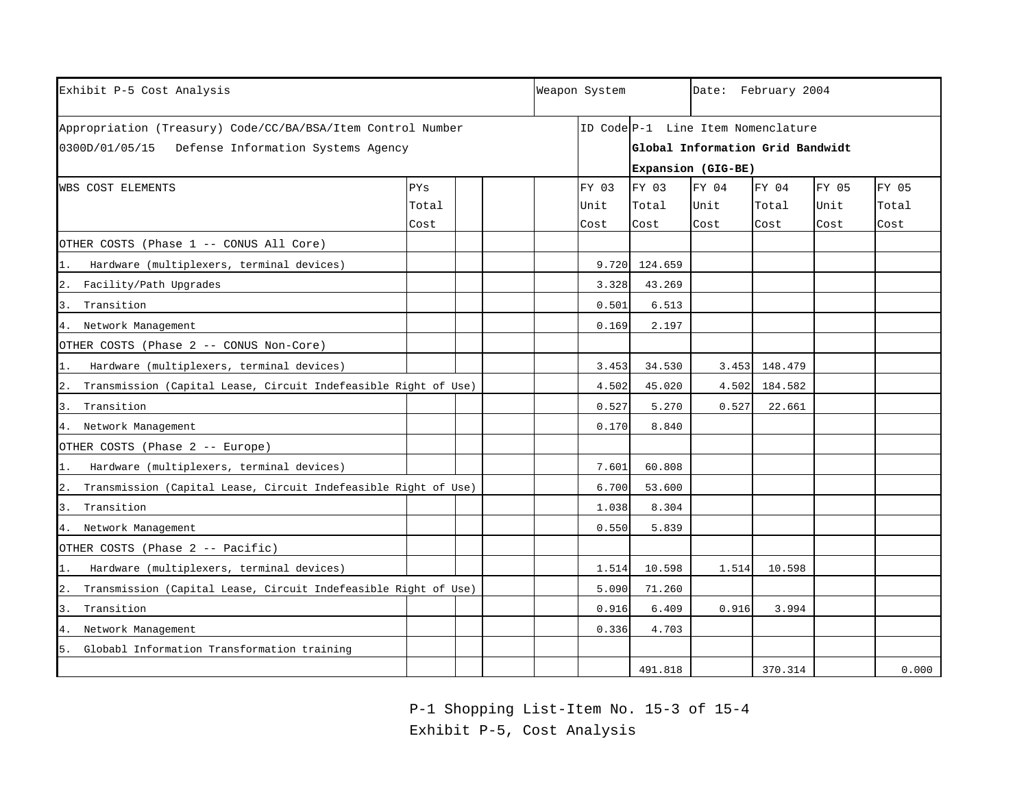| Exhibit P-5 Cost Analysis | | | | | Weapon System | | Date: February 2004 | | | |
|---|---|---|---|---|---|---|---|---|---|---|
| Appropriation (Treasury) Code/CC/BA/BSA/Item Control Number<br>0300D/01/05/15 Defense Information Systems Agency | | | | | ID Code | P-1 Line Item Nomenclature<br>**Global Information Grid Bandwidt Expansion (GIG-BE)** | | | | |
| WBS COST ELEMENTS | PYs Total Cost | | | | FY 03 Unit Cost | FY 03 Total Cost | FY 04 Unit Cost | FY 04 Total Cost | FY 05 Unit Cost | FY 05 Total Cost |
| OTHER COSTS (Phase 1 -- CONUS All Core) | | | | | | | | | | |
| 1. Hardware (multiplexers, terminal devices) | | | | | 9.720 | 124.659 | | | | |
| 2. Facility/Path Upgrades | | | | | 3.328 | 43.269 | | | | |
| 3. Transition | | | | | 0.501 | 6.513 | | | | |
| 4. Network Management | | | | | 0.169 | 2.197 | | | | |
| OTHER COSTS (Phase 2 -- CONUS Non-Core) | | | | | | | | | | |
| 1. Hardware (multiplexers, terminal devices) | | | | | 3.453 | 34.530 | 3.453 | 148.479 | | |
| 2. Transmission (Capital Lease, Circuit Indefeasible Right of Use) | | | | | 4.502 | 45.020 | 4.502 | 184.582 | | |
| 3. Transition | | | | | 0.527 | 5.270 | 0.527 | 22.661 | | |
| 4. Network Management | | | | | 0.170 | 8.840 | | | | |
| OTHER COSTS (Phase 2 -- Europe) | | | | | | | | | | |
| 1. Hardware (multiplexers, terminal devices) | | | | | 7.601 | 60.808 | | | | |
| 2. Transmission (Capital Lease, Circuit Indefeasible Right of Use) | | | | | 6.700 | 53.600 | | | | |
| 3. Transition | | | | | 1.038 | 8.304 | | | | |
| 4. Network Management | | | | | 0.550 | 5.839 | | | | |
| OTHER COSTS (Phase 2 -- Pacific) | | | | | | | | | | |
| 1. Hardware (multiplexers, terminal devices) | | | | | 1.514 | 10.598 | 1.514 | 10.598 | | |
| 2. Transmission (Capital Lease, Circuit Indefeasible Right of Use) | | | | | 5.090 | 71.260 | | | | |
| 3. Transition | | | | | 0.916 | 6.409 | 0.916 | 3.994 | | |
| 4. Network Management | | | | | 0.336 | 4.703 | | | | |
| 5. Globabl Information Transformation training | | | | | | | | | | |
| | | | | | | 491.818 | | 370.314 | | 0.000 |

P-1 Shopping List-Item No. 15-3 of 15-4
Exhibit P-5, Cost Analysis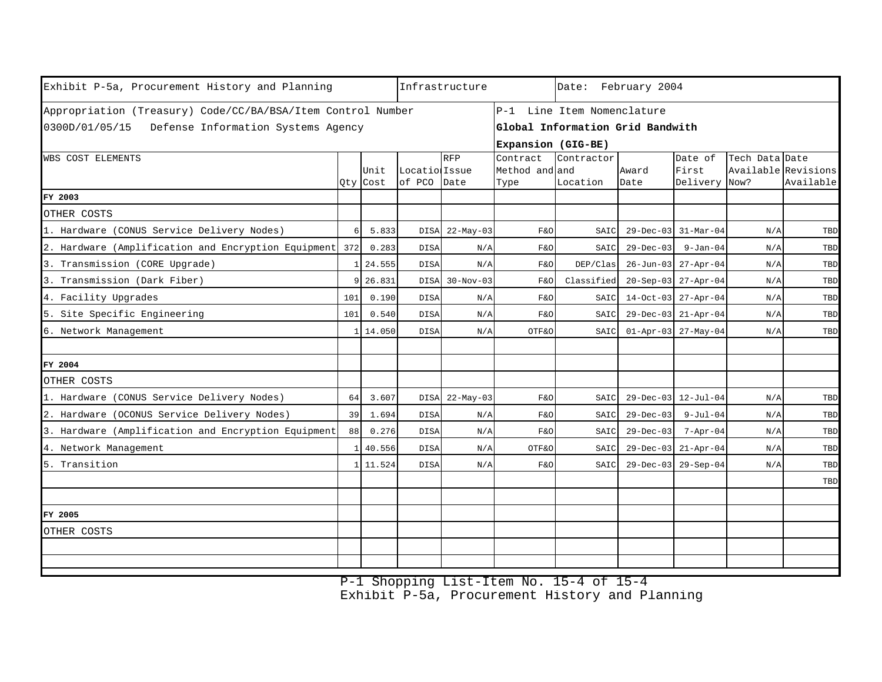| Exhibit P-5a, Procurement History and Planning | | | Infrastructure | | | Date: February 2004 | | | | |
|---|---|---|---|---|---|---|---|---|---|---|
| Appropriation (Treasury) Code/CC/BA/BSA/Item Control Number | | | | | P-1 Line Item Nomenclature | | | | | |
| 0300D/01/05/15 Defense Information Systems Agency | | | | | **Global Information Grid Bandwith Expansion (GIG-BE)** | | | | | |
| WBS COST ELEMENTS | Qty | Unit Cost | Location of PCO | RFP Issue Date | Contract Method and Type | Contractor and Location | Award Date | Date of First Delivery | Tech Data Available Now? | Date Revisions Available |
| **FY 2003** | | | | | | | | | | |
| OTHER COSTS | | | | | | | | | | |
| 1. Hardware (CONUS Service Delivery Nodes) | 6 | 5.833 | DISA | 22-May-03 | F&O | SAIC | 29-Dec-03 | 31-Mar-04 | N/A | TBD |
| 2. Hardware (Amplification and Encryption Equipment | 372 | 0.283 | DISA | N/A | F&O | SAIC | 29-Dec-03 | 9-Jan-04 | N/A | TBD |
| 3. Transmission (CORE Upgrade) | 1 | 24.555 | DISA | N/A | F&O | DEP/Clas | 26-Jun-03 | 27-Apr-04 | N/A | TBD |
| 3. Transmission (Dark Fiber) | 9 | 26.831 | DISA | 30-Nov-03 | F&O | Classified | 20-Sep-03 | 27-Apr-04 | N/A | TBD |
| 4. Facility Upgrades | 101 | 0.190 | DISA | N/A | F&O | SAIC | 14-Oct-03 | 27-Apr-04 | N/A | TBD |
| 5. Site Specific Engineering | 101 | 0.540 | DISA | N/A | F&O | SAIC | 29-Dec-03 | 21-Apr-04 | N/A | TBD |
| 6. Network Management | 1 | 14.050 | DISA | N/A | OTF&O | SAIC | 01-Apr-03 | 27-May-04 | N/A | TBD |
| | | | | | | | | | | |
| **FY 2004** | | | | | | | | | | |
| OTHER COSTS | | | | | | | | | | |
| 1. Hardware (CONUS Service Delivery Nodes) | 64 | 3.607 | DISA | 22-May-03 | F&O | SAIC | 29-Dec-03 | 12-Jul-04 | N/A | TBD |
| 2. Hardware (OCONUS Service Delivery Nodes) | 39 | 1.694 | DISA | N/A | F&O | SAIC | 29-Dec-03 | 9-Jul-04 | N/A | TBD |
| 3. Hardware (Amplification and Encryption Equipment | 88 | 0.276 | DISA | N/A | F&O | SAIC | 29-Dec-03 | 7-Apr-04 | N/A | TBD |
| 4. Network Management | 1 | 40.556 | DISA | N/A | OTF&O | SAIC | 29-Dec-03 | 21-Apr-04 | N/A | TBD |
| 5. Transition | 1 | 11.524 | DISA | N/A | F&O | SAIC | 29-Dec-03 | 29-Sep-04 | N/A | TBD |
| | | | | | | | | | | TBD |
| | | | | | | | | | | |
| **FY 2005** | | | | | | | | | | |
| OTHER COSTS | | | | | | | | | | |
| | | | | | | | | | | |
| | | | | | | | | | | |

P-1 Shopping List-Item No. 15-4 of 15-4
Exhibit P-5a, Procurement History and Planning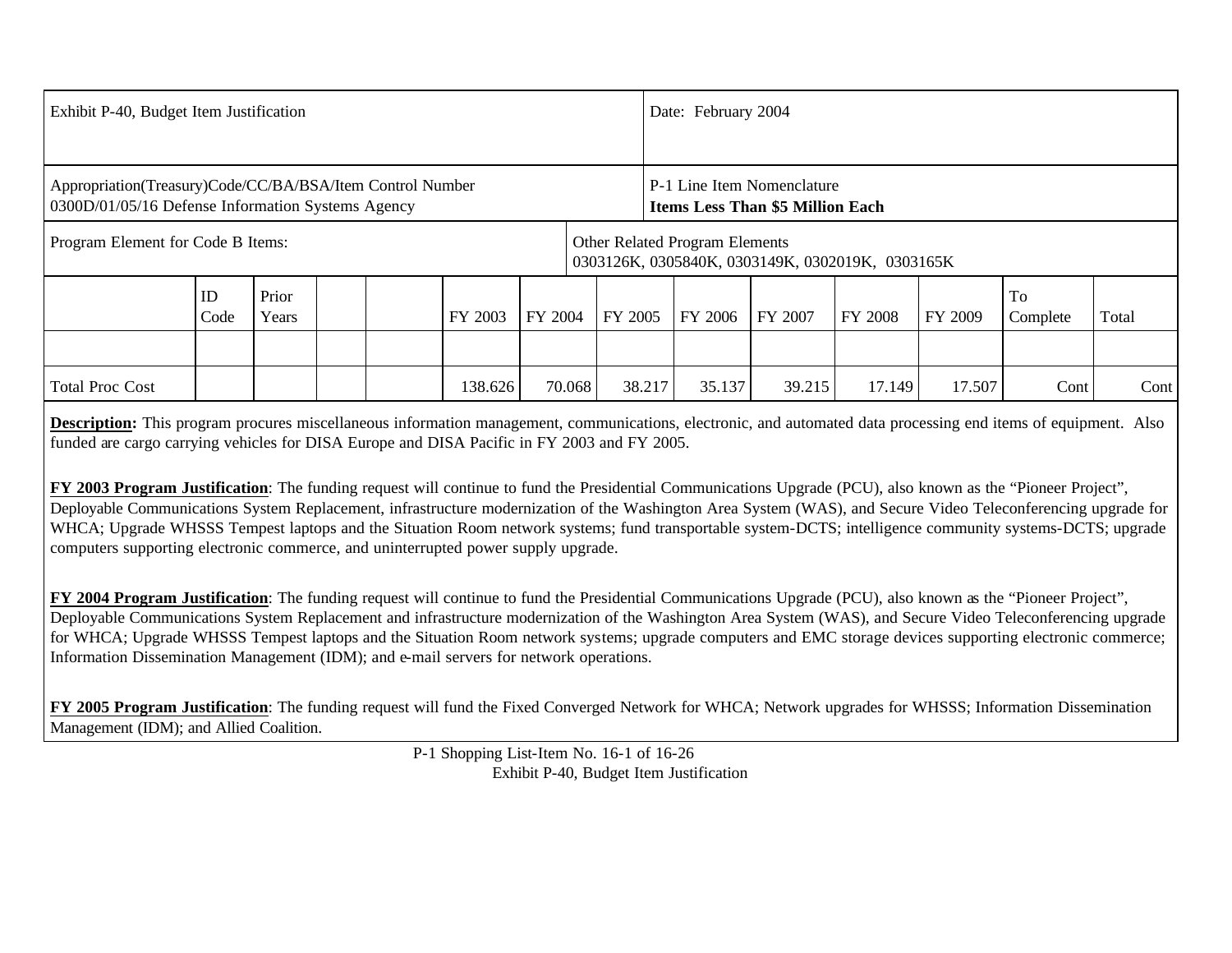| Exhibit P-40, Budget Item Justification | | | | | | | | Date: February 2004 | | | | | |
|---|---|---|---|---|---|---|---|---|---|---|---|---|---|
| Appropriation(Treasury)Code/CC/BA/BSA/Item Control Number<br>0300D/01/05/16 Defense Information Systems Agency | | | | | | | | P-1 Line Item Nomenclature<br>**Items Less Than $5 Million Each** | | | | | |
| Program Element for Code B Items: | | | | | | | Other Related Program Elements<br>0303126K, 0305840K, 0303149K, 0302019K, 0303165K | | | | | | |
| | ID Code | Prior Years | | | FY 2003 | FY 2004 | FY 2005 | FY 2006 | FY 2007 | FY 2008 | FY 2009 | To Complete | Total |
| | | | | | | | | | | | | | |
| Total Proc Cost | | | | | 138.626 | 70.068 | 38.217 | 35.137 | 39.215 | 17.149 | 17.507 | Cont | Cont |

**Description:** This program procures miscellaneous information management, communications, electronic, and automated data processing end items of equipment. Also funded are cargo carrying vehicles for DISA Europe and DISA Pacific in FY 2003 and FY 2005.

**FY 2003 Program Justification**: The funding request will continue to fund the Presidential Communications Upgrade (PCU), also known as the "Pioneer Project", Deployable Communications System Replacement, infrastructure modernization of the Washington Area System (WAS), and Secure Video Teleconferencing upgrade for WHCA; Upgrade WHSSS Tempest laptops and the Situation Room network systems; fund transportable system-DCTS; intelligence community systems-DCTS; upgrade computers supporting electronic commerce, and uninterrupted power supply upgrade.

**FY 2004 Program Justification**: The funding request will continue to fund the Presidential Communications Upgrade (PCU), also known as the "Pioneer Project", Deployable Communications System Replacement and infrastructure modernization of the Washington Area System (WAS), and Secure Video Teleconferencing upgrade for WHCA; Upgrade WHSSS Tempest laptops and the Situation Room network systems; upgrade computers and EMC storage devices supporting electronic commerce; Information Dissemination Management (IDM); and e-mail servers for network operations.

**FY 2005 Program Justification**: The funding request will fund the Fixed Converged Network for WHCA; Network upgrades for WHSSS; Information Dissemination Management (IDM); and Allied Coalition.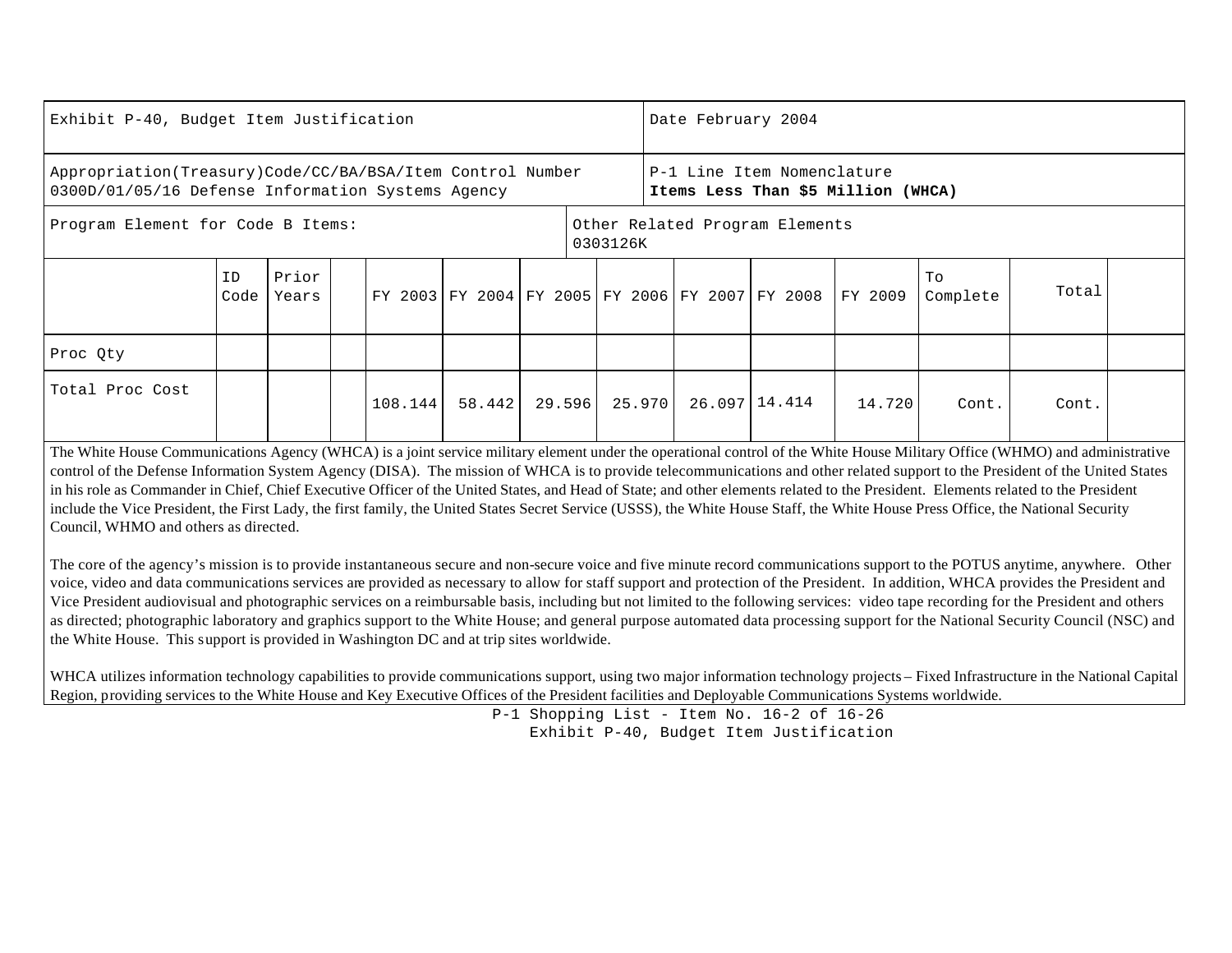| Exhibit P-40, Budget Item Justification | | | | | | | | | | | | Date February 2004 | |
|---|---|---|---|---|---|---|---|---|---|---|---|---|---|
| Appropriation(Treasury)Code/CC/BA/BSA/Item Control Number 0300D/01/05/16 Defense Information Systems Agency | | | | | | | | | | | | P-1 Line Item Nomenclature **Items Less Than $5 Million (WHCA)** | |
| Program Element for Code B Items: | | | | | | | Other Related Program Elements 0303126K | | | | | | |
| | ID Code | Prior Years | | FY 2003 | FY 2004 | FY 2005 | FY 2006 | FY 2007 | FY 2008 | FY 2009 | To Complete | Total | |
| Proc Qty | | | | | | | | | | | | | |
| Total Proc Cost | | | | 108.144 | 58.442 | 29.596 | 25.970 | 26.097 | 14.414 | 14.720 | Cont. | Cont. | |

The White House Communications Agency (WHCA) is a joint service military element under the operational control of the White House Military Office (WHMO) and administrative control of the Defense Information System Agency (DISA). The mission of WHCA is to provide telecommunications and other related support to the President of the United States in his role as Commander in Chief, Chief Executive Officer of the United States, and Head of State; and other elements related to the President. Elements related to the President include the Vice President, the First Lady, the first family, the United States Secret Service (USSS), the White House Staff, the White House Press Office, the National Security Council, WHMO and others as directed.

The core of the agency's mission is to provide instantaneous secure and non-secure voice and five minute record communications support to the POTUS anytime, anywhere. Other voice, video and data communications services are provided as necessary to allow for staff support and protection of the President. In addition, WHCA provides the President and Vice President audiovisual and photographic services on a reimbursable basis, including but not limited to the following services: video tape recording for the President and others as directed; photographic laboratory and graphics support to the White House; and general purpose automated data processing support for the National Security Council (NSC) and the White House. This support is provided in Washington DC and at trip sites worldwide.

WHCA utilizes information technology capabilities to provide communications support, using two major information technology projects – Fixed Infrastructure in the National Capital Region, providing services to the White House and Key Executive Offices of the President facilities and Deployable Communications Systems worldwide.

P-1 Shopping List - Item No. 16-2 of 16-26

Exhibit P-40, Budget Item Justification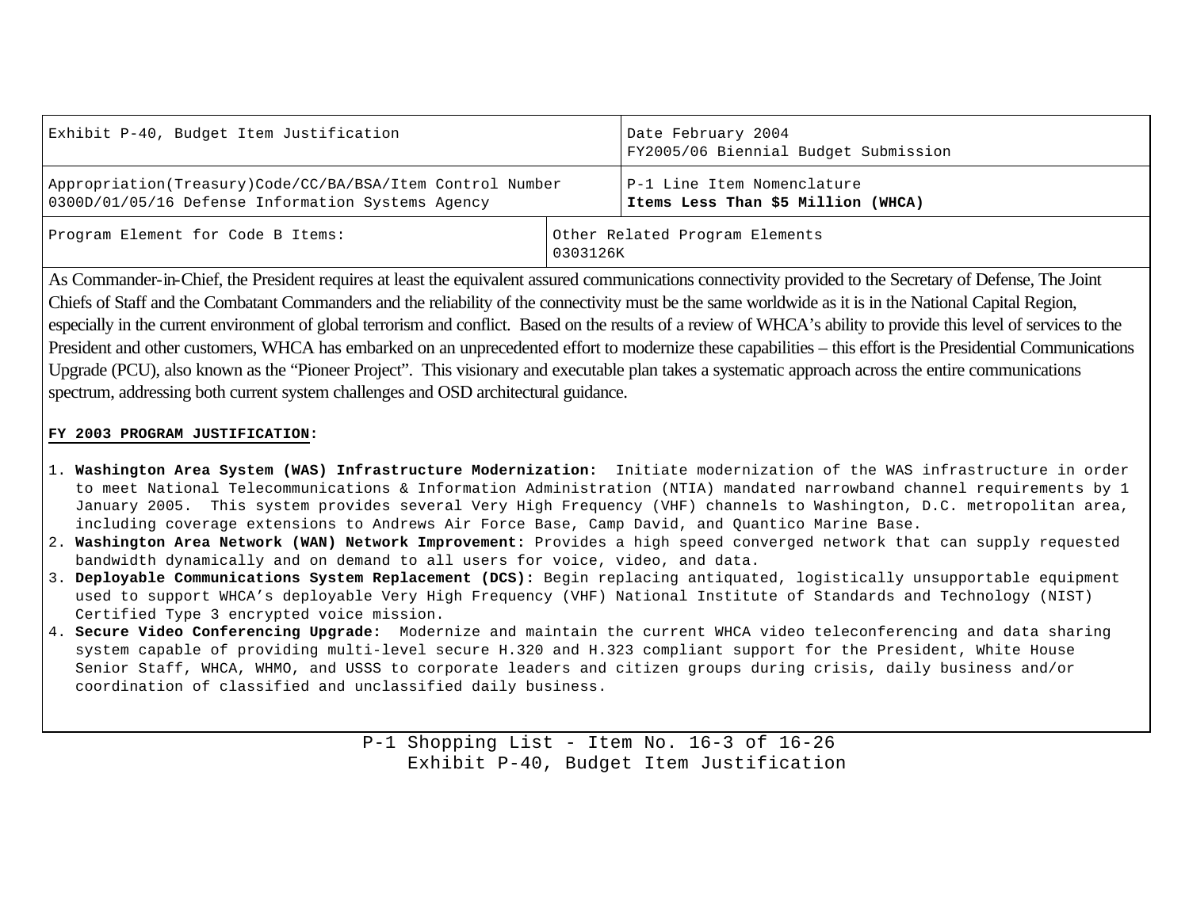| Exhibit P-40, Budget Item Justification | | Date February 2004<br>FY2005/06 Biennial Budget Submission |
| --- | --- | --- |
| Appropriation(Treasury)Code/CC/BA/BSA/Item Control Number<br>0300D/01/05/16 Defense Information Systems Agency | | P-1 Line Item Nomenclature<br>**Items Less Than $5 Million (WHCA)** |
| Program Element for Code B Items: | Other Related Program Elements<br>0303126K | |

As Commander-in-Chief, the President requires at least the equivalent assured communications connectivity provided to the Secretary of Defense, The Joint Chiefs of Staff and the Combatant Commanders and the reliability of the connectivity must be the same worldwide as it is in the National Capital Region, especially in the current environment of global terrorism and conflict. Based on the results of a review of WHCA's ability to provide this level of services to the President and other customers, WHCA has embarked on an unprecedented effort to modernize these capabilities – this effort is the Presidential Communications Upgrade (PCU), also known as the "Pioneer Project". This visionary and executable plan takes a systematic approach across the entire communications spectrum, addressing both current system challenges and OSD architectural guidance.

**FY 2003 PROGRAM JUSTIFICATION**:

1. **Washington Area System (WAS) Infrastructure Modernization:** Initiate modernization of the WAS infrastructure in order to meet National Telecommunications & Information Administration (NTIA) mandated narrowband channel requirements by 1 January 2005. This system provides several Very High Frequency (VHF) channels to Washington, D.C. metropolitan area, including coverage extensions to Andrews Air Force Base, Camp David, and Quantico Marine Base.
2. **Washington Area Network (WAN) Network Improvement:** Provides a high speed converged network that can supply requested bandwidth dynamically and on demand to all users for voice, video, and data.
3. **Deployable Communications System Replacement (DCS):** Begin replacing antiquated, logistically unsupportable equipment used to support WHCA's deployable Very High Frequency (VHF) National Institute of Standards and Technology (NIST) Certified Type 3 encrypted voice mission.
4. **Secure Video Conferencing Upgrade:** Modernize and maintain the current WHCA video teleconferencing and data sharing system capable of providing multi-level secure H.320 and H.323 compliant support for the President, White House Senior Staff, WHCA, WHMO, and USSS to corporate leaders and citizen groups during crisis, daily business and/or coordination of classified and unclassified daily business.

P-1 Shopping List - Item No. 16-3 of 16-26
Exhibit P-40, Budget Item Justification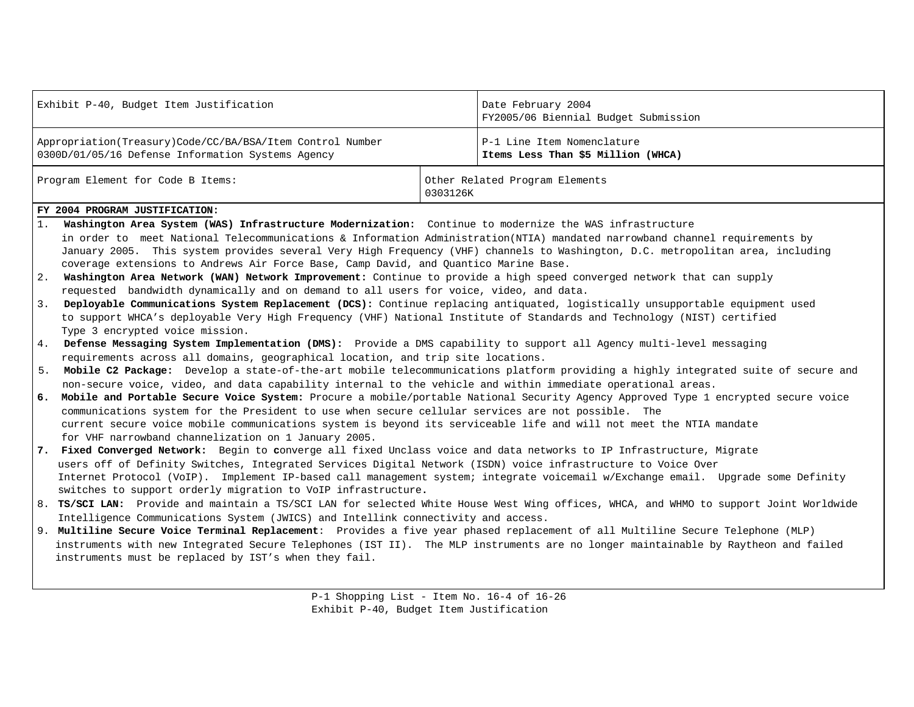| Exhibit P-40, Budget Item Justification | | Date February 2004<br>FY2005/06 Biennial Budget Submission |
|---|---|---|
| Appropriation(Treasury)Code/CC/BA/BSA/Item Control Number<br>0300D/01/05/16 Defense Information Systems Agency | | P-1 Line Item Nomenclature<br>**Items Less Than $5 Million (WHCA)** |
| Program Element for Code B Items: | Other Related Program Elements<br>0303126K | |

**FY 2004 PROGRAM JUSTIFICATION:**

1. **Washington Area System (WAS) Infrastructure Modernization:** Continue to modernize the WAS infrastructure in order to meet National Telecommunications & Information Administration(NTIA) mandated narrowband channel requirements by January 2005. This system provides several Very High Frequency (VHF) channels to Washington, D.C. metropolitan area, including coverage extensions to Andrews Air Force Base, Camp David, and Quantico Marine Base.
2. **Washington Area Network (WAN) Network Improvement:** Continue to provide a high speed converged network that can supply requested bandwidth dynamically and on demand to all users for voice, video, and data.
3. **Deployable Communications System Replacement (DCS):** Continue replacing antiquated, logistically unsupportable equipment used to support WHCA's deployable Very High Frequency (VHF) National Institute of Standards and Technology (NIST) certified Type 3 encrypted voice mission.
4. **Defense Messaging System Implementation (DMS):** Provide a DMS capability to support all Agency multi-level messaging requirements across all domains, geographical location, and trip site locations.
5. **Mobile C2 Package:** Develop a state-of-the-art mobile telecommunications platform providing a highly integrated suite of secure and non-secure voice, video, and data capability internal to the vehicle and within immediate operational areas.
6. **Mobile and Portable Secure Voice System:** Procure a mobile/portable National Security Agency Approved Type 1 encrypted secure voice communications system for the President to use when secure cellular services are not possible. The current secure voice mobile communications system is beyond its serviceable life and will not meet the NTIA mandate for VHF narrowband channelization on 1 January 2005.
7. **Fixed Converged Network:** Begin to converge all fixed Unclass voice and data networks to IP Infrastructure, Migrate users off of Definity Switches, Integrated Services Digital Network (ISDN) voice infrastructure to Voice Over Internet Protocol (VoIP). Implement IP-based call management system; integrate voicemail w/Exchange email. Upgrade some Definity switches to support orderly migration to VoIP infrastructure.
8. **TS/SCI LAN:** Provide and maintain a TS/SCI LAN for selected White House West Wing offices, WHCA, and WHMO to support Joint Worldwide Intelligence Communications System (JWICS) and Intellink connectivity and access.
9. **Multiline Secure Voice Terminal Replacement**: Provides a five year phased replacement of all Multiline Secure Telephone (MLP) instruments with new Integrated Secure Telephones (IST II). The MLP instruments are no longer maintainable by Raytheon and failed instruments must be replaced by IST's when they fail.

P-1 Shopping List - Item No. 16-4 of 16-26
Exhibit P-40, Budget Item Justification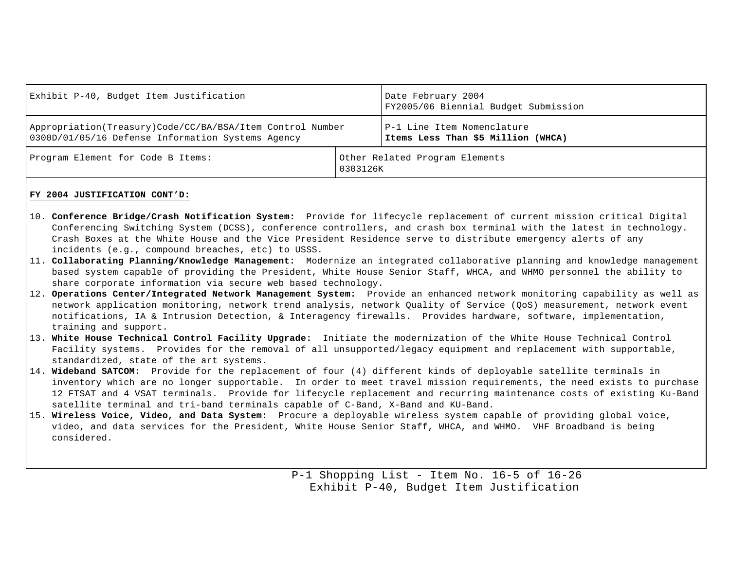| Exhibit P-40, Budget Item Justification | | Date February 2004<br>FY2005/06 Biennial Budget Submission |
|---|---|---|
| Appropriation(Treasury)Code/CC/BA/BSA/Item Control Number<br>0300D/01/05/16 Defense Information Systems Agency | | P-1 Line Item Nomenclature<br>**Items Less Than $5 Million (WHCA)** |
| Program Element for Code B Items: | Other Related Program Elements<br>0303126K | |

**FY 2004 JUSTIFICATION CONT'D:**

10. **Conference Bridge/Crash Notification System:** Provide for lifecycle replacement of current mission critical Digital Conferencing Switching System (DCSS), conference controllers, and crash box terminal with the latest in technology. Crash Boxes at the White House and the Vice President Residence serve to distribute emergency alerts of any incidents (e.g., compound breaches, etc) to USSS.
11. **Collaborating Planning/Knowledge Management:** Modernize an integrated collaborative planning and knowledge management based system capable of providing the President, White House Senior Staff, WHCA, and WHMO personnel the ability to share corporate information via secure web based technology.
12. **Operations Center/Integrated Network Management System:** Provide an enhanced network monitoring capability as well as network application monitoring, network trend analysis, network Quality of Service (QoS) measurement, network event notifications, IA & Intrusion Detection, & Interagency firewalls. Provides hardware, software, implementation, training and support.
13. **White House Technical Control Facility Upgrade:** Initiate the modernization of the White House Technical Control Facility systems. Provides for the removal of all unsupported/legacy equipment and replacement with supportable, standardized, state of the art systems.
14. **Wideband SATCOM:** Provide for the replacement of four (4) different kinds of deployable satellite terminals in inventory which are no longer supportable. In order to meet travel mission requirements, the need exists to purchase 12 FTSAT and 4 VSAT terminals. Provide for lifecycle replacement and recurring maintenance costs of existing Ku-Band satellite terminal and tri-band terminals capable of C-Band, X-Band and KU-Band.
15. **Wireless Voice, Video, and Data System**: Procure a deployable wireless system capable of providing global voice, video, and data services for the President, White House Senior Staff, WHCA, and WHMO. VHF Broadband is being considered.

P-1 Shopping List - Item No. 16-5 of 16-26
Exhibit P-40, Budget Item Justification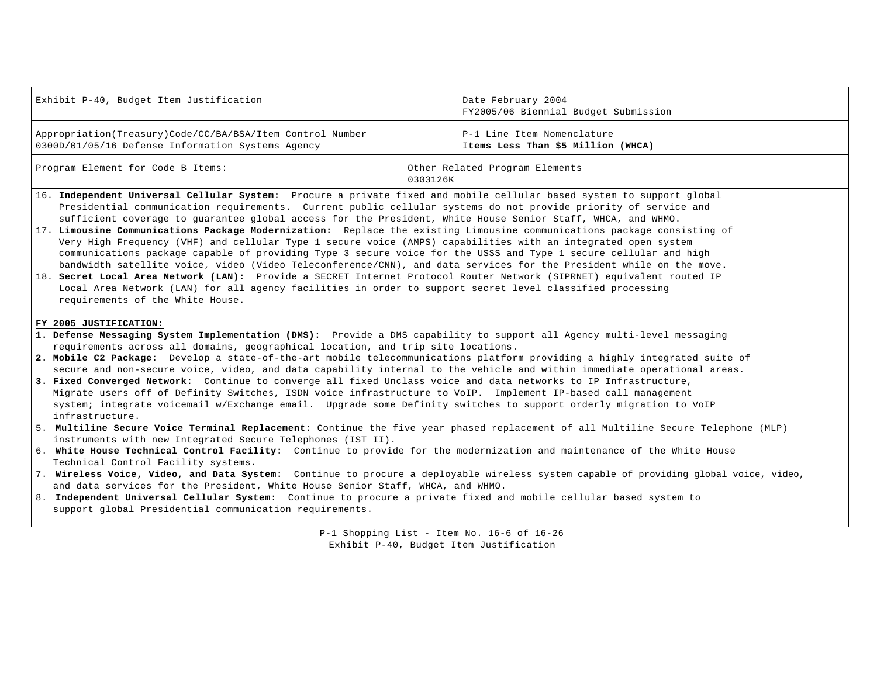| Exhibit P-40, Budget Item Justification | | Date February 2004<br>FY2005/06 Biennial Budget Submission |
|---|---|---|
| Appropriation(Treasury)Code/CC/BA/BSA/Item Control Number<br>0300D/01/05/16 Defense Information Systems Agency | | P-1 Line Item Nomenclature<br>**Items Less Than $5 Million (WHCA)** |
| Program Element for Code B Items: | Other Related Program Elements<br>0303126K | |

16. **Independent Universal Cellular System:** Procure a private fixed and mobile cellular based system to support global Presidential communication requirements. Current public cellular systems do not provide priority of service and sufficient coverage to guarantee global access for the President, White House Senior Staff, WHCA, and WHMO.
17. **Limousine Communications Package Modernization:** Replace the existing Limousine communications package consisting of Very High Frequency (VHF) and cellular Type 1 secure voice (AMPS) capabilities with an integrated open system communications package capable of providing Type 3 secure voice for the USSS and Type 1 secure cellular and high bandwidth satellite voice, video (Video Teleconference/CNN), and data services for the President while on the move.
18. **Secret Local Area Network (LAN):** Provide a SECRET Internet Protocol Router Network (SIPRNET) equivalent routed IP Local Area Network (LAN) for all agency facilities in order to support secret level classified processing requirements of the White House.

**FY 2005 JUSTIFICATION:**

1. **Defense Messaging System Implementation (DMS):** Provide a DMS capability to support all Agency multi-level messaging requirements across all domains, geographical location, and trip site locations.
2. **Mobile C2 Package:** Develop a state-of-the-art mobile telecommunications platform providing a highly integrated suite of secure and non-secure voice, video, and data capability internal to the vehicle and within immediate operational areas.
3. **Fixed Converged Network:** Continue to converge all fixed Unclass voice and data networks to IP Infrastructure, Migrate users off of Definity Switches, ISDN voice infrastructure to VoIP. Implement IP-based call management system; integrate voicemail w/Exchange email. Upgrade some Definity switches to support orderly migration to VoIP infrastructure.
5. **Multiline Secure Voice Terminal Replacement:** Continue the five year phased replacement of all Multiline Secure Telephone (MLP) instruments with new Integrated Secure Telephones (IST II).
6. **White House Technical Control Facility:** Continue to provide for the modernization and maintenance of the White House Technical Control Facility systems.
7. **Wireless Voice, Video, and Data System:** Continue to procure a deployable wireless system capable of providing global voice, video, and data services for the President, White House Senior Staff, WHCA, and WHMO.
8. **Independent Universal Cellular System**: Continue to procure a private fixed and mobile cellular based system to support global Presidential communication requirements.

P-1 Shopping List - Item No. 16-6 of 16-26
Exhibit P-40, Budget Item Justification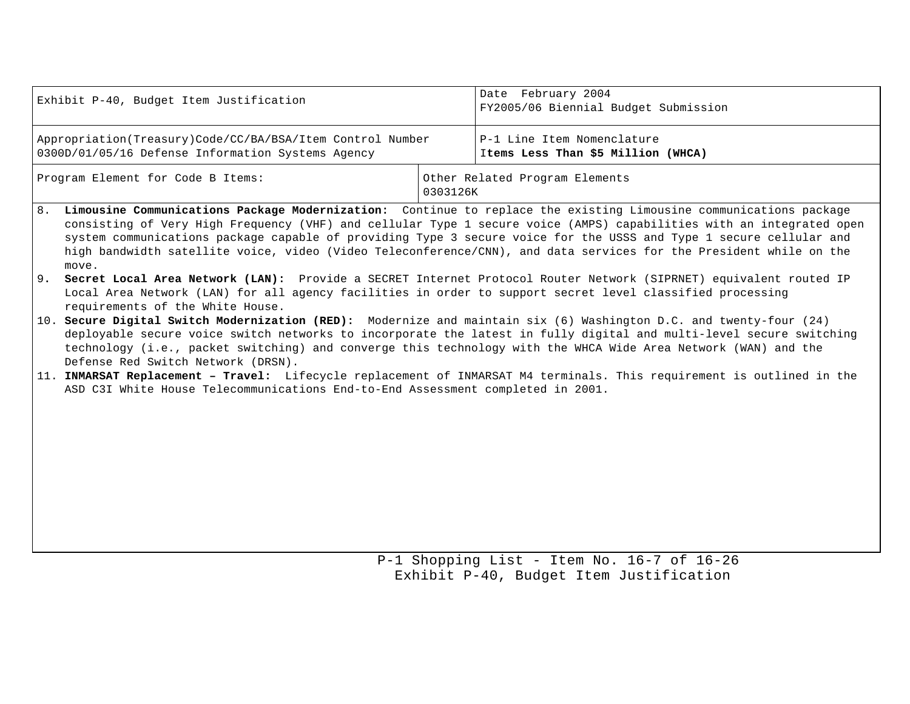| Exhibit P-40, Budget Item Justification | | Date February 2004<br>FY2005/06 Biennial Budget Submission |
|---|---|---|
| Appropriation(Treasury)Code/CC/BA/BSA/Item Control Number<br>0300D/01/05/16 Defense Information Systems Agency | | P-1 Line Item Nomenclature<br>**Items Less Than $5 Million (WHCA)** |
| Program Element for Code B Items: | Other Related Program Elements<br>0303126K | |

8. **Limousine Communications Package Modernization:** Continue to replace the existing Limousine communications package consisting of Very High Frequency (VHF) and cellular Type 1 secure voice (AMPS) capabilities with an integrated open system communications package capable of providing Type 3 secure voice for the USSS and Type 1 secure cellular and high bandwidth satellite voice, video (Video Teleconference/CNN), and data services for the President while on the move.
9. **Secret Local Area Network (LAN):** Provide a SECRET Internet Protocol Router Network (SIPRNET) equivalent routed IP Local Area Network (LAN) for all agency facilities in order to support secret level classified processing requirements of the White House.
10. **Secure Digital Switch Modernization (RED):** Modernize and maintain six (6) Washington D.C. and twenty-four (24) deployable secure voice switch networks to incorporate the latest in fully digital and multi-level secure switching technology (i.e., packet switching) and converge this technology with the WHCA Wide Area Network (WAN) and the Defense Red Switch Network (DRSN).
11. **INMARSAT Replacement – Travel:** Lifecycle replacement of INMARSAT M4 terminals. This requirement is outlined in the ASD C3I White House Telecommunications End-to-End Assessment completed in 2001.

P-1 Shopping List - Item No. 16-7 of 16-26
Exhibit P-40, Budget Item Justification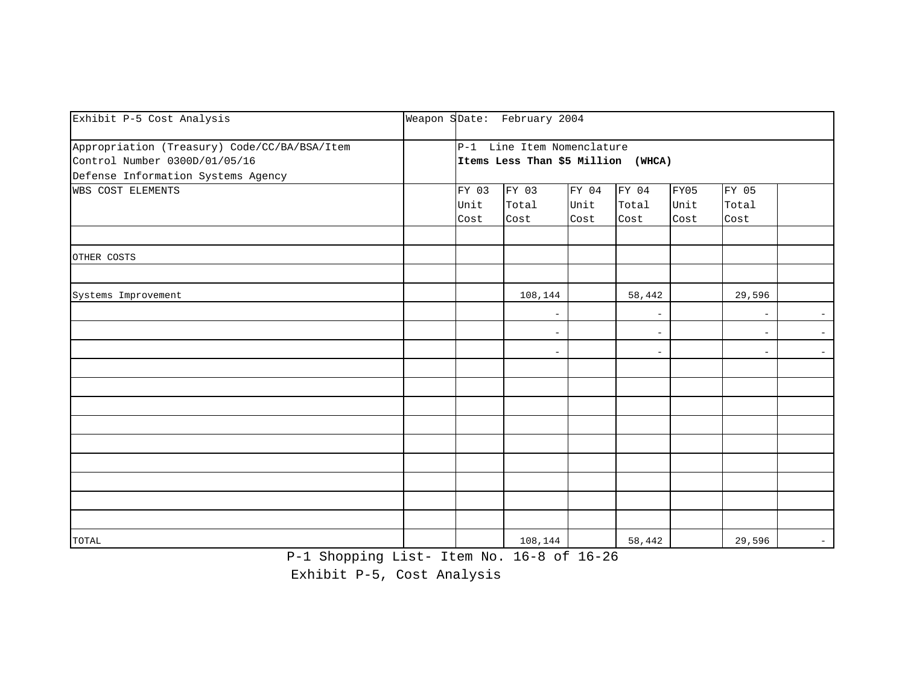| Exhibit P-5 Cost Analysis | Weapon S | Date: February 2004 | | | | | | |
|---|---|---|---|---|---|---|---|---|
| Appropriation (Treasury) Code/CC/BA/BSA/Item Control Number 0300D/01/05/16 Defense Information Systems Agency | | P-1 Line Item Nomenclature **Items Less Than $5 Million (WHCA)** | | | | | | |
| WBS COST ELEMENTS | | FY 03 Unit Cost | FY 03 Total Cost | FY 04 Unit Cost | FY 04 Total Cost | FY05 Unit Cost | FY 05 Total Cost | |
| | | | | | | | | |
| OTHER COSTS | | | | | | | | |
| | | | | | | | | |
| Systems Improvement | | | 108,144 | | 58,442 | | 29,596 | |
| | | | - | | - | | - | - |
| | | | - | | - | | - | - |
| | | | - | | - | | - | - |
| | | | | | | | | |
| | | | | | | | | |
| | | | | | | | | |
| | | | | | | | | |
| | | | | | | | | |
| | | | | | | | | |
| | | | | | | | | |
| | | | | | | | | |
| | | | | | | | | |
| TOTAL | | | 108,144 | | 58,442 | | 29,596 | - |

P-1 Shopping List- Item No. 16-8 of 16-26

Exhibit P-5, Cost Analysis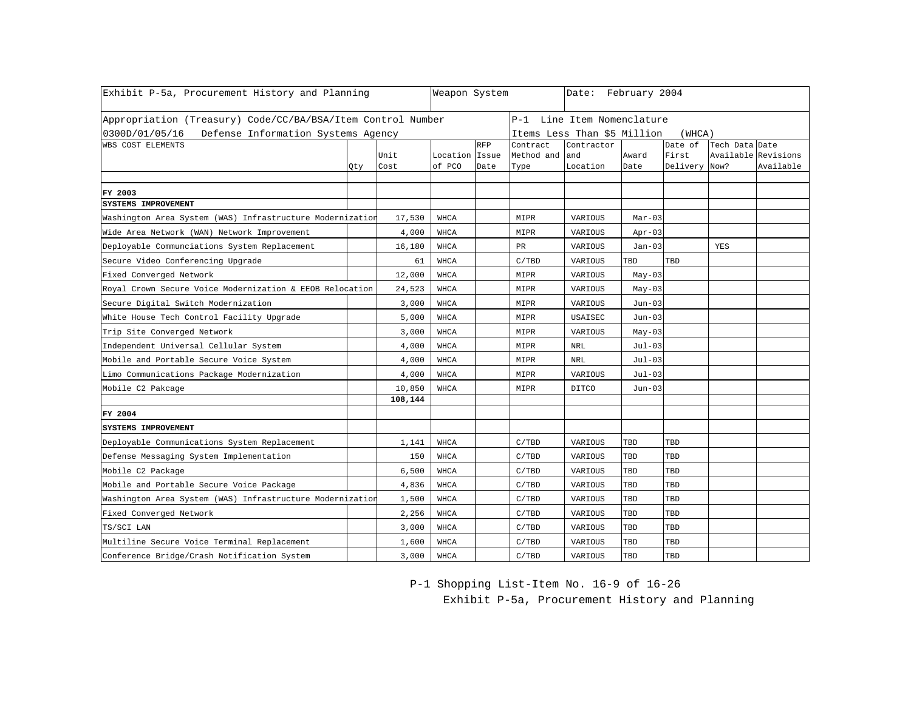| Exhibit P-5a, Procurement History and Planning | | | Weapon System | | | Date: February 2004 | | | | |
|---|---|---|---|---|---|---|---|---|---|---|
| Appropriation (Treasury) Code/CC/BA/BSA/Item Control Number 0300D/01/05/16 Defense Information Systems Agency | | | | | P-1 Line Item Nomenclature Items Less Than $5 Million (WHCA) | | | | | |
| WBS COST ELEMENTS | Qty | Unit Cost | Location of PCO | RFP Issue Date | Contract Method and Type | Contractor and Location | Award Date | Date of First Delivery | Tech Data Available Now? | Date Revisions Available |
| | | | | | | | | | | |
| **FY 2003** | | | | | | | | | | |
| **SYSTEMS IMPROVEMENT** | | | | | | | | | | |
| Washington Area System (WAS) Infrastructure Modernization | | 17,530 | WHCA | | MIPR | VARIOUS | Mar-03 | | | |
| Wide Area Network (WAN) Network Improvement | | 4,000 | WHCA | | MIPR | VARIOUS | Apr-03 | | | |
| Deployable Communciations System Replacement | | 16,180 | WHCA | | PR | VARIOUS | Jan-03 | | YES | |
| Secure Video Conferencing Upgrade | | 61 | WHCA | | C/TBD | VARIOUS | TBD | TBD | | |
| Fixed Converged Network | | 12,000 | WHCA | | MIPR | VARIOUS | May-03 | | | |
| Royal Crown Secure Voice Modernization & EEOB Relocation | | 24,523 | WHCA | | MIPR | VARIOUS | May-03 | | | |
| Secure Digital Switch Modernization | | 3,000 | WHCA | | MIPR | VARIOUS | Jun-03 | | | |
| White House Tech Control Facility Upgrade | | 5,000 | WHCA | | MIPR | USAISEC | Jun-03 | | | |
| Trip Site Converged Network | | 3,000 | WHCA | | MIPR | VARIOUS | May-03 | | | |
| Independent Universal Cellular System | | 4,000 | WHCA | | MIPR | NRL | Jul-03 | | | |
| Mobile and Portable Secure Voice System | | 4,000 | WHCA | | MIPR | NRL | Jul-03 | | | |
| Limo Communications Package Modernization | | 4,000 | WHCA | | MIPR | VARIOUS | Jul-03 | | | |
| Mobile C2 Pakcage | | 10,850 | WHCA | | MIPR | DITCO | Jun-03 | | | |
| | | **108,144** | | | | | | | | |
| **FY 2004** | | | | | | | | | | |
| **SYSTEMS IMPROVEMENT** | | | | | | | | | | |
| Deployable Communications System Replacement | | 1,141 | WHCA | | C/TBD | VARIOUS | TBD | TBD | | |
| Defense Messaging System Implementation | | 150 | WHCA | | C/TBD | VARIOUS | TBD | TBD | | |
| Mobile C2 Package | | 6,500 | WHCA | | C/TBD | VARIOUS | TBD | TBD | | |
| Mobile and Portable Secure Voice Package | | 4,836 | WHCA | | C/TBD | VARIOUS | TBD | TBD | | |
| Washington Area System (WAS) Infrastructure Modernization | | 1,500 | WHCA | | C/TBD | VARIOUS | TBD | TBD | | |
| Fixed Converged Network | | 2,256 | WHCA | | C/TBD | VARIOUS | TBD | TBD | | |
| TS/SCI LAN | | 3,000 | WHCA | | C/TBD | VARIOUS | TBD | TBD | | |
| Multiline Secure Voice Terminal Replacement | | 1,600 | WHCA | | C/TBD | VARIOUS | TBD | TBD | | |
| Conference Bridge/Crash Notification System | | 3,000 | WHCA | | C/TBD | VARIOUS | TBD | TBD | | |

P-1 Shopping List-Item No. 16-9 of 16-26

Exhibit P-5a, Procurement History and Planning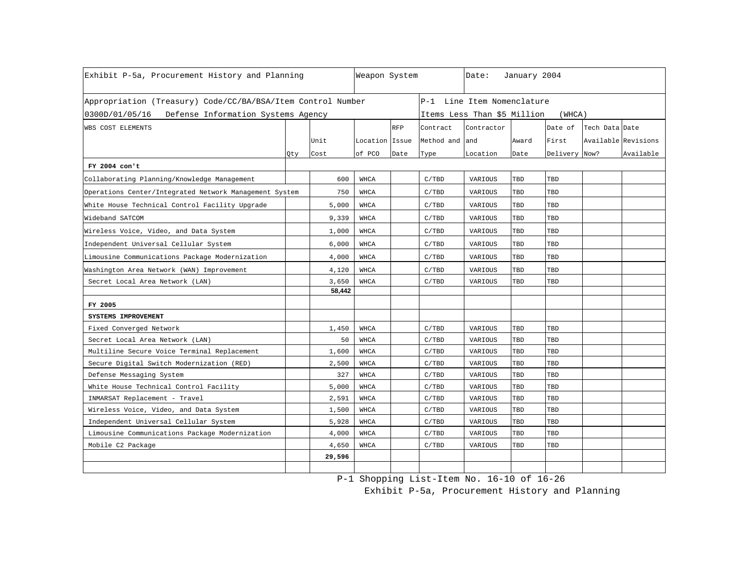| Exhibit P-5a, Procurement History and Planning | | | Weapon System | | | Date: January 2004 | | | | |
|---|---|---|---|---|---|---|---|---|---|---|
| Appropriation (Treasury) Code/CC/BA/BSA/Item Control Number<br>0300D/01/05/16 Defense Information Systems Agency | | | | | P-1 Line Item Nomenclature<br>Items Less Than $5 Million (WHCA) | | | | | |
| WBS COST ELEMENTS | Qty | Unit Cost | Location of PCO | RFP Issue Date | Contract Method and Type | Contractor and Location | Award Date | Date of First Delivery | Tech Data Available Now? | Date Revisions Available |
| **FY 2004 con't** | | | | | | | | | | |
| Collaborating Planning/Knowledge Management | | 600 | WHCA | | C/TBD | VARIOUS | TBD | TBD | | |
| Operations Center/Integrated Network Management System | | 750 | WHCA | | C/TBD | VARIOUS | TBD | TBD | | |
| White House Technical Control Facility Upgrade | | 5,000 | WHCA | | C/TBD | VARIOUS | TBD | TBD | | |
| Wideband SATCOM | | 9,339 | WHCA | | C/TBD | VARIOUS | TBD | TBD | | |
| Wireless Voice, Video, and Data System | | 1,000 | WHCA | | C/TBD | VARIOUS | TBD | TBD | | |
| Independent Universal Cellular System | | 6,000 | WHCA | | C/TBD | VARIOUS | TBD | TBD | | |
| Limousine Communications Package Modernization | | 4,000 | WHCA | | C/TBD | VARIOUS | TBD | TBD | | |
| Washington Area Network (WAN) Improvement | | 4,120 | WHCA | | C/TBD | VARIOUS | TBD | TBD | | |
| Secret Local Area Network (LAN) | | 3,650 | WHCA | | C/TBD | VARIOUS | TBD | TBD | | |
| | | **58,442** | | | | | | | | |
| **FY 2005** | | | | | | | | | | |
| **SYSTEMS IMPROVEMENT** | | | | | | | | | | |
| Fixed Converged Network | | 1,450 | WHCA | | C/TBD | VARIOUS | TBD | TBD | | |
| Secret Local Area Network (LAN) | | 50 | WHCA | | C/TBD | VARIOUS | TBD | TBD | | |
| Multiline Secure Voice Terminal Replacement | | 1,600 | WHCA | | C/TBD | VARIOUS | TBD | TBD | | |
| Secure Digital Switch Modernization (RED) | | 2,500 | WHCA | | C/TBD | VARIOUS | TBD | TBD | | |
| Defense Messaging System | | 327 | WHCA | | C/TBD | VARIOUS | TBD | TBD | | |
| White House Technical Control Facility | | 5,000 | WHCA | | C/TBD | VARIOUS | TBD | TBD | | |
| INMARSAT Replacement - Travel | | 2,591 | WHCA | | C/TBD | VARIOUS | TBD | TBD | | |
| Wireless Voice, Video, and Data System | | 1,500 | WHCA | | C/TBD | VARIOUS | TBD | TBD | | |
| Independent Universal Cellular System | | 5,928 | WHCA | | C/TBD | VARIOUS | TBD | TBD | | |
| Limousine Communications Package Modernization | | 4,000 | WHCA | | C/TBD | VARIOUS | TBD | TBD | | |
| Mobile C2 Package | | 4,650 | WHCA | | C/TBD | VARIOUS | TBD | TBD | | |
| | | **29,596** | | | | | | | | |

P-1 Shopping List-Item No. 16-10 of 16-26

Exhibit P-5a, Procurement History and Planning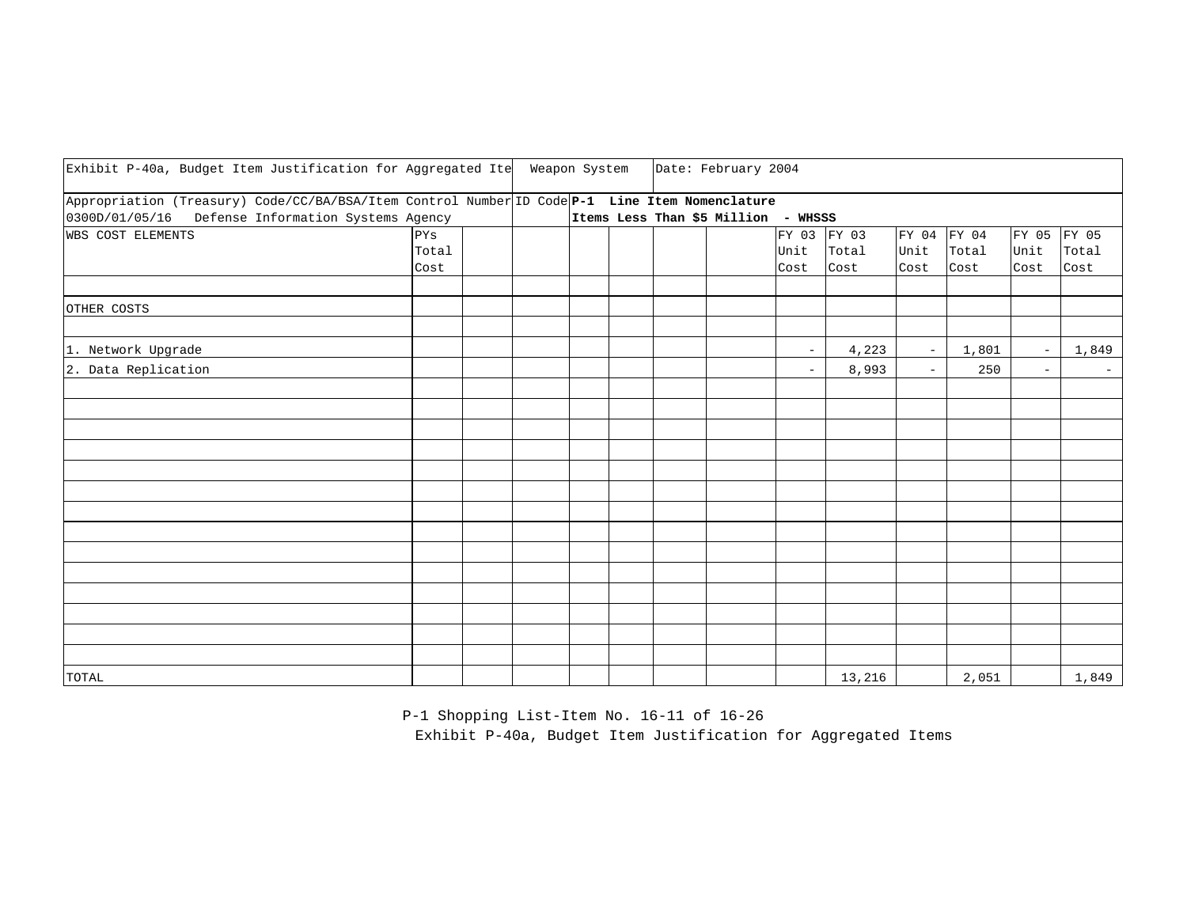| Exhibit P-40a, Budget Item Justification for Aggregated Ite | | Weapon System | | | Date: February 2004 | | | | | | | |
|---|---|---|---|---|---|---|---|---|---|---|---|---|
| Appropriation (Treasury) Code/CC/BA/BSA/Item Control Number ID Code<br>0300D/01/05/16 Defense Information Systems Agency | | | **P-1 Line Item Nomenclature**<br>**Items Less Than $5 Million - WHSSS** | | | | | | | | | |
| WBS COST ELEMENTS | PYs Total Cost | | | | | | FY 03 Unit Cost | FY 03 Total Cost | FY 04 Unit Cost | FY 04 Total Cost | FY 05 Unit Cost | FY 05 Total Cost |
| | | | | | | | | | | | | |
| OTHER COSTS | | | | | | | | | | | | |
| | | | | | | | | | | | | |
| 1. Network Upgrade | | | | | | | - | 4,223 | - | 1,801 | - | 1,849 |
| 2. Data Replication | | | | | | | - | 8,993 | - | 250 | - | - |
| TOTAL | | | | | | | | 13,216 | | 2,051 | | 1,849 |

P-1 Shopping List-Item No. 16-11 of 16-26

Exhibit P-40a, Budget Item Justification for Aggregated Items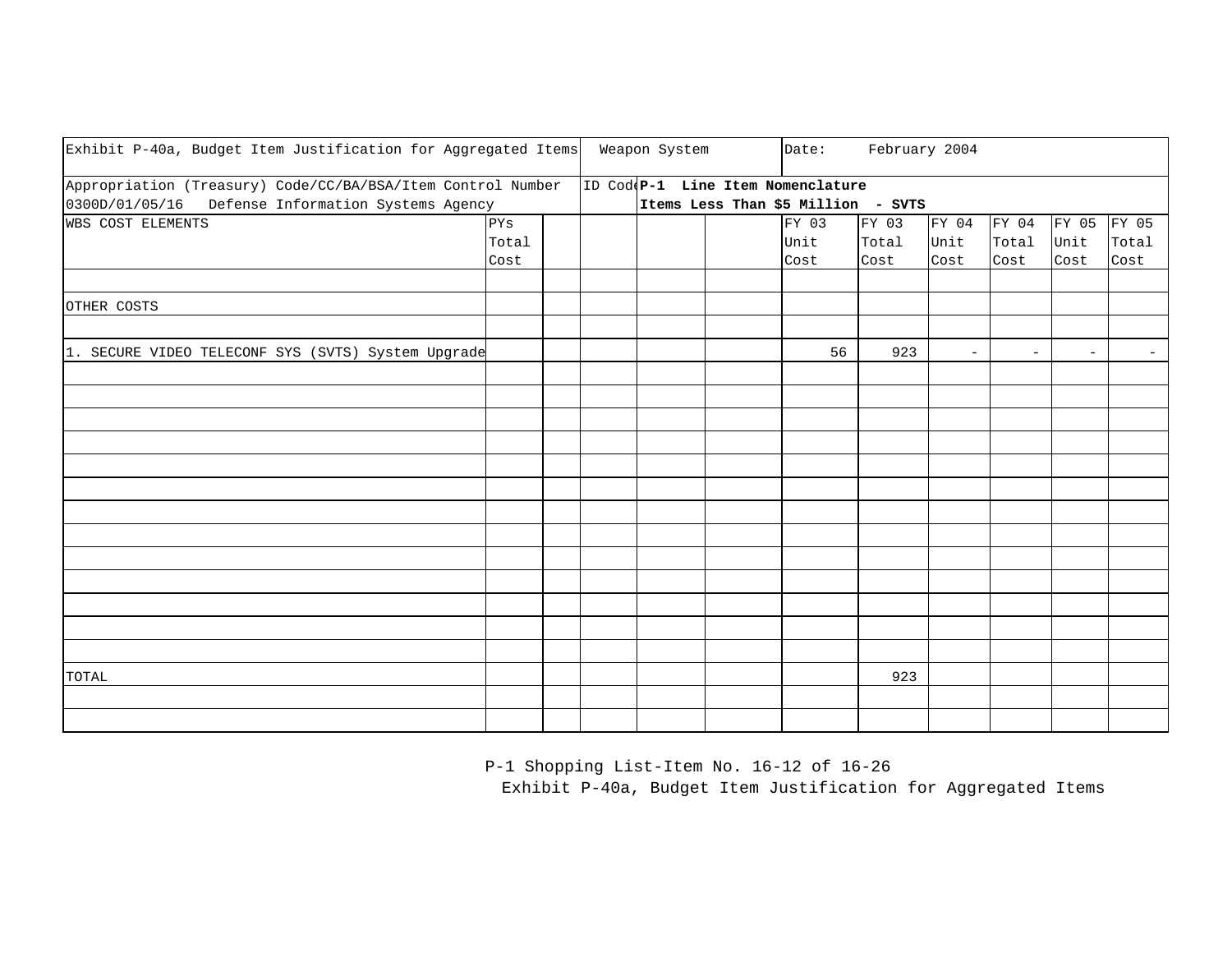| Exhibit P-40a, Budget Item Justification for Aggregated Items | | | Weapon System | | | Date: | February 2004 | | | | |
|---|---|---|---|---|---|---|---|---|---|---|---|
| Appropriation (Treasury) Code/CC/BA/BSA/Item Control Number 0300D/01/05/16 Defense Information Systems Agency | | | ID Code | **P-1 Line Item Nomenclature** **Items Less Than $5 Million - SVTS** | | | | | | | |
| WBS COST ELEMENTS | PYs Total Cost | | | | | FY 03 Unit Cost | FY 03 Total Cost | FY 04 Unit Cost | FY 04 Total Cost | FY 05 Unit Cost | FY 05 Total Cost |
| | | | | | | | | | | | |
| OTHER COSTS | | | | | | | | | | | |
| | | | | | | | | | | | |
| 1. SECURE VIDEO TELECONF SYS (SVTS) System Upgrade | | | | | | 56 | 923 | - | - | - | - |
| TOTAL | | | | | | | 923 | | | | |

P-1 Shopping List-Item No. 16-12 of 16-26

Exhibit P-40a, Budget Item Justification for Aggregated Items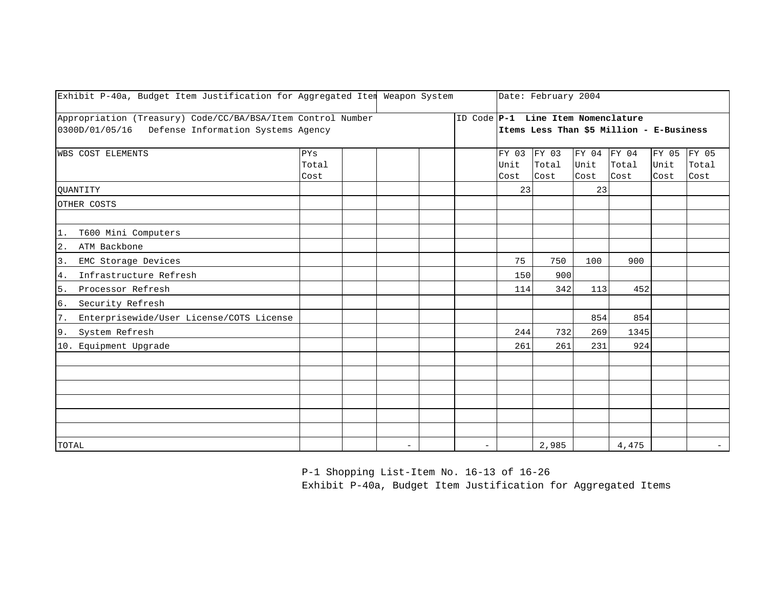| Exhibit P-40a, Budget Item Justification for Aggregated Item | | | Weapon System | | | Date: February 2004 | | | | | |
|---|---|---|---|---|---|---|---|---|---|---|---|
| Appropriation (Treasury) Code/CC/BA/BSA/Item Control Number<br>0300D/01/05/16 Defense Information Systems Agency | | | | | ID Code | **P-1 Line Item Nomenclature**<br>**Items Less Than $5 Million - E-Business** | | | | | |
| WBS COST ELEMENTS | PYs Total Cost | | | | | FY 03 Unit Cost | FY 03 Total Cost | FY 04 Unit Cost | FY 04 Total Cost | FY 05 Unit Cost | FY 05 Total Cost |
| QUANTITY | | | | | | 23 | | 23 | | | |
| OTHER COSTS | | | | | | | | | | | |
| | | | | | | | | | | | |
| 1. T600 Mini Computers | | | | | | | | | | | |
| 2. ATM Backbone | | | | | | | | | | | |
| 3. EMC Storage Devices | | | | | | 75 | 750 | 100 | 900 | | |
| 4. Infrastructure Refresh | | | | | | 150 | 900 | | | | |
| 5. Processor Refresh | | | | | | 114 | 342 | 113 | 452 | | |
| 6. Security Refresh | | | | | | | | | | | |
| 7. Enterprisewide/User License/COTS License | | | | | | | | 854 | 854 | | |
| 9. System Refresh | | | | | | 244 | 732 | 269 | 1345 | | |
| 10. Equipment Upgrade | | | | | | 261 | 261 | 231 | 924 | | |
| | | | | | | | | | | | |
| | | | | | | | | | | | |
| | | | | | | | | | | | |
| | | | | | | | | | | | |
| | | | | | | | | | | | |
| | | | | | | | | | | | |
| TOTAL | | | - | | - | | 2,985 | | 4,475 | | - |

P-1 Shopping List-Item No. 16-13 of 16-26
Exhibit P-40a, Budget Item Justification for Aggregated Items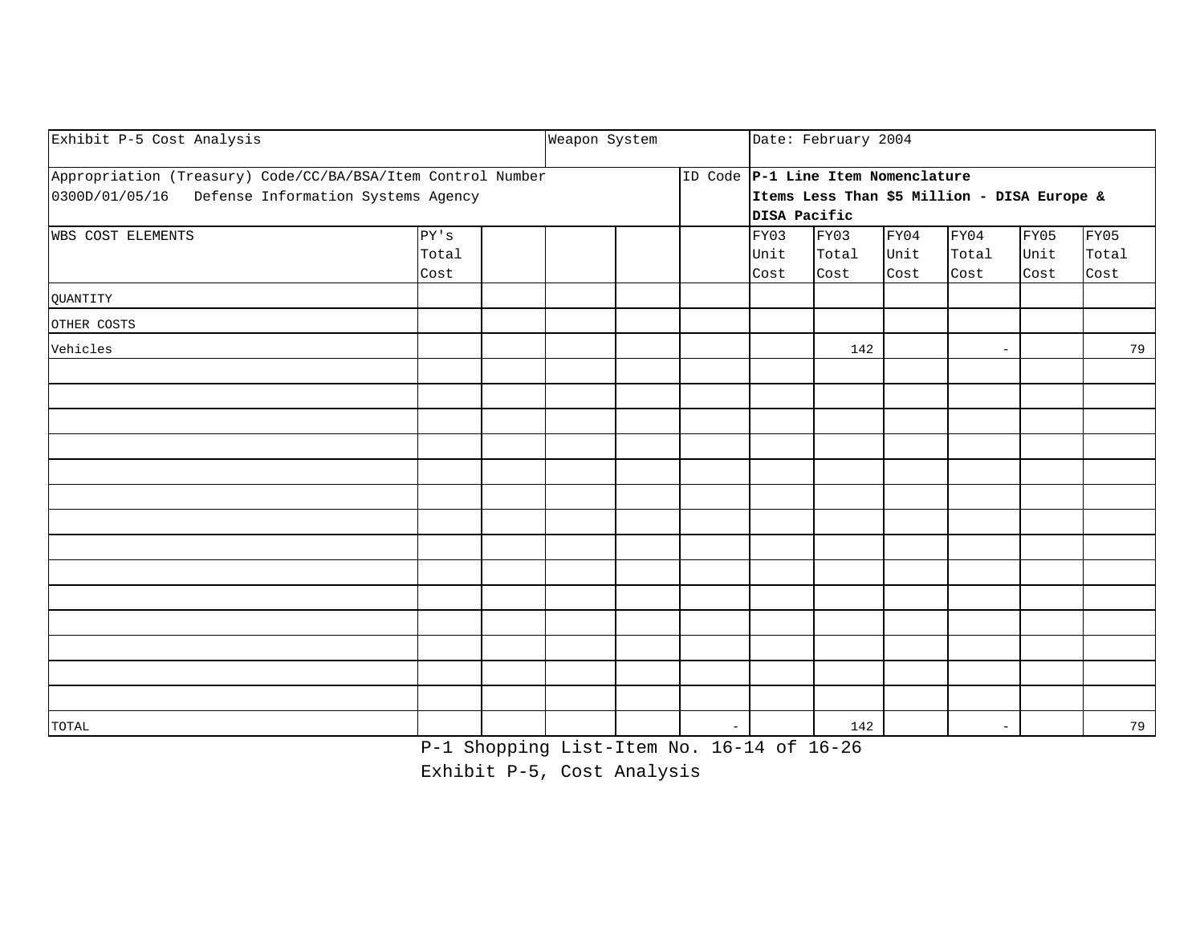| Exhibit P-5 Cost Analysis | | | Weapon System | | | Date: February 2004 | | | | | |
|---|---|---|---|---|---|---|---|---|---|---|---|
| Appropriation (Treasury) Code/CC/BA/BSA/Item Control Number<br>0300D/01/05/16 Defense Information Systems Agency | | | | | ID Code | **P-1 Line Item Nomenclature**<br>**Items Less Than $5 Million - DISA Europe & DISA Pacific** | | | | | |
| WBS COST ELEMENTS | PY's Total Cost | | | | | FY03 Unit Cost | FY03 Total Cost | FY04 Unit Cost | FY04 Total Cost | FY05 Unit Cost | FY05 Total Cost |
| QUANTITY | | | | | | | | | | | |
| OTHER COSTS | | | | | | | | | | | |
| Vehicles | | | | | | | 142 | | - | | 79 |
| | | | | | | | | | | | |
| | | | | | | | | | | | |
| | | | | | | | | | | | |
| | | | | | | | | | | | |
| | | | | | | | | | | | |
| | | | | | | | | | | | |
| | | | | | | | | | | | |
| | | | | | | | | | | | |
| | | | | | | | | | | | |
| | | | | | | | | | | | |
| | | | | | | | | | | | |
| | | | | | | | | | | | |
| | | | | | | | | | | | |
| | | | | | | | | | | | |
| TOTAL | | | | | - | | 142 | | - | | 79 |

P-1 Shopping List-Item No. 16-14 of 16-26

Exhibit P-5, Cost Analysis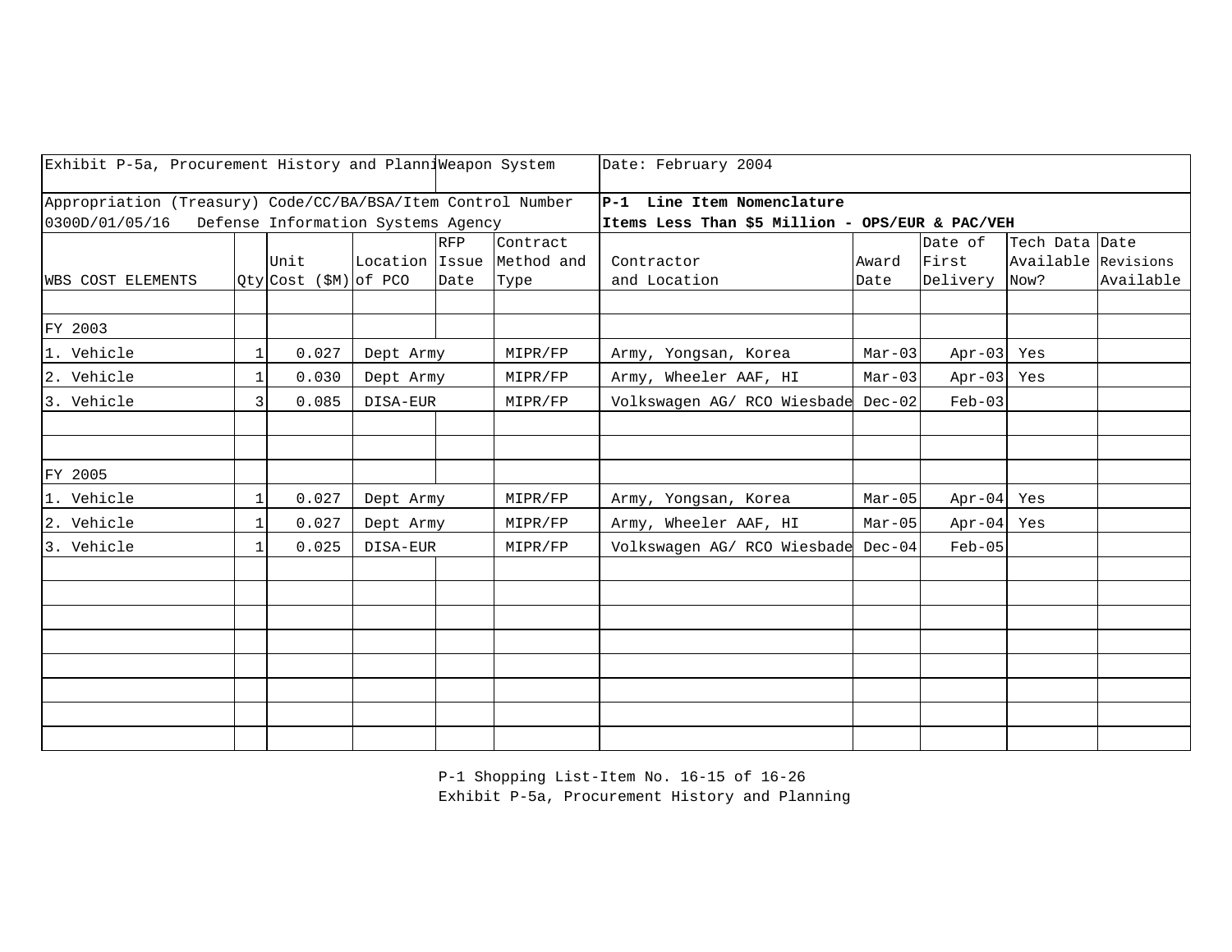| Exhibit P-5a, Procurement History and Planning | | | | | Weapon System | Date: February 2004 | | | | |
|---|---|---|---|---|---|---|---|---|---|---|
| Appropriation (Treasury) Code/CC/BA/BSA/Item Control Number<br>0300D/01/05/16 Defense Information Systems Agency | | | | | | **P-1 Line Item Nomenclature**<br>**Items Less Than $5 Million - OPS/EUR & PAC/VEH** | | | | |
| WBS COST ELEMENTS | Qty | Unit Cost ($M) | Location of PCO | RFP Issue Date | Contract Method and Type | Contractor and Location | Award Date | Date of First Delivery | Tech Data Available Now? | Date Revisions Available |
| | | | | | | | | | | |
| FY 2003 | | | | | | | | | | |
| 1. Vehicle | 1 | 0.027 | Dept Army | | MIPR/FP | Army, Yongsan, Korea | Mar-03 | Apr-03 | Yes | |
| 2. Vehicle | 1 | 0.030 | Dept Army | | MIPR/FP | Army, Wheeler AAF, HI | Mar-03 | Apr-03 | Yes | |
| 3. Vehicle | 3 | 0.085 | DISA-EUR | | MIPR/FP | Volkswagen AG/ RCO Wiesbade | Dec-02 | Feb-03 | | |
| | | | | | | | | | | |
| | | | | | | | | | | |
| FY 2005 | | | | | | | | | | |
| 1. Vehicle | 1 | 0.027 | Dept Army | | MIPR/FP | Army, Yongsan, Korea | Mar-05 | Apr-04 | Yes | |
| 2. Vehicle | 1 | 0.027 | Dept Army | | MIPR/FP | Army, Wheeler AAF, HI | Mar-05 | Apr-04 | Yes | |
| 3. Vehicle | 1 | 0.025 | DISA-EUR | | MIPR/FP | Volkswagen AG/ RCO Wiesbade | Dec-04 | Feb-05 | | |

P-1 Shopping List-Item No. 16-15 of 16-26
Exhibit P-5a, Procurement History and Planning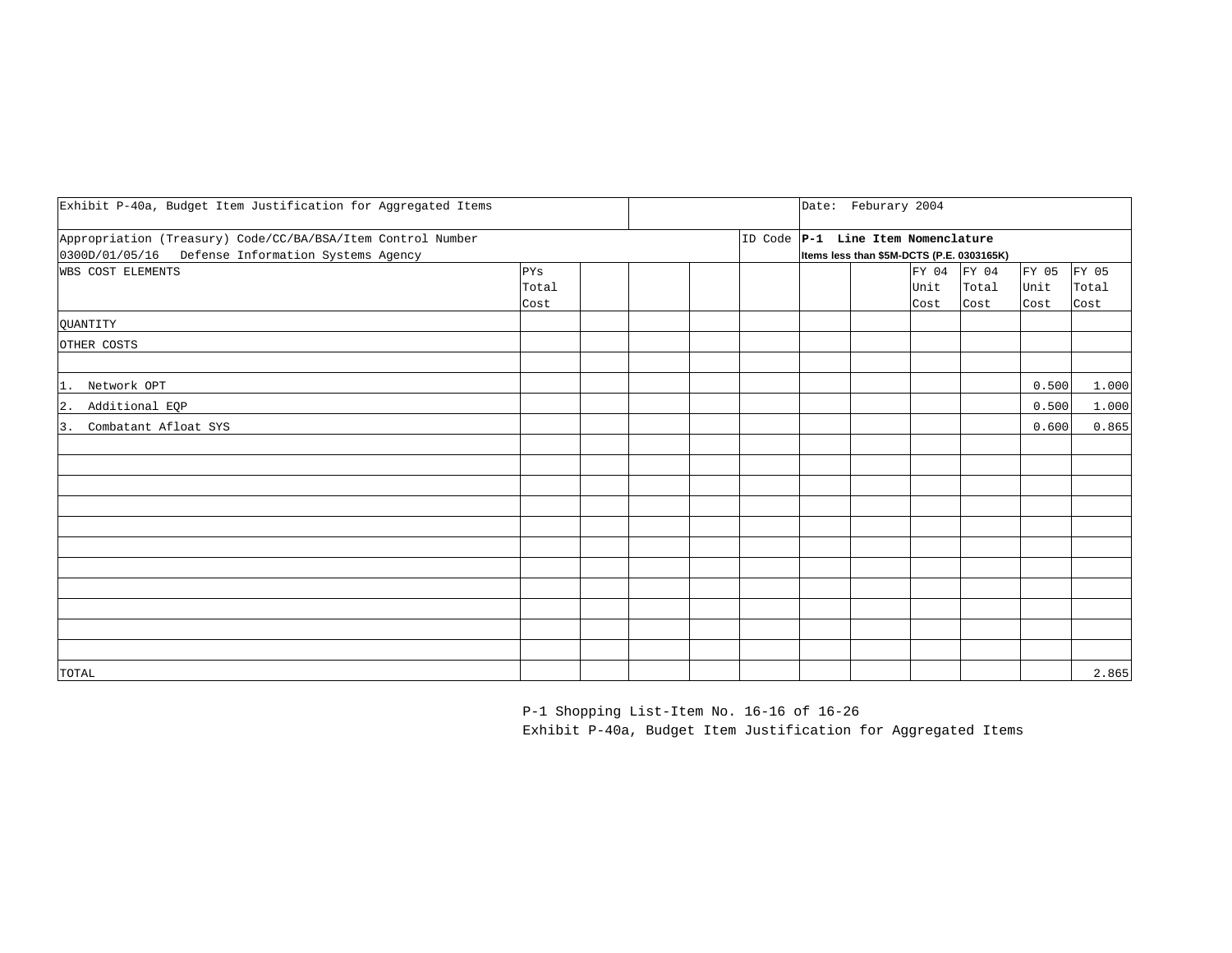| Exhibit P-40a, Budget Item Justification for Aggregated Items | | | | | | Date: Feburary 2004 | | | | | |
|---|---|---|---|---|---|---|---|---|---|---|---|
| Appropriation (Treasury) Code/CC/BA/BSA/Item Control Number<br>0300D/01/05/16 Defense Information Systems Agency | | | | | ID Code | **P-1 Line Item Nomenclature**<br>**Items less than $5M-DCTS (P.E. 0303165K)** | | | | | |
| WBS COST ELEMENTS | PYs Total Cost | | | | | | | FY 04 Unit Cost | FY 04 Total Cost | FY 05 Unit Cost | FY 05 Total Cost |
| QUANTITY | | | | | | | | | | | |
| OTHER COSTS | | | | | | | | | | | |
| | | | | | | | | | | | |
| 1. Network OPT | | | | | | | | | | 0.500 | 1.000 |
| 2. Additional EQP | | | | | | | | | | 0.500 | 1.000 |
| 3. Combatant Afloat SYS | | | | | | | | | | 0.600 | 0.865 |
| TOTAL | | | | | | | | | | | 2.865 |

P-1 Shopping List-Item No. 16-16 of 16-26

Exhibit P-40a, Budget Item Justification for Aggregated Items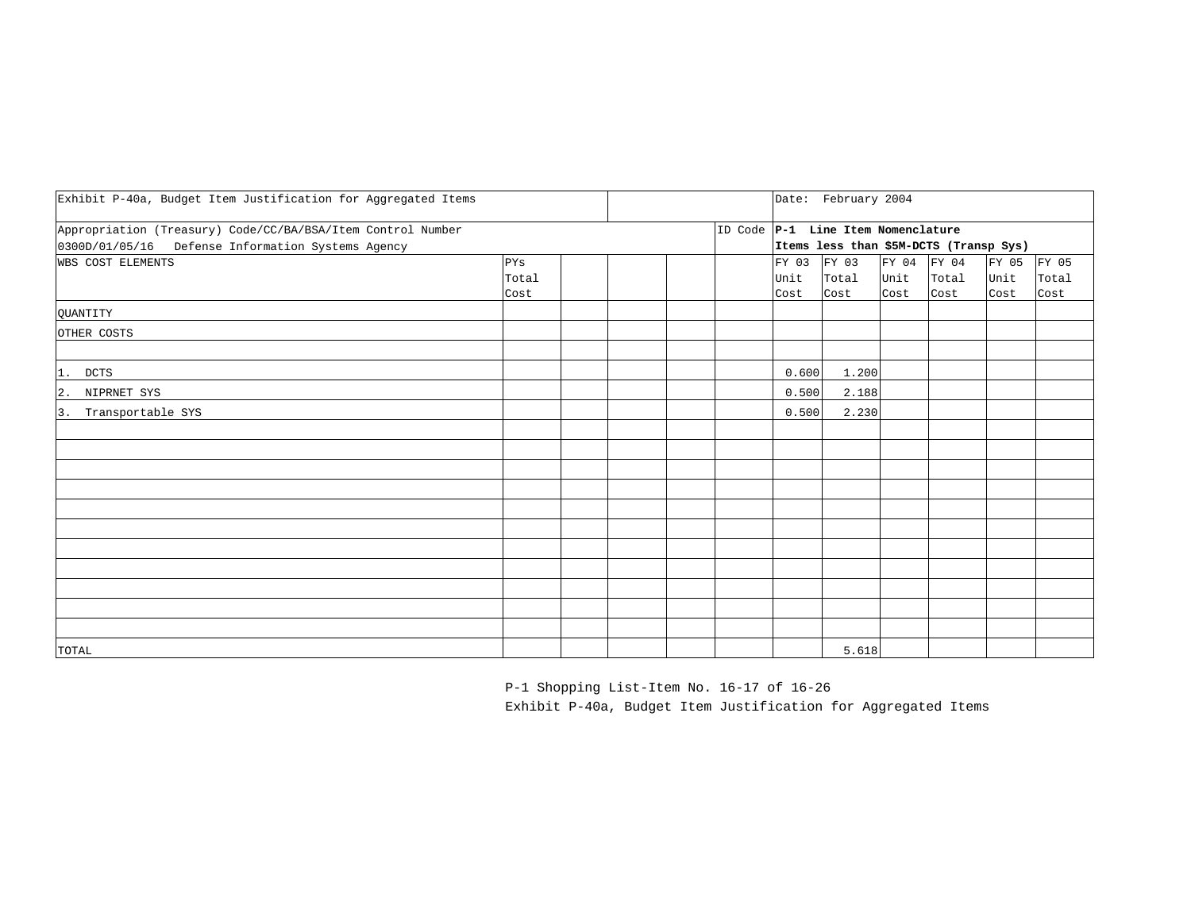| Exhibit P-40a, Budget Item Justification for Aggregated Items | | | | | | Date: February 2004 | | | | | |
|---|---|---|---|---|---|---|---|---|---|---|---|
| Appropriation (Treasury) Code/CC/BA/BSA/Item Control Number<br>0300D/01/05/16 Defense Information Systems Agency | | | | | ID Code | **P-1 Line Item Nomenclature**<br>**Items less than $5M-DCTS (Transp Sys)** | | | | | |
| WBS COST ELEMENTS | PYs Total Cost | | | | | FY 03 Unit Cost | FY 03 Total Cost | FY 04 Unit Cost | FY 04 Total Cost | FY 05 Unit Cost | FY 05 Total Cost |
| QUANTITY | | | | | | | | | | | |
| OTHER COSTS | | | | | | | | | | | |
| | | | | | | | | | | | |
| 1. DCTS | | | | | | 0.600 | 1.200 | | | | |
| 2. NIPRNET SYS | | | | | | 0.500 | 2.188 | | | | |
| 3. Transportable SYS | | | | | | 0.500 | 2.230 | | | | |
| TOTAL | | | | | | | 5.618 | | | | |

P-1 Shopping List-Item No. 16-17 of 16-26
Exhibit P-40a, Budget Item Justification for Aggregated Items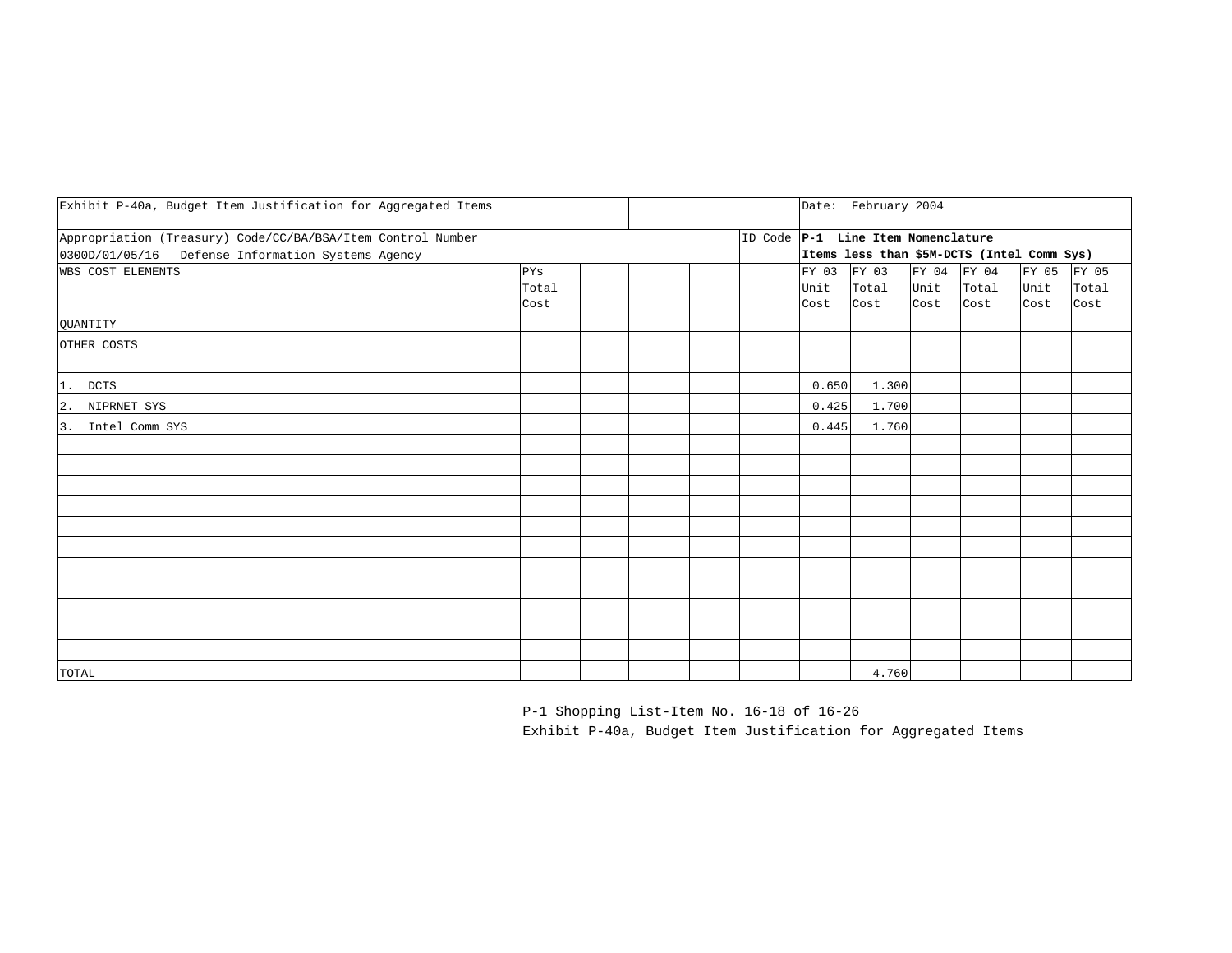| Exhibit P-40a, Budget Item Justification for Aggregated Items | | | | | | Date: February 2004 | | | | | |
|---|---|---|---|---|---|---|---|---|---|---|---|
| Appropriation (Treasury) Code/CC/BA/BSA/Item Control Number<br>0300D/01/05/16 Defense Information Systems Agency | | | | | ID Code | **P-1 Line Item Nomenclature**<br>**Items less than $5M-DCTS (Intel Comm Sys)** | | | | | |
| WBS COST ELEMENTS | PYs Total Cost | | | | | FY 03 Unit Cost | FY 03 Total Cost | FY 04 Unit Cost | FY 04 Total Cost | FY 05 Unit Cost | FY 05 Total Cost |
| QUANTITY | | | | | | | | | | | |
| OTHER COSTS | | | | | | | | | | | |
| | | | | | | | | | | | |
| 1. DCTS | | | | | | 0.650 | 1.300 | | | | |
| 2. NIPRNET SYS | | | | | | 0.425 | 1.700 | | | | |
| 3. Intel Comm SYS | | | | | | 0.445 | 1.760 | | | | |
| TOTAL | | | | | | | 4.760 | | | | |

P-1 Shopping List-Item No. 16-18 of 16-26

Exhibit P-40a, Budget Item Justification for Aggregated Items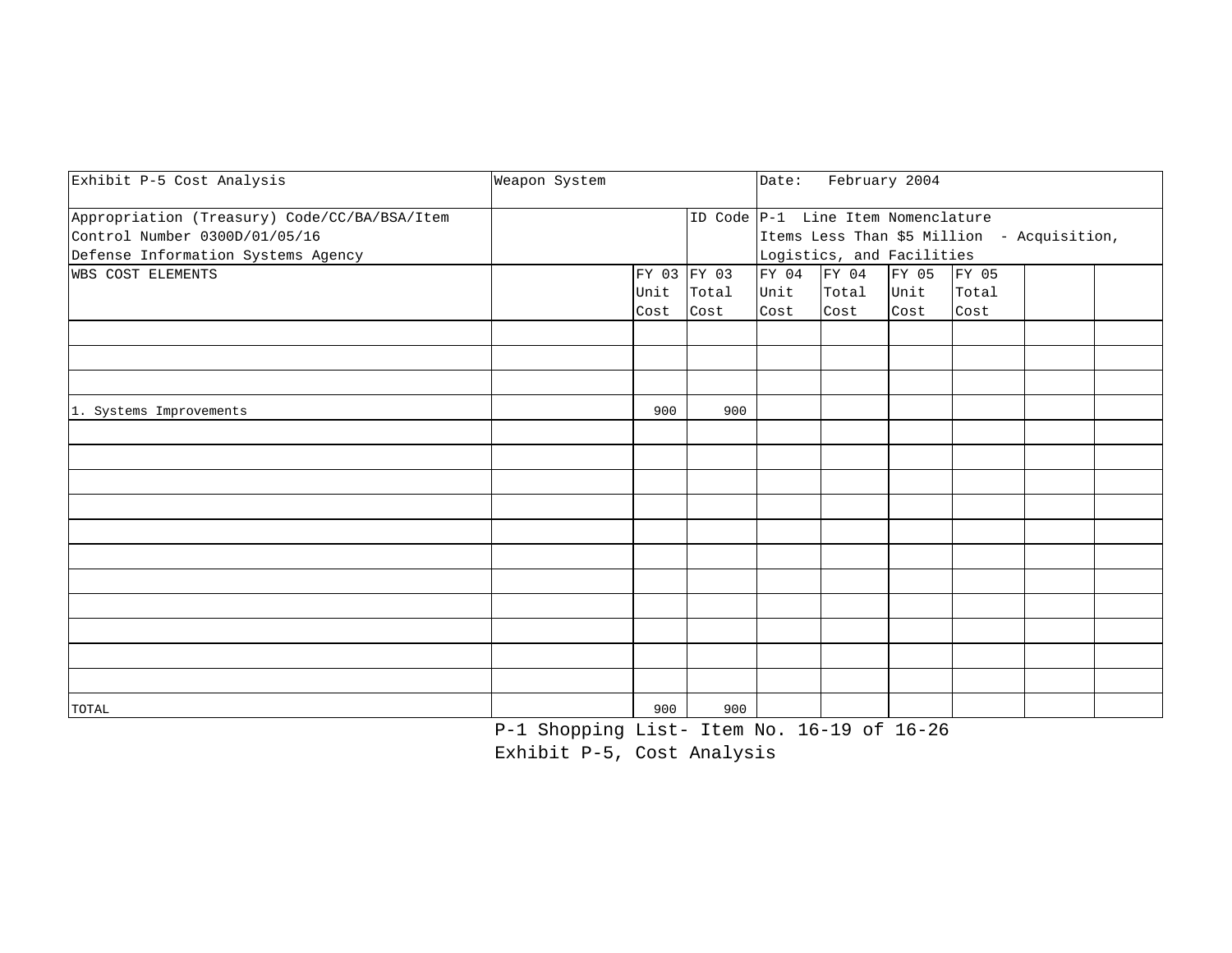| Exhibit P-5 Cost Analysis | Weapon System | | | Date: February 2004 | | | | | |
|---|---|---|---|---|---|---|---|---|---|
| Appropriation (Treasury) Code/CC/BA/BSA/Item Control Number 0300D/01/05/16 Defense Information Systems Agency | | | ID Code | P-1 Line Item Nomenclature Items Less Than $5 Million - Acquisition, Logistics, and Facilities | | | | | |
| WBS COST ELEMENTS | | FY 03 Unit Cost | FY 03 Total Cost | FY 04 Unit Cost | FY 04 Total Cost | FY 05 Unit Cost | FY 05 Total Cost | | |
| | | | | | | | | | |
| | | | | | | | | | |
| | | | | | | | | | |
| 1. Systems Improvements | | 900 | 900 | | | | | | |
| | | | | | | | | | |
| | | | | | | | | | |
| | | | | | | | | | |
| | | | | | | | | | |
| | | | | | | | | | |
| | | | | | | | | | |
| | | | | | | | | | |
| | | | | | | | | | |
| | | | | | | | | | |
| | | | | | | | | | |
| | | | | | | | | | |
| TOTAL | | 900 | 900 | | | | | | |

P-1 Shopping List- Item No. 16-19 of 16-26

Exhibit P-5, Cost Analysis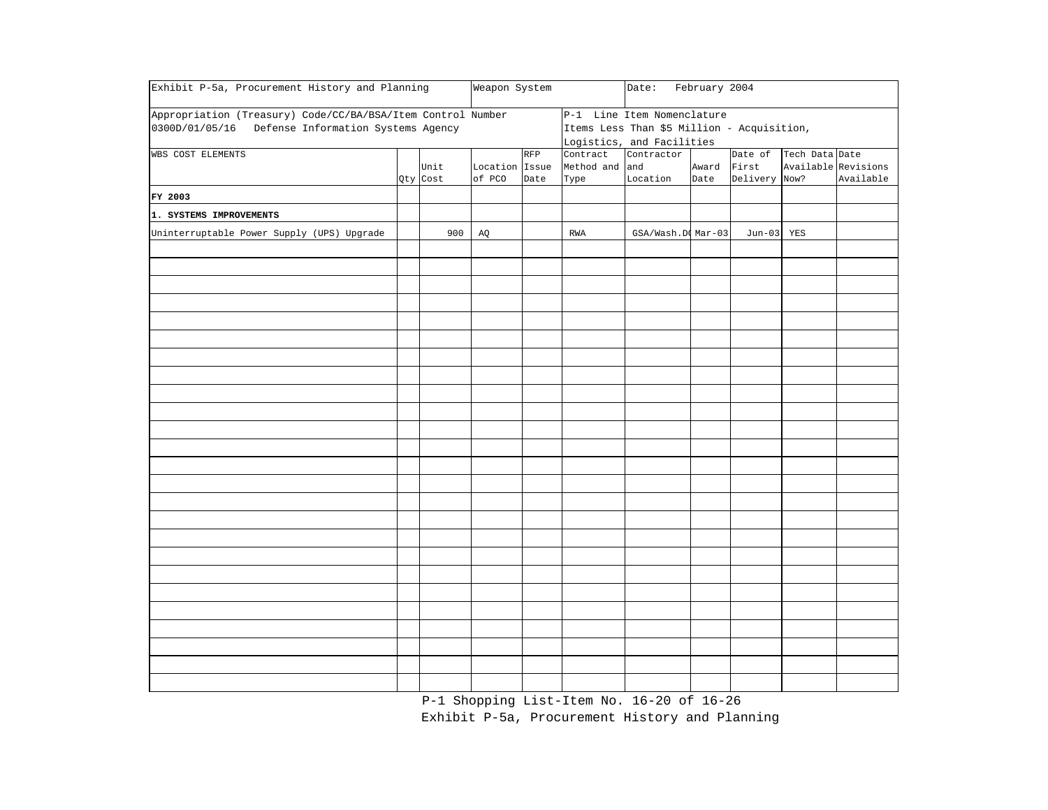| Exhibit P-5a, Procurement History and Planning | | | Weapon System | | | Date: February 2004 | | | | |
|---|---|---|---|---|---|---|---|---|---|---|
| Appropriation (Treasury) Code/CC/BA/BSA/Item Control Number 0300D/01/05/16 Defense Information Systems Agency | | | | | P-1 Line Item Nomenclature Items Less Than $5 Million - Acquisition, Logistics, and Facilities | | | | | |
| WBS COST ELEMENTS | Qty | Unit Cost | Location of PCO | RFP Issue Date | Contract Method and Type | Contractor and Location | Award Date | Date of First Delivery | Tech Data Available Now? | Date Revisions Available |
| **FY 2003** | | | | | | | | | | |
| **1. SYSTEMS IMPROVEMENTS** | | | | | | | | | | |
| Uninterruptable Power Supply (UPS) Upgrade | | 900 | AQ | | RWA | GSA/Wash.DC | Mar-03 | Jun-03 | YES | |

P-1 Shopping List-Item No. 16-20 of 16-26

Exhibit P-5a, Procurement History and Planning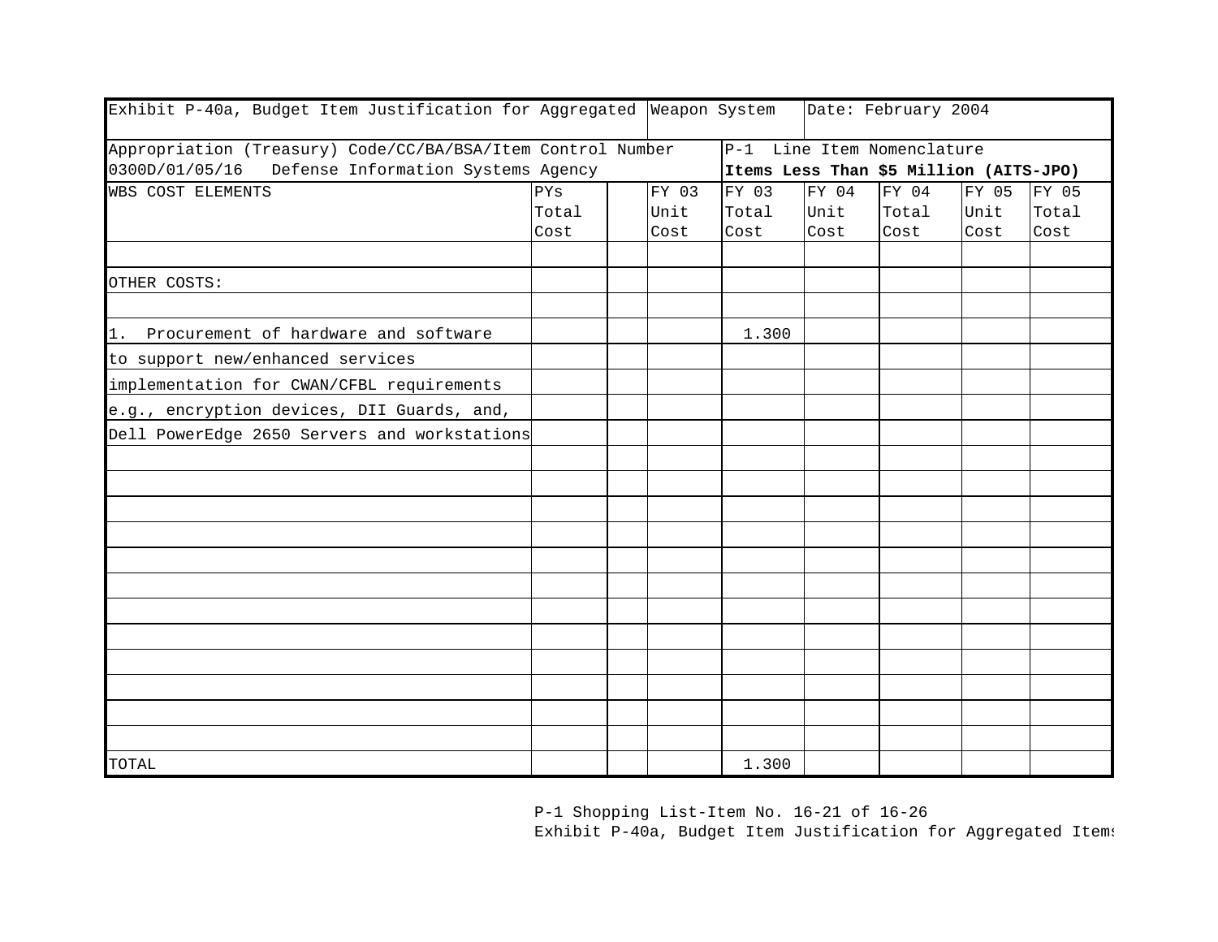| Exhibit P-40a, Budget Item Justification for Aggregated | | | Weapon System | | Date: February 2004 | | | |
|---|---|---|---|---|---|---|---|---|
| Appropriation (Treasury) Code/CC/BA/BSA/Item Control Number<br>0300D/01/05/16 Defense Information Systems Agency | | | | P-1 Line Item Nomenclature<br>**Items Less Than $5 Million (AITS-JPO)** | | | | |
| WBS COST ELEMENTS | PYs Total Cost | | FY 03 Unit Cost | FY 03 Total Cost | FY 04 Unit Cost | FY 04 Total Cost | FY 05 Unit Cost | FY 05 Total Cost |
| | | | | | | | | |
| OTHER COSTS: | | | | | | | | |
| | | | | | | | | |
| 1. Procurement of hardware and software | | | | 1.300 | | | | |
| to support new/enhanced services | | | | | | | | |
| implementation for CWAN/CFBL requirements | | | | | | | | |
| e.g., encryption devices, DII Guards, and, | | | | | | | | |
| Dell PowerEdge 2650 Servers and workstations | | | | | | | | |
| TOTAL | | | | 1.300 | | | | |

P-1 Shopping List-Item No. 16-21 of 16-26
Exhibit P-40a, Budget Item Justification for Aggregated Items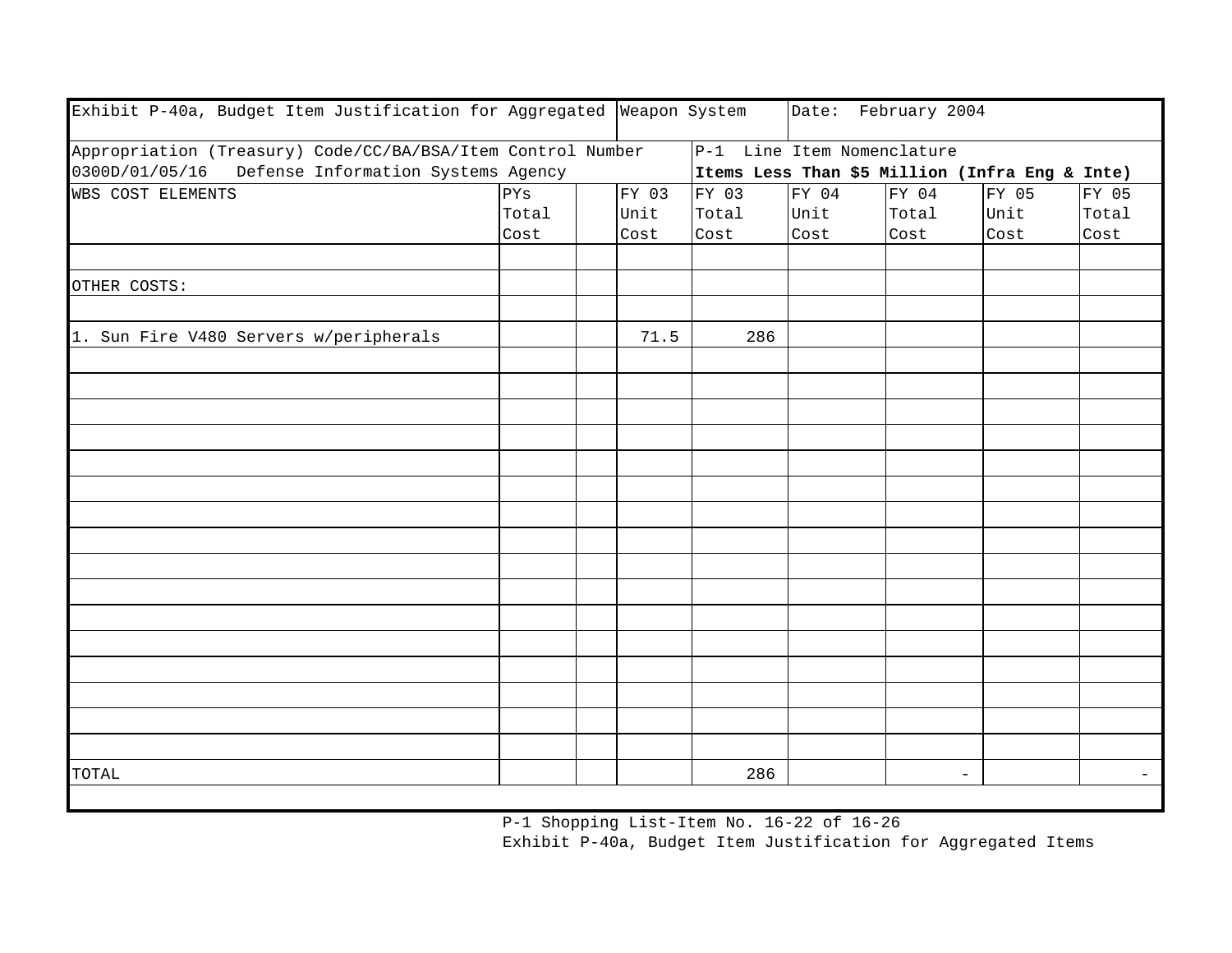| Exhibit P-40a, Budget Item Justification for Aggregated | | | Weapon System | | Date: February 2004 | | | |
|---|---|---|---|---|---|---|---|---|
| Appropriation (Treasury) Code/CC/BA/BSA/Item Control Number<br>0300D/01/05/16 Defense Information Systems Agency | | | | P-1 Line Item Nomenclature<br>**Items Less Than $5 Million (Infra Eng & Inte)** | | | | |
| WBS COST ELEMENTS | PYs Total Cost | | FY 03 Unit Cost | FY 03 Total Cost | FY 04 Unit Cost | FY 04 Total Cost | FY 05 Unit Cost | FY 05 Total Cost |
| | | | | | | | | |
| OTHER COSTS: | | | | | | | | |
| | | | | | | | | |
| 1. Sun Fire V480 Servers w/peripherals | | | 71.5 | 286 | | | | |
| TOTAL | | | | 286 | | - | | - |

P-1 Shopping List-Item No. 16-22 of 16-26

Exhibit P-40a, Budget Item Justification for Aggregated Items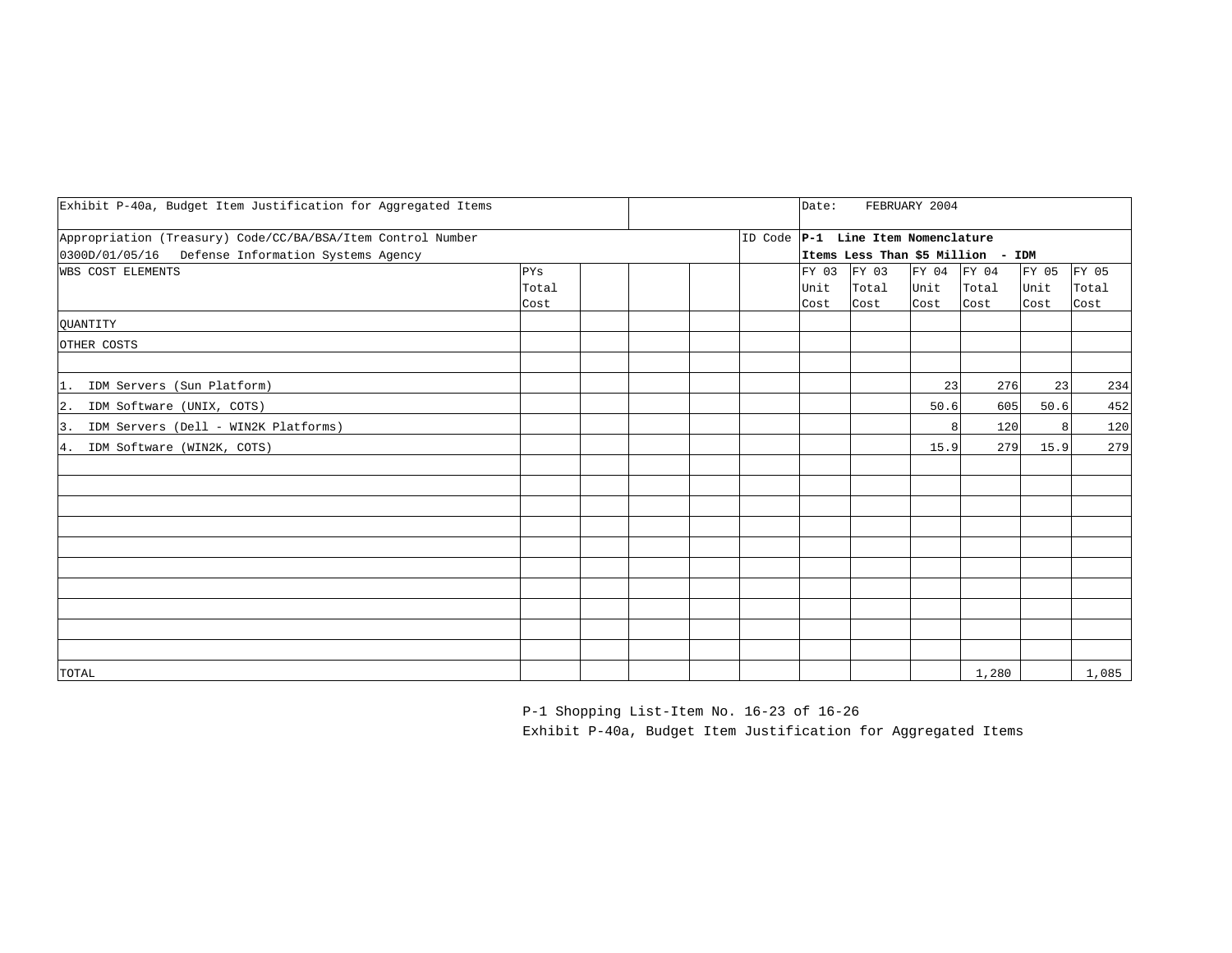| Exhibit P-40a, Budget Item Justification for Aggregated Items | | | | | | Date: FEBRUARY 2004 | | | | | |
|---|---|---|---|---|---|---|---|---|---|---|---|
| Appropriation (Treasury) Code/CC/BA/BSA/Item Control Number<br>0300D/01/05/16 Defense Information Systems Agency | | | | | ID Code | **P-1 Line Item Nomenclature**<br>**Items Less Than $5 Million - IDM** | | | | | |
| WBS COST ELEMENTS | PYs Total Cost | | | | | FY 03 Unit Cost | FY 03 Total Cost | FY 04 Unit Cost | FY 04 Total Cost | FY 05 Unit Cost | FY 05 Total Cost |
| QUANTITY | | | | | | | | | | | |
| OTHER COSTS | | | | | | | | | | | |
| | | | | | | | | | | | |
| 1. IDM Servers (Sun Platform) | | | | | | | | 23 | 276 | 23 | 234 |
| 2. IDM Software (UNIX, COTS) | | | | | | | | 50.6 | 605 | 50.6 | 452 |
| 3. IDM Servers (Dell - WIN2K Platforms) | | | | | | | | 8 | 120 | 8 | 120 |
| 4. IDM Software (WIN2K, COTS) | | | | | | | | 15.9 | 279 | 15.9 | 279 |
| TOTAL | | | | | | | | | 1,280 | | 1,085 |

P-1 Shopping List-Item No. 16-23 of 16-26

Exhibit P-40a, Budget Item Justification for Aggregated Items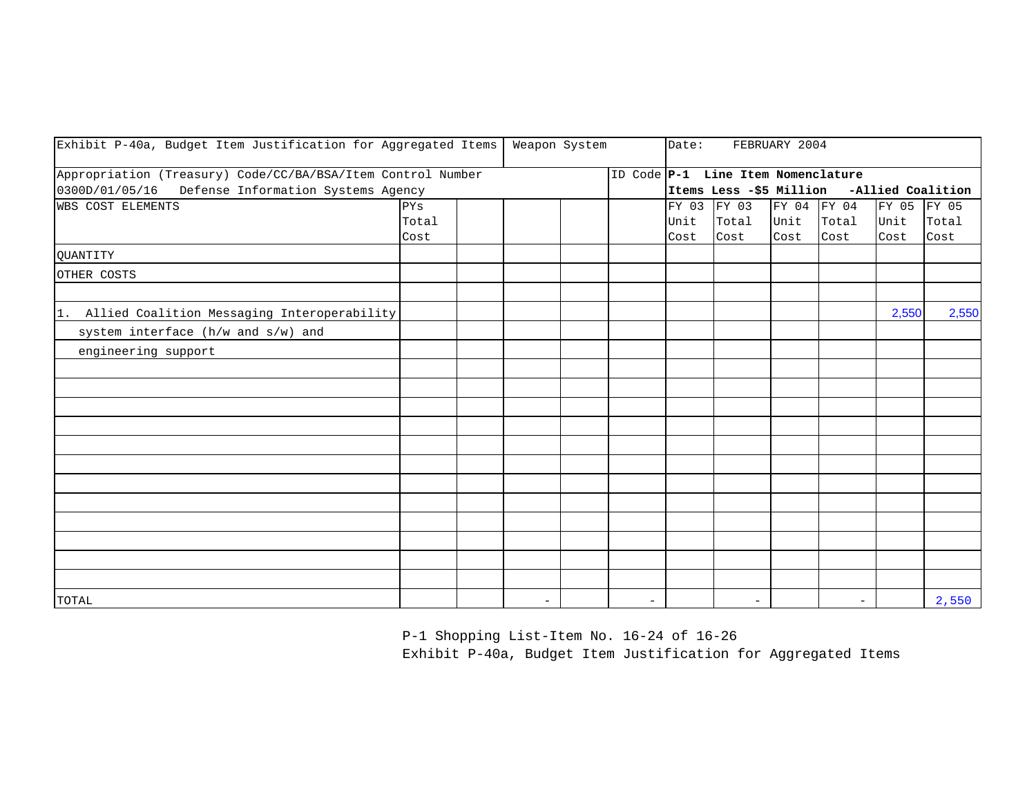| Exhibit P-40a, Budget Item Justification for Aggregated Items | | | Weapon System | | | Date: FEBRUARY 2004 | | | | | |
|---|---|---|---|---|---|---|---|---|---|---|---|
| Appropriation (Treasury) Code/CC/BA/BSA/Item Control Number<br>0300D/01/05/16 Defense Information Systems Agency | | | | | ID Code | **P-1 Line Item Nomenclature**<br>**Items Less -$5 Million -Allied Coalition** | | | | | |
| WBS COST ELEMENTS | PYs Total Cost | | | | | FY 03 Unit Cost | FY 03 Total Cost | FY 04 Unit Cost | FY 04 Total Cost | FY 05 Unit Cost | FY 05 Total Cost |
| QUANTITY | | | | | | | | | | | |
| OTHER COSTS | | | | | | | | | | | |
| | | | | | | | | | | | |
| 1. Allied Coalition Messaging Interoperability | | | | | | | | | | 2,550 | 2,550 |
| system interface (h/w and s/w) and | | | | | | | | | | | |
| engineering support | | | | | | | | | | | |
| TOTAL | | | - | | - | | - | | - | | 2,550 |

P-1 Shopping List-Item No. 16-24 of 16-26
Exhibit P-40a, Budget Item Justification for Aggregated Items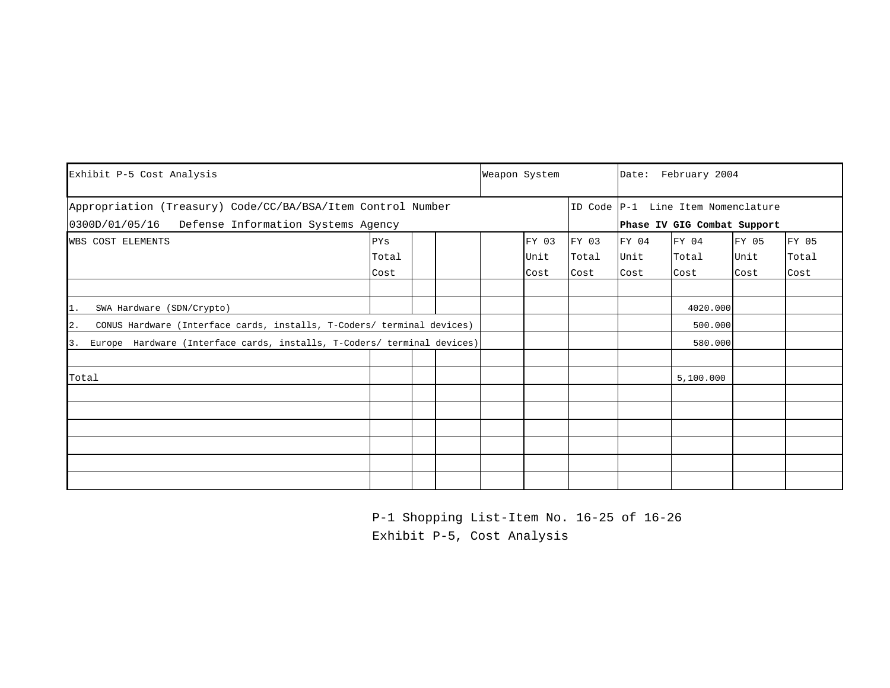| Exhibit P-5 Cost Analysis | | | | Weapon System | | | Date: February 2004 | | | |
|---|---|---|---|---|---|---|---|---|---|---|
| Appropriation (Treasury) Code/CC/BA/BSA/Item Control Number<br>0300D/01/05/16 Defense Information Systems Agency | | | | | | ID Code | P-1 Line Item Nomenclature<br>**Phase IV GIG Combat Support** | | | |
| WBS COST ELEMENTS | PYs Total Cost | | | | FY 03 Unit Cost | FY 03 Total Cost | FY 04 Unit Cost | FY 04 Total Cost | FY 05 Unit Cost | FY 05 Total Cost |
| | | | | | | | | | | |
| 1. SWA Hardware (SDN/Crypto) | | | | | | | | 4020.000 | | |
| 2. CONUS Hardware (Interface cards, installs, T-Coders/ terminal devices) | | | | | | | | 500.000 | | |
| 3. Europe Hardware (Interface cards, installs, T-Coders/ terminal devices) | | | | | | | | 580.000 | | |
| | | | | | | | | | | |
| Total | | | | | | | | 5,100.000 | | |

P-1 Shopping List-Item No. 16-25 of 16-26
Exhibit P-5, Cost Analysis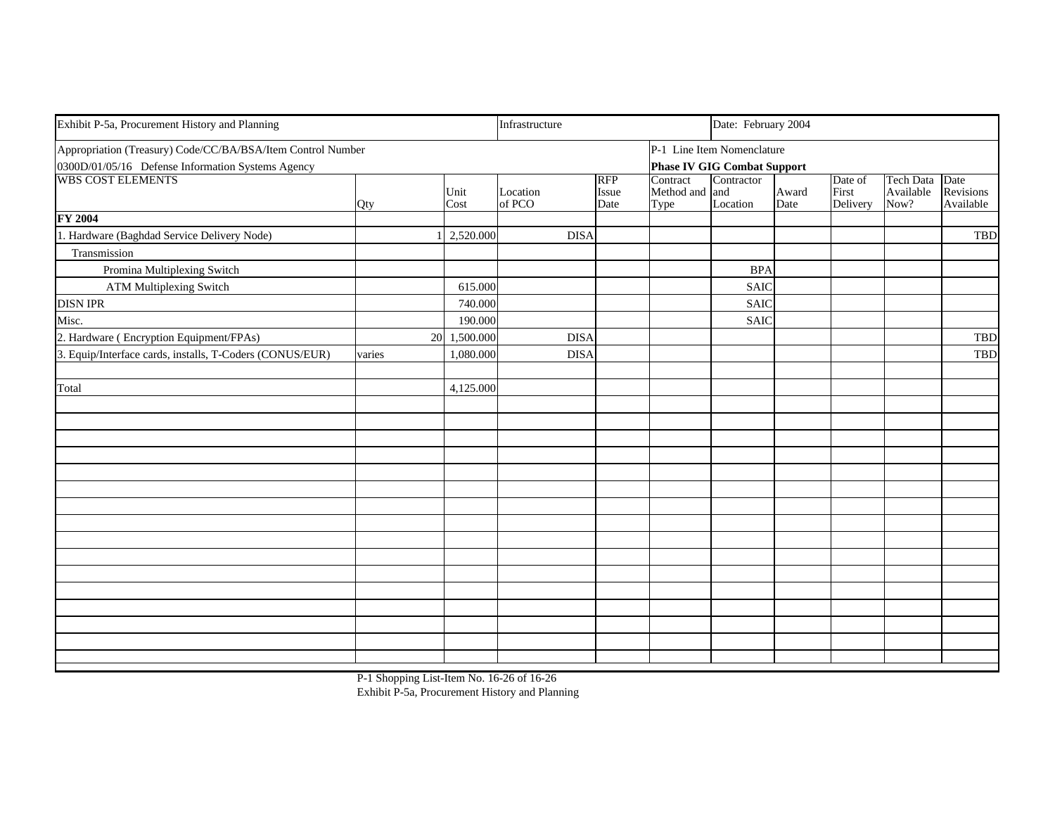| Exhibit P-5a, Procurement History and Planning | | | Infrastructure | | | Date: February 2004 | | | | |
|---|---|---|---|---|---|---|---|---|---|---|
| Appropriation (Treasury) Code/CC/BA/BSA/Item Control Number | | | | | P-1 Line Item Nomenclature | | | | | |
| 0300D/01/05/16 Defense Information Systems Agency | | | | | **Phase IV GIG Combat Support** | | | | | |
| WBS COST ELEMENTS | Qty | Unit Cost | Location of PCO | RFP Issue Date | Contract Method and Type | Contractor and Location | Award Date | Date of First Delivery | Tech Data Available Now? | Date Revisions Available |
| **FY 2004** | | | | | | | | | | |
| 1. Hardware (Baghdad Service Delivery Node) | 1 | 2,520.000 | DISA | | | | | | | TBD |
| Transmission | | | | | | | | | | |
| Promina Multiplexing Switch | | | | | | BPA | | | | |
| ATM Multiplexing Switch | | 615.000 | | | | SAIC | | | | |
| DISN IPR | | 740.000 | | | | SAIC | | | | |
| Misc. | | 190.000 | | | | SAIC | | | | |
| 2. Hardware ( Encryption Equipment/FPAs) | 20 | 1,500.000 | DISA | | | | | | | TBD |
| 3. Equip/Interface cards, installs, T-Coders (CONUS/EUR) | varies | 1,080.000 | DISA | | | | | | | TBD |
| Total | | 4,125.000 | | | | | | | | |

Exhibit P-5a, Procurement History and Planning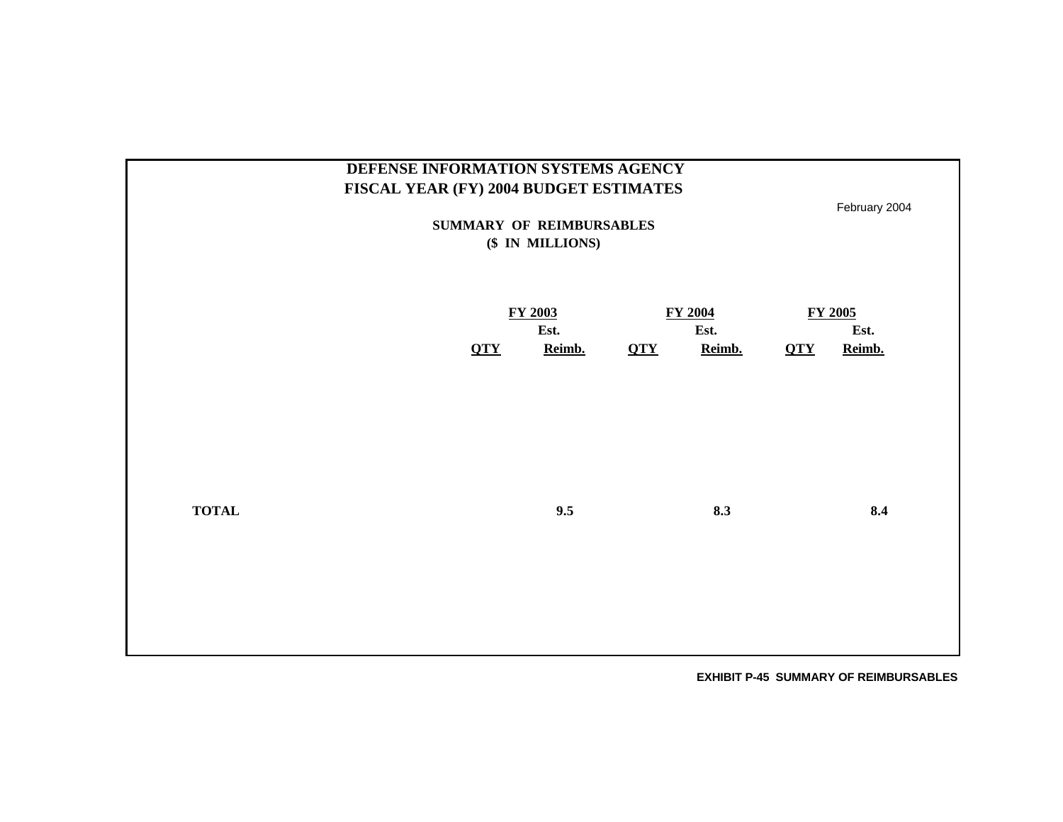**DEFENSE INFORMATION SYSTEMS AGENCY**
**FISCAL YEAR (FY) 2004 BUDGET ESTIMATES**

February 2004

**SUMMARY OF REIMBURSABLES**
**($ IN MILLIONS)**

| | FY 2003 | | FY 2004 | | FY 2005 | |
|---|---|---|---|---|---|---|
| | QTY | Est. Reimb. | QTY | Est. Reimb. | QTY | Est. Reimb. |
| **TOTAL** | | **9.5** | | **8.3** | | **8.4** |

**EXHIBIT P-45 SUMMARY OF REIMBURSABLES**